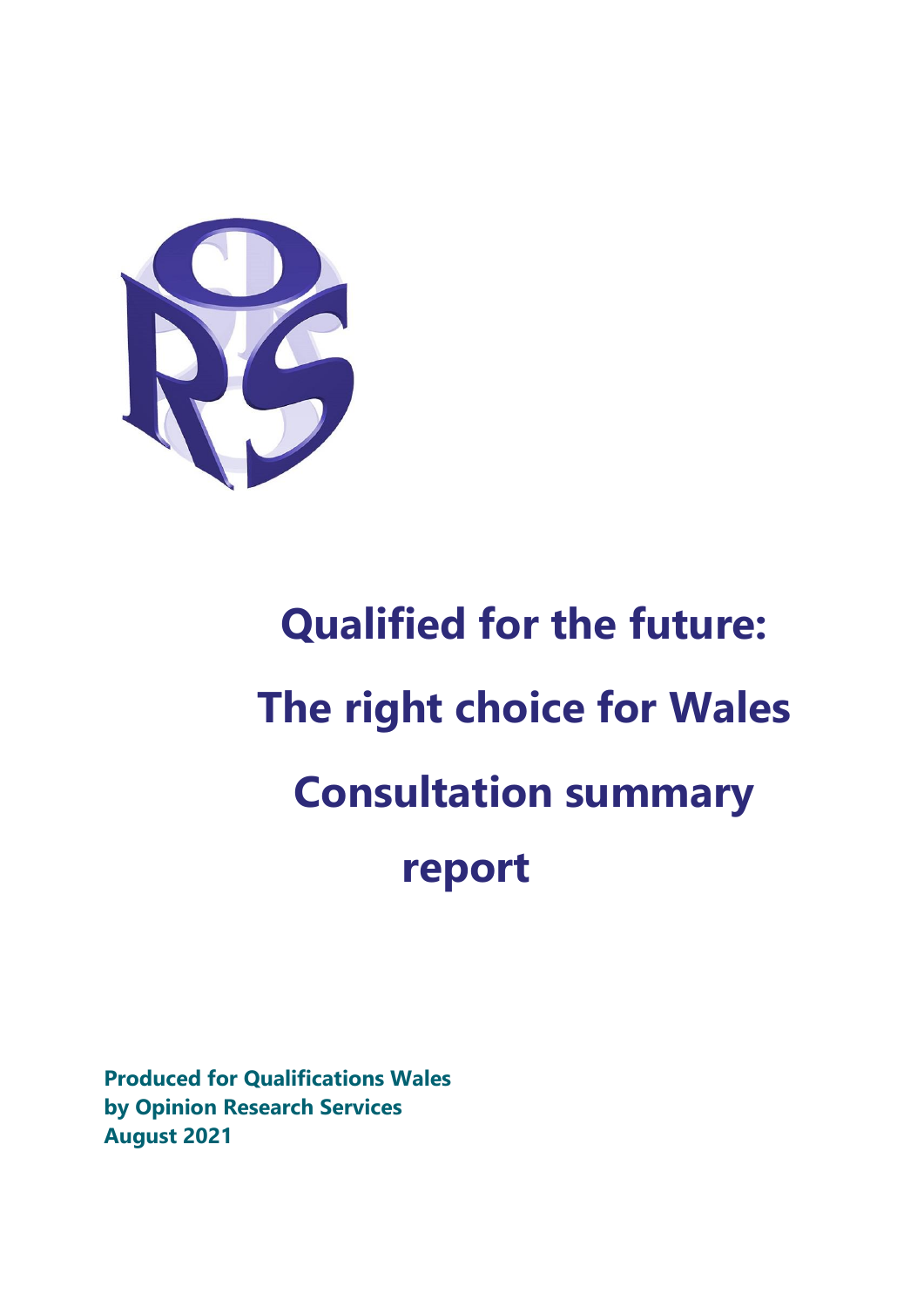# Qualified for the future: The right choice for Wales Consultation summary report

**Produced for Qualifications Wales**
**by Opinion Research Services**
**August 2021**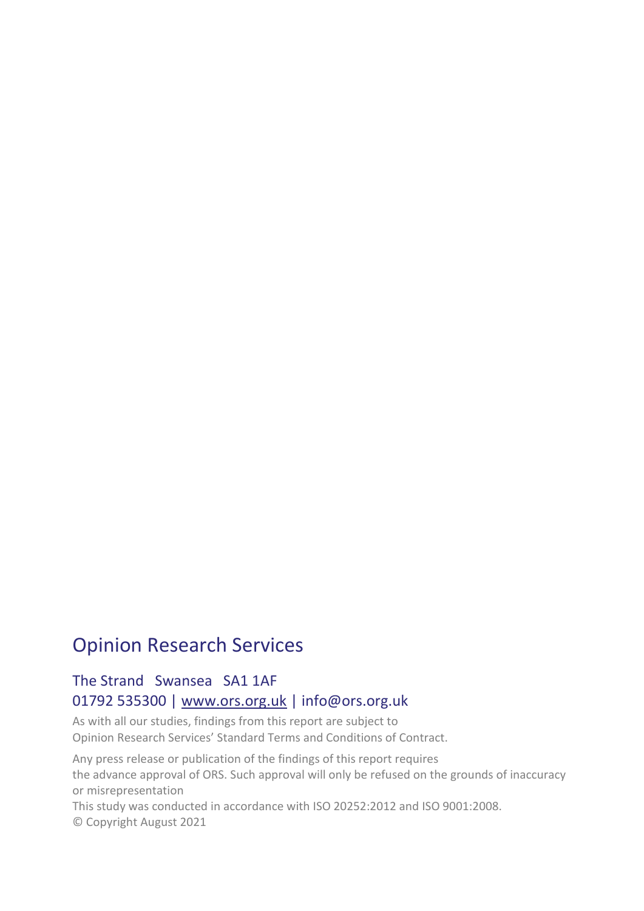## Opinion Research Services

### The Strand   Swansea   SA1 1AF

### 01792 535300 | [www.ors.org.uk](http://www.ors.org.uk) | info@ors.org.uk

As with all our studies, findings from this report are subject to
Opinion Research Services' Standard Terms and Conditions of Contract.

Any press release or publication of the findings of this report requires
the advance approval of ORS. Such approval will only be refused on the grounds of inaccuracy
or misrepresentation

This study was conducted in accordance with ISO 20252:2012 and ISO 9001:2008.

© Copyright August 2021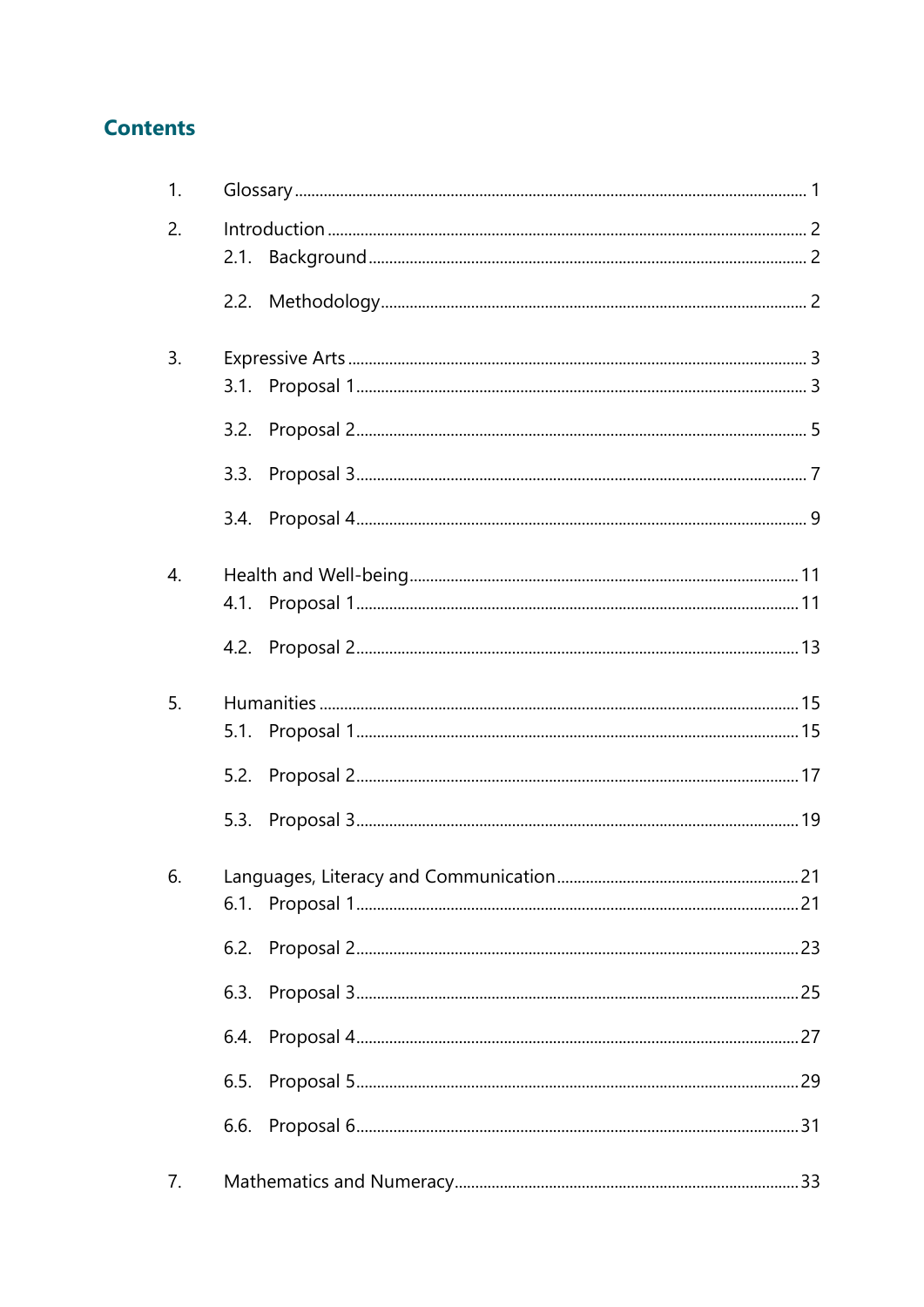## Contents

1. Glossary ........................................ 1
2. Introduction ........................................ 2
   - 2.1. Background ........................................ 2
   - 2.2. Methodology ........................................ 2
3. Expressive Arts ........................................ 3
   - 3.1. Proposal 1 ........................................ 3
   - 3.2. Proposal 2 ........................................ 5
   - 3.3. Proposal 3 ........................................ 7
   - 3.4. Proposal 4 ........................................ 9
4. Health and Well-being ........................................ 11
   - 4.1. Proposal 1 ........................................ 11
   - 4.2. Proposal 2 ........................................ 13
5. Humanities ........................................ 15
   - 5.1. Proposal 1 ........................................ 15
   - 5.2. Proposal 2 ........................................ 17
   - 5.3. Proposal 3 ........................................ 19
6. Languages, Literacy and Communication ........................................ 21
   - 6.1. Proposal 1 ........................................ 21
   - 6.2. Proposal 2 ........................................ 23
   - 6.3. Proposal 3 ........................................ 25
   - 6.4. Proposal 4 ........................................ 27
   - 6.5. Proposal 5 ........................................ 29
   - 6.6. Proposal 6 ........................................ 31
7. Mathematics and Numeracy ........................................ 33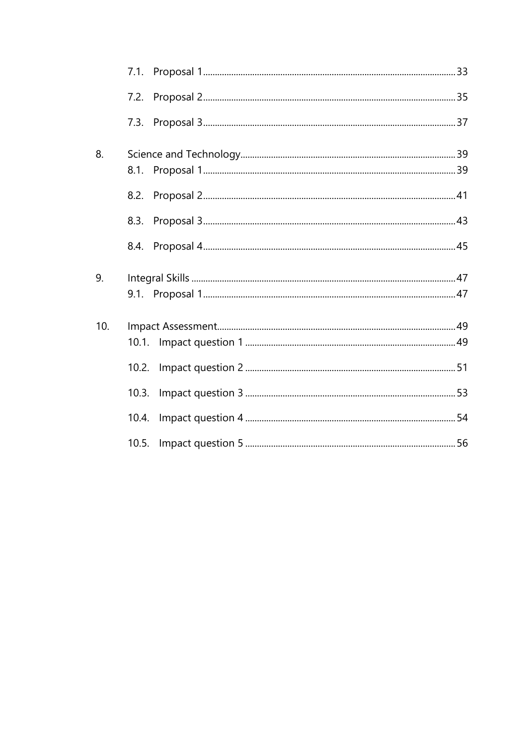- 7.1. Proposal 1 .......... 33
- 7.2. Proposal 2 .......... 35
- 7.3. Proposal 3 .......... 37

8. Science and Technology .......... 39
   - 8.1. Proposal 1 .......... 39
   - 8.2. Proposal 2 .......... 41
   - 8.3. Proposal 3 .......... 43
   - 8.4. Proposal 4 .......... 45

9. Integral Skills .......... 47
   - 9.1. Proposal 1 .......... 47

10. Impact Assessment .......... 49
    - 10.1. Impact question 1 .......... 49
    - 10.2. Impact question 2 .......... 51
    - 10.3. Impact question 3 .......... 53
    - 10.4. Impact question 4 .......... 54
    - 10.5. Impact question 5 .......... 56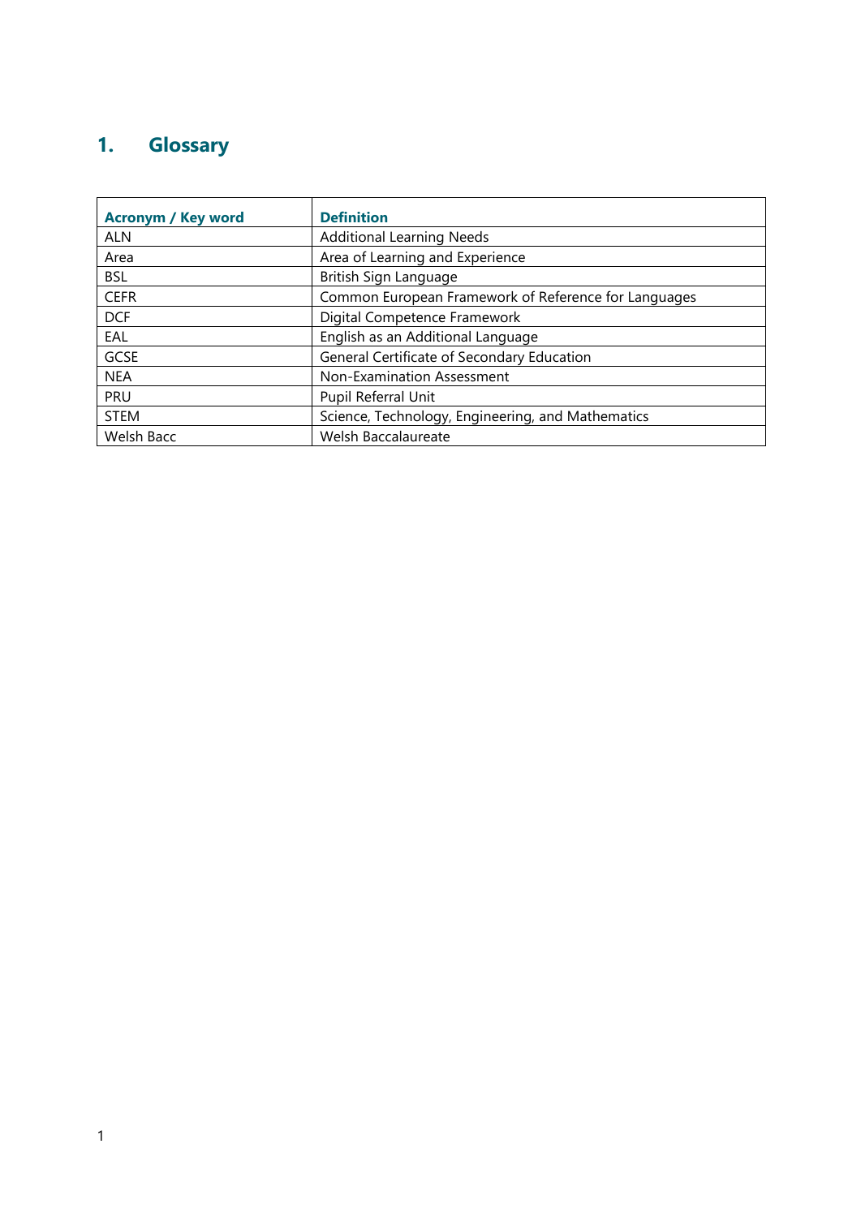# 1. Glossary

| Acronym / Key word | Definition |
|---|---|
| ALN | Additional Learning Needs |
| Area | Area of Learning and Experience |
| BSL | British Sign Language |
| CEFR | Common European Framework of Reference for Languages |
| DCF | Digital Competence Framework |
| EAL | English as an Additional Language |
| GCSE | General Certificate of Secondary Education |
| NEA | Non-Examination Assessment |
| PRU | Pupil Referral Unit |
| STEM | Science, Technology, Engineering, and Mathematics |
| Welsh Bacc | Welsh Baccalaureate |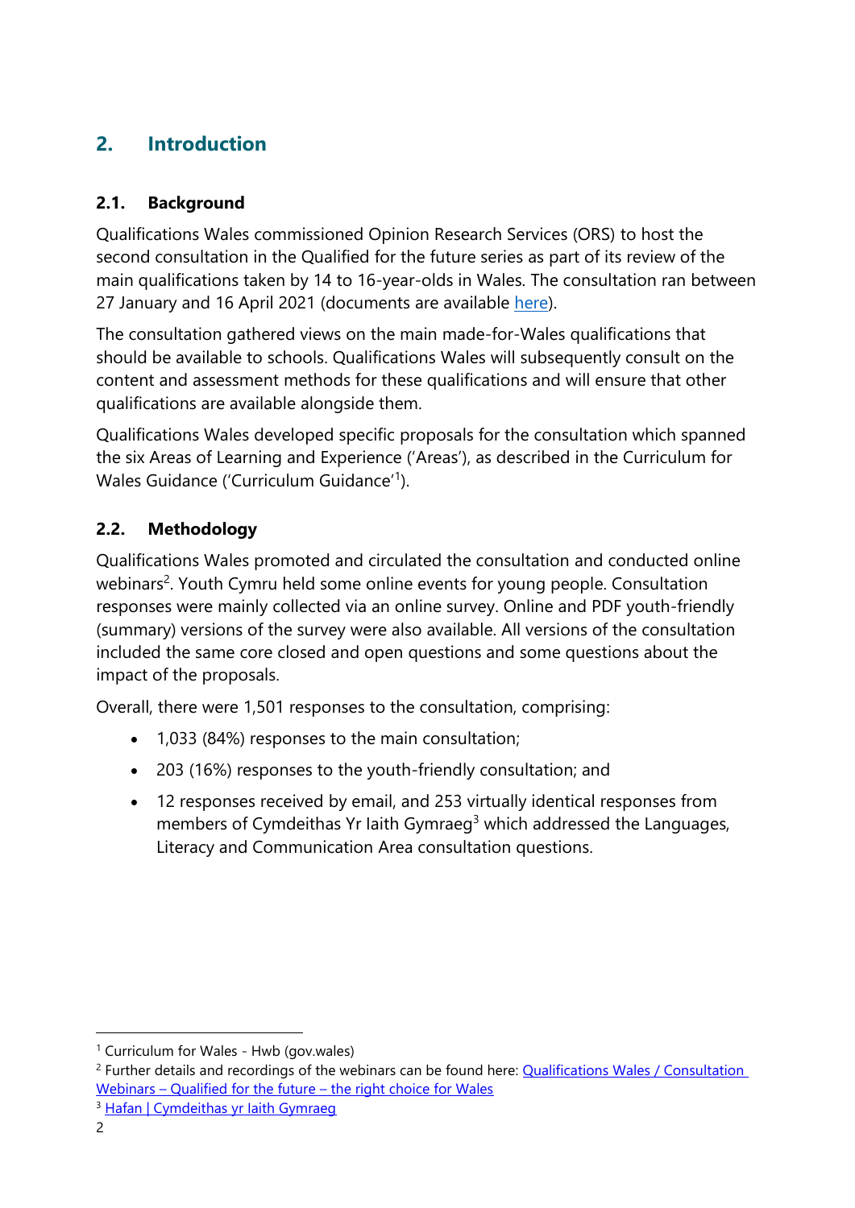## 2. Introduction

### 2.1. Background

Qualifications Wales commissioned Opinion Research Services (ORS) to host the second consultation in the Qualified for the future series as part of its review of the main qualifications taken by 14 to 16-year-olds in Wales. The consultation ran between 27 January and 16 April 2021 (documents are available here).

The consultation gathered views on the main made-for-Wales qualifications that should be available to schools. Qualifications Wales will subsequently consult on the content and assessment methods for these qualifications and will ensure that other qualifications are available alongside them.

Qualifications Wales developed specific proposals for the consultation which spanned the six Areas of Learning and Experience ('Areas'), as described in the Curriculum for Wales Guidance ('Curriculum Guidance'[1]).

### 2.2. Methodology

Qualifications Wales promoted and circulated the consultation and conducted online webinars[2]. Youth Cymru held some online events for young people. Consultation responses were mainly collected via an online survey. Online and PDF youth-friendly (summary) versions of the survey were also available. All versions of the consultation included the same core closed and open questions and some questions about the impact of the proposals.

Overall, there were 1,501 responses to the consultation, comprising:

- 1,033 (84%) responses to the main consultation;
- 203 (16%) responses to the youth-friendly consultation; and
- 12 responses received by email, and 253 virtually identical responses from members of Cymdeithas Yr Iaith Gymraeg[3] which addressed the Languages, Literacy and Communication Area consultation questions.

---

[1] Curriculum for Wales - Hwb (gov.wales)

[2] Further details and recordings of the webinars can be found here: Qualifications Wales / Consultation Webinars – Qualified for the future – the right choice for Wales

[3] Hafan | Cymdeithas yr Iaith Gymraeg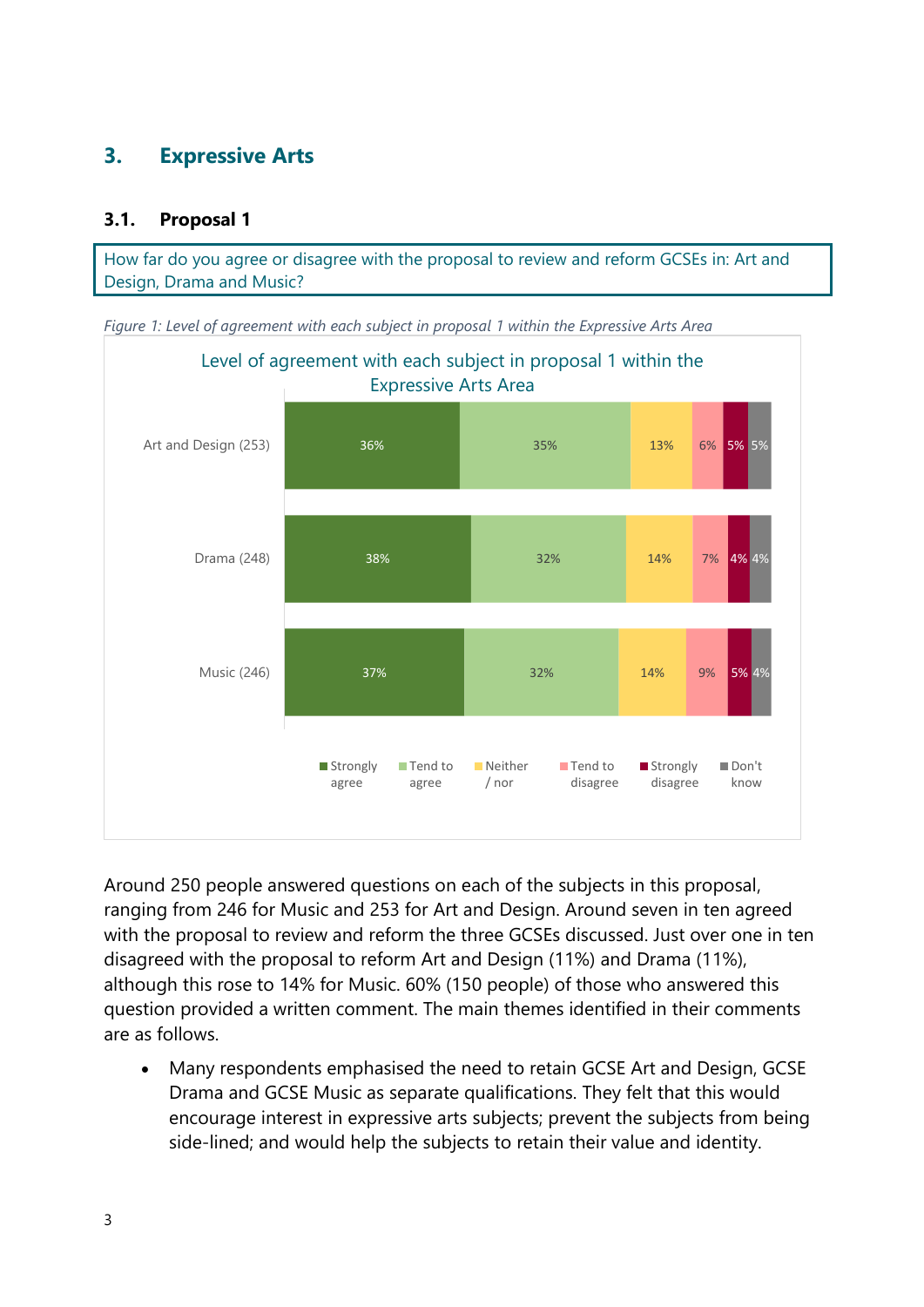## 3. Expressive Arts

### 3.1. Proposal 1

How far do you agree or disagree with the proposal to review and reform GCSEs in: Art and Design, Drama and Music?

*Figure 1: Level of agreement with each subject in proposal 1 within the Expressive Arts Area*

Level of agreement with each subject in proposal 1 within the Expressive Arts Area

| | Strongly agree | Tend to agree | Neither / nor | Tend to disagree | Strongly disagree | Don't know |
|---|---|---|---|---|---|---|
| Art and Design (253) | 36% | 35% | 13% | 6% | 5% | 5% |
| Drama (248) | 38% | 32% | 14% | 7% | 4% | 4% |
| Music (246) | 37% | 32% | 14% | 9% | 5% | 4% |

Around 250 people answered questions on each of the subjects in this proposal, ranging from 246 for Music and 253 for Art and Design. Around seven in ten agreed with the proposal to review and reform the three GCSEs discussed. Just over one in ten disagreed with the proposal to reform Art and Design (11%) and Drama (11%), although this rose to 14% for Music. 60% (150 people) of those who answered this question provided a written comment. The main themes identified in their comments are as follows.

- Many respondents emphasised the need to retain GCSE Art and Design, GCSE Drama and GCSE Music as separate qualifications. They felt that this would encourage interest in expressive arts subjects; prevent the subjects from being side-lined; and would help the subjects to retain their value and identity.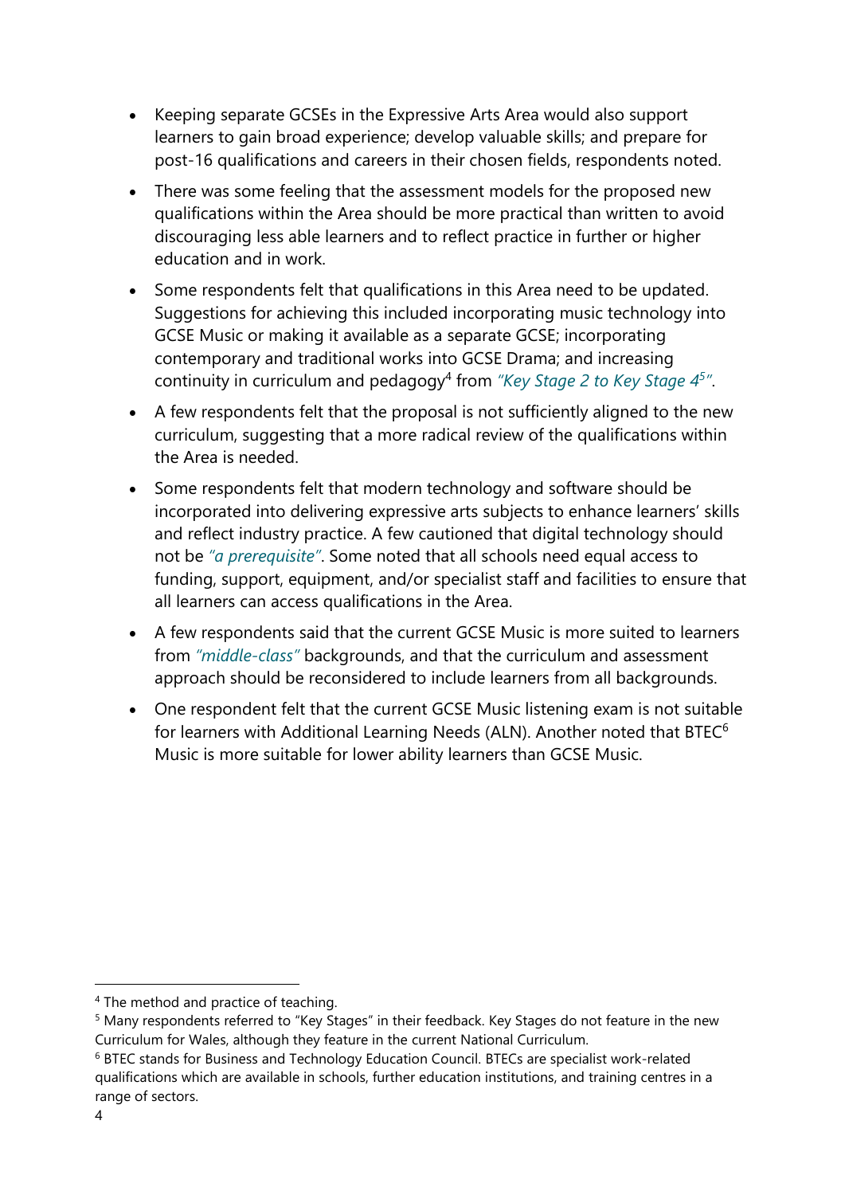- Keeping separate GCSEs in the Expressive Arts Area would also support learners to gain broad experience; develop valuable skills; and prepare for post-16 qualifications and careers in their chosen fields, respondents noted.
- There was some feeling that the assessment models for the proposed new qualifications within the Area should be more practical than written to avoid discouraging less able learners and to reflect practice in further or higher education and in work.
- Some respondents felt that qualifications in this Area need to be updated. Suggestions for achieving this included incorporating music technology into GCSE Music or making it available as a separate GCSE; incorporating contemporary and traditional works into GCSE Drama; and increasing continuity in curriculum and pedagogy[4] from *"Key Stage 2 to Key Stage 4[5]"*.
- A few respondents felt that the proposal is not sufficiently aligned to the new curriculum, suggesting that a more radical review of the qualifications within the Area is needed.
- Some respondents felt that modern technology and software should be incorporated into delivering expressive arts subjects to enhance learners' skills and reflect industry practice. A few cautioned that digital technology should not be *"a prerequisite"*. Some noted that all schools need equal access to funding, support, equipment, and/or specialist staff and facilities to ensure that all learners can access qualifications in the Area.
- A few respondents said that the current GCSE Music is more suited to learners from *"middle-class"* backgrounds, and that the curriculum and assessment approach should be reconsidered to include learners from all backgrounds.
- One respondent felt that the current GCSE Music listening exam is not suitable for learners with Additional Learning Needs (ALN). Another noted that BTEC[6] Music is more suitable for lower ability learners than GCSE Music.

---

[4] The method and practice of teaching.

[5] Many respondents referred to "Key Stages" in their feedback. Key Stages do not feature in the new Curriculum for Wales, although they feature in the current National Curriculum.

[6] BTEC stands for Business and Technology Education Council. BTECs are specialist work-related qualifications which are available in schools, further education institutions, and training centres in a range of sectors.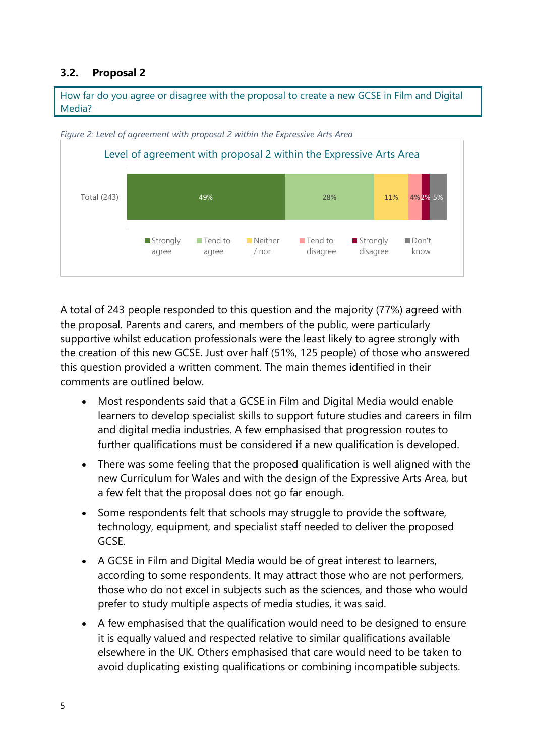### 3.2. Proposal 2

How far do you agree or disagree with the proposal to create a new GCSE in Film and Digital Media?

*Figure 2: Level of agreement with proposal 2 within the Expressive Arts Area*

Level of agreement with proposal 2 within the Expressive Arts Area

| | Strongly agree | Tend to agree | Neither / nor | Tend to disagree | Strongly disagree | Don't know |
|---|---|---|---|---|---|---|
| Total (243) | 49% | 28% | 11% | 4% | 2% | 5% |

A total of 243 people responded to this question and the majority (77%) agreed with the proposal. Parents and carers, and members of the public, were particularly supportive whilst education professionals were the least likely to agree strongly with the creation of this new GCSE. Just over half (51%, 125 people) of those who answered this question provided a written comment. The main themes identified in their comments are outlined below.

- Most respondents said that a GCSE in Film and Digital Media would enable learners to develop specialist skills to support future studies and careers in film and digital media industries. A few emphasised that progression routes to further qualifications must be considered if a new qualification is developed.
- There was some feeling that the proposed qualification is well aligned with the new Curriculum for Wales and with the design of the Expressive Arts Area, but a few felt that the proposal does not go far enough.
- Some respondents felt that schools may struggle to provide the software, technology, equipment, and specialist staff needed to deliver the proposed GCSE.
- A GCSE in Film and Digital Media would be of great interest to learners, according to some respondents. It may attract those who are not performers, those who do not excel in subjects such as the sciences, and those who would prefer to study multiple aspects of media studies, it was said.
- A few emphasised that the qualification would need to be designed to ensure it is equally valued and respected relative to similar qualifications available elsewhere in the UK. Others emphasised that care would need to be taken to avoid duplicating existing qualifications or combining incompatible subjects.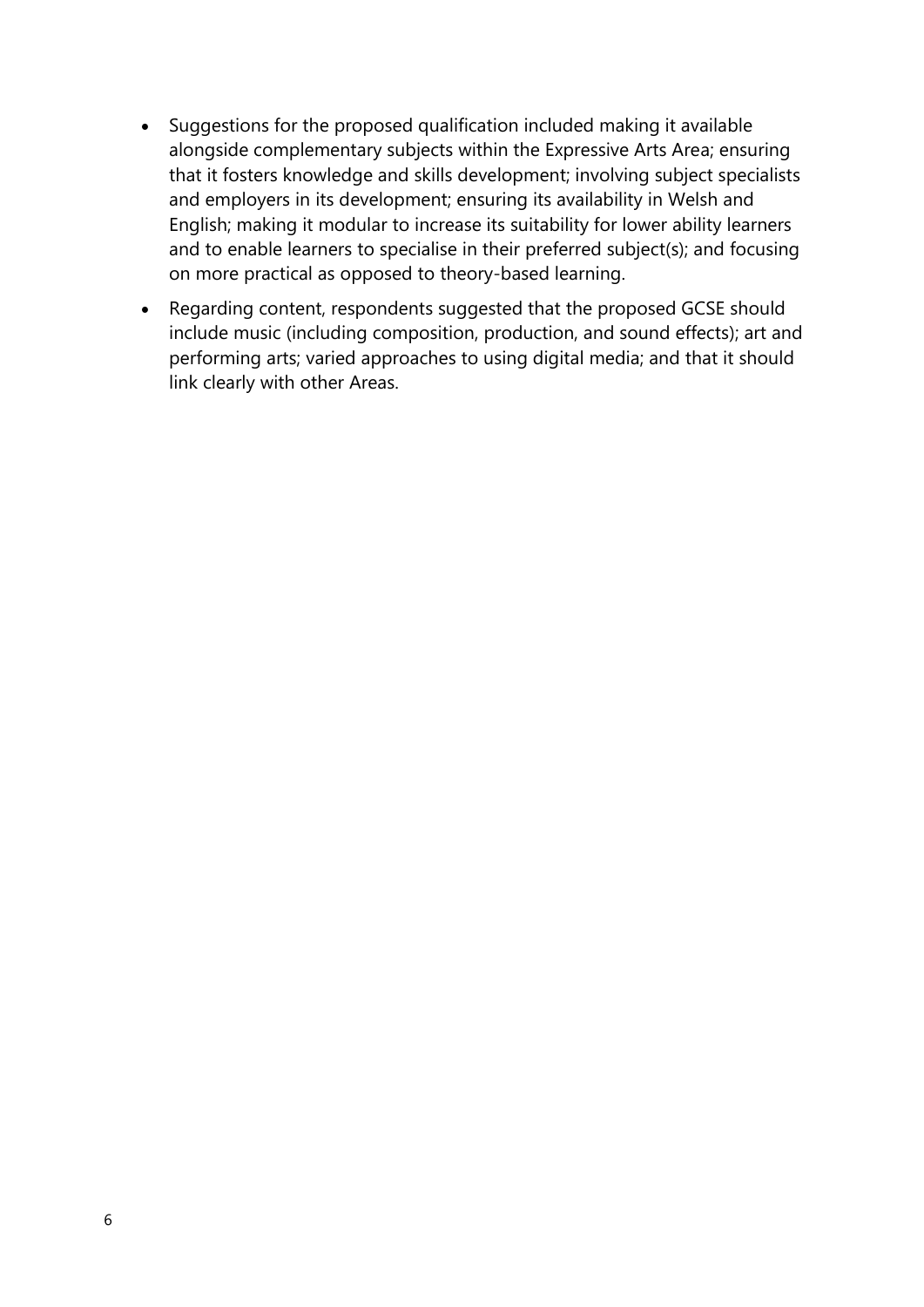- Suggestions for the proposed qualification included making it available alongside complementary subjects within the Expressive Arts Area; ensuring that it fosters knowledge and skills development; involving subject specialists and employers in its development; ensuring its availability in Welsh and English; making it modular to increase its suitability for lower ability learners and to enable learners to specialise in their preferred subject(s); and focusing on more practical as opposed to theory-based learning.
- Regarding content, respondents suggested that the proposed GCSE should include music (including composition, production, and sound effects); art and performing arts; varied approaches to using digital media; and that it should link clearly with other Areas.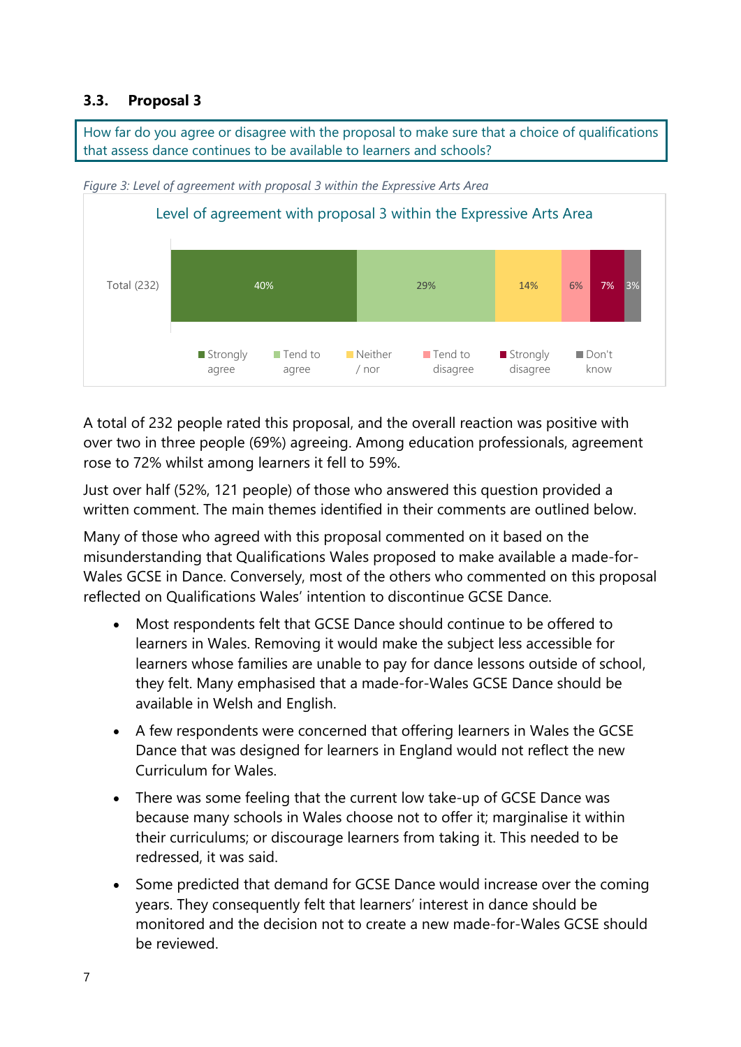## 3.3. Proposal 3

How far do you agree or disagree with the proposal to make sure that a choice of qualifications that assess dance continues to be available to learners and schools?

*Figure 3: Level of agreement with proposal 3 within the Expressive Arts Area*

Level of agreement with proposal 3 within the Expressive Arts Area

| | Strongly agree | Tend to agree | Neither / nor | Tend to disagree | Strongly disagree | Don't know |
|---|---|---|---|---|---|---|
| Total (232) | 40% | 29% | 14% | 6% | 7% | 3% |

A total of 232 people rated this proposal, and the overall reaction was positive with over two in three people (69%) agreeing. Among education professionals, agreement rose to 72% whilst among learners it fell to 59%.

Just over half (52%, 121 people) of those who answered this question provided a written comment. The main themes identified in their comments are outlined below.

Many of those who agreed with this proposal commented on it based on the misunderstanding that Qualifications Wales proposed to make available a made-for-Wales GCSE in Dance. Conversely, most of the others who commented on this proposal reflected on Qualifications Wales' intention to discontinue GCSE Dance.

- Most respondents felt that GCSE Dance should continue to be offered to learners in Wales. Removing it would make the subject less accessible for learners whose families are unable to pay for dance lessons outside of school, they felt. Many emphasised that a made-for-Wales GCSE Dance should be available in Welsh and English.
- A few respondents were concerned that offering learners in Wales the GCSE Dance that was designed for learners in England would not reflect the new Curriculum for Wales.
- There was some feeling that the current low take-up of GCSE Dance was because many schools in Wales choose not to offer it; marginalise it within their curriculums; or discourage learners from taking it. This needed to be redressed, it was said.
- Some predicted that demand for GCSE Dance would increase over the coming years. They consequently felt that learners' interest in dance should be monitored and the decision not to create a new made-for-Wales GCSE should be reviewed.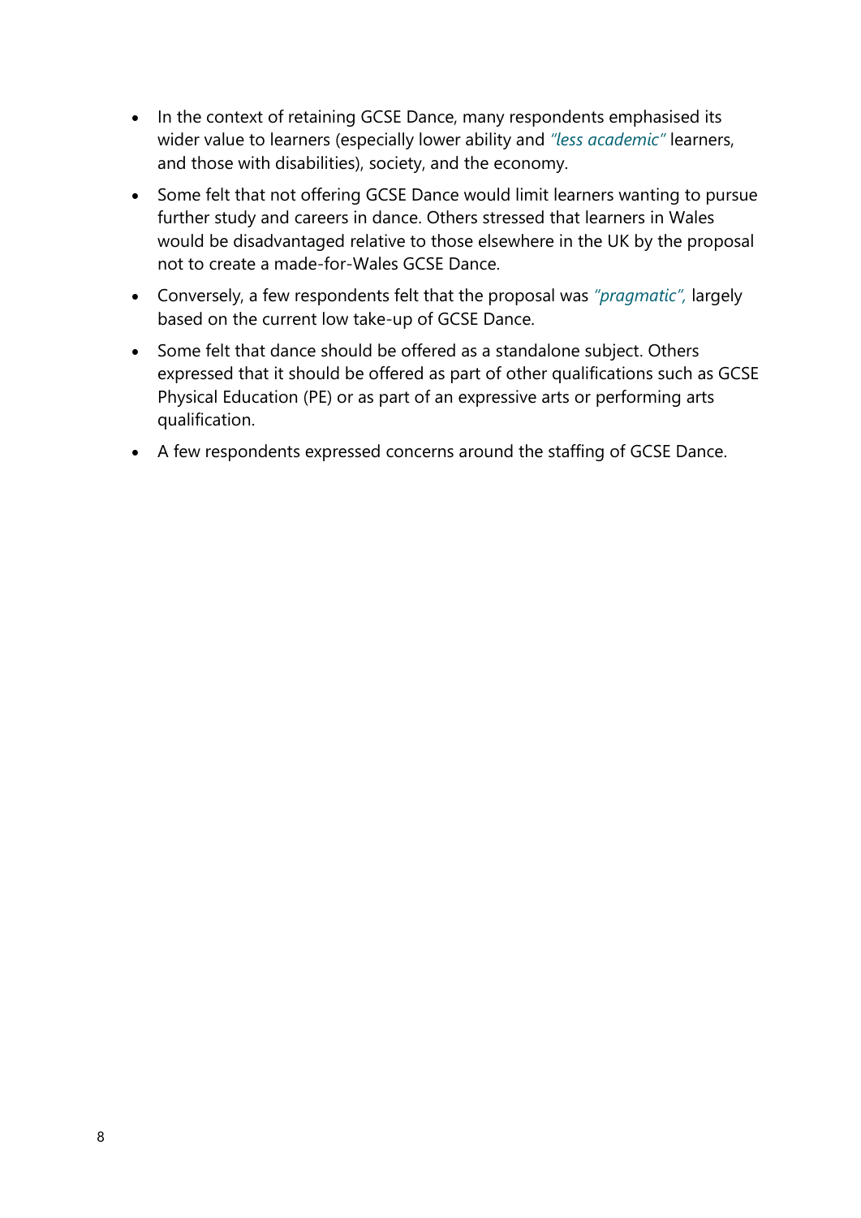- In the context of retaining GCSE Dance, many respondents emphasised its wider value to learners (especially lower ability and *"less academic"* learners, and those with disabilities), society, and the economy.
- Some felt that not offering GCSE Dance would limit learners wanting to pursue further study and careers in dance. Others stressed that learners in Wales would be disadvantaged relative to those elsewhere in the UK by the proposal not to create a made-for-Wales GCSE Dance.
- Conversely, a few respondents felt that the proposal was *"pragmatic",* largely based on the current low take-up of GCSE Dance.
- Some felt that dance should be offered as a standalone subject. Others expressed that it should be offered as part of other qualifications such as GCSE Physical Education (PE) or as part of an expressive arts or performing arts qualification.
- A few respondents expressed concerns around the staffing of GCSE Dance.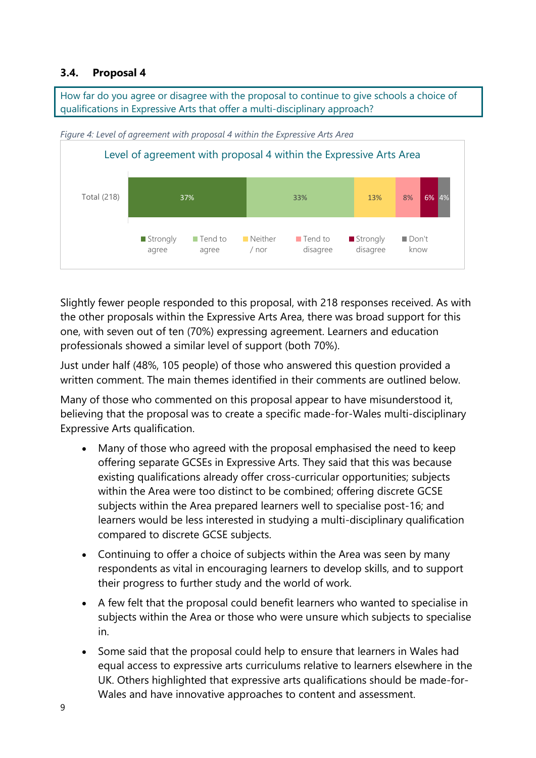### 3.4. Proposal 4

How far do you agree or disagree with the proposal to continue to give schools a choice of qualifications in Expressive Arts that offer a multi-disciplinary approach?

*Figure 4: Level of agreement with proposal 4 within the Expressive Arts Area*

Level of agreement with proposal 4 within the Expressive Arts Area

| | Strongly agree | Tend to agree | Neither / nor | Tend to disagree | Strongly disagree | Don't know |
|---|---|---|---|---|---|---|
| Total (218) | 37% | 33% | 13% | 8% | 6% | 4% |

Slightly fewer people responded to this proposal, with 218 responses received. As with the other proposals within the Expressive Arts Area, there was broad support for this one, with seven out of ten (70%) expressing agreement. Learners and education professionals showed a similar level of support (both 70%).

Just under half (48%, 105 people) of those who answered this question provided a written comment. The main themes identified in their comments are outlined below.

Many of those who commented on this proposal appear to have misunderstood it, believing that the proposal was to create a specific made-for-Wales multi-disciplinary Expressive Arts qualification.

- Many of those who agreed with the proposal emphasised the need to keep offering separate GCSEs in Expressive Arts. They said that this was because existing qualifications already offer cross-curricular opportunities; subjects within the Area were too distinct to be combined; offering discrete GCSE subjects within the Area prepared learners well to specialise post-16; and learners would be less interested in studying a multi-disciplinary qualification compared to discrete GCSE subjects.
- Continuing to offer a choice of subjects within the Area was seen by many respondents as vital in encouraging learners to develop skills, and to support their progress to further study and the world of work.
- A few felt that the proposal could benefit learners who wanted to specialise in subjects within the Area or those who were unsure which subjects to specialise in.
- Some said that the proposal could help to ensure that learners in Wales had equal access to expressive arts curriculums relative to learners elsewhere in the UK. Others highlighted that expressive arts qualifications should be made-for-Wales and have innovative approaches to content and assessment.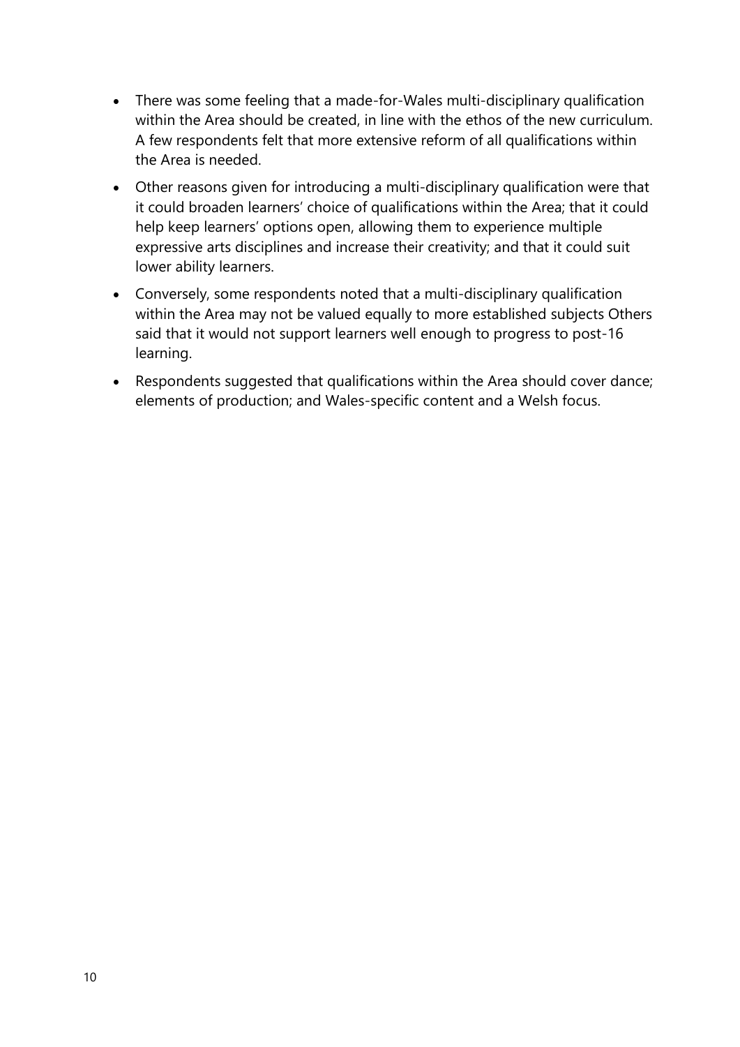- There was some feeling that a made-for-Wales multi-disciplinary qualification within the Area should be created, in line with the ethos of the new curriculum. A few respondents felt that more extensive reform of all qualifications within the Area is needed.
- Other reasons given for introducing a multi-disciplinary qualification were that it could broaden learners' choice of qualifications within the Area; that it could help keep learners' options open, allowing them to experience multiple expressive arts disciplines and increase their creativity; and that it could suit lower ability learners.
- Conversely, some respondents noted that a multi-disciplinary qualification within the Area may not be valued equally to more established subjects Others said that it would not support learners well enough to progress to post-16 learning.
- Respondents suggested that qualifications within the Area should cover dance; elements of production; and Wales-specific content and a Welsh focus.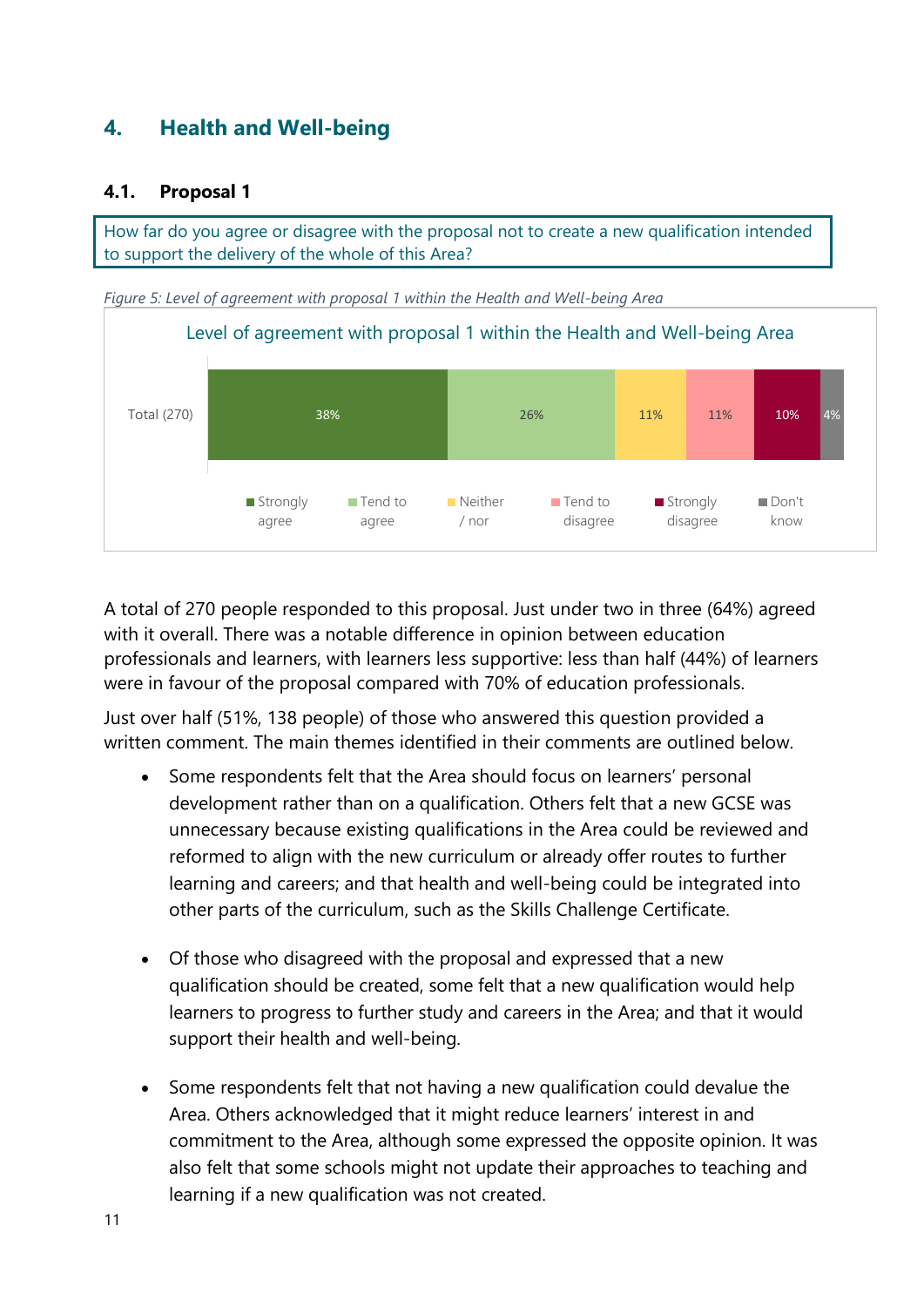## 4. Health and Well-being

### 4.1. Proposal 1

How far do you agree or disagree with the proposal not to create a new qualification intended to support the delivery of the whole of this Area?

*Figure 5: Level of agreement with proposal 1 within the Health and Well-being Area*

Level of agreement with proposal 1 within the Health and Well-being Area

| | Strongly agree | Tend to agree | Neither / nor | Tend to disagree | Strongly disagree | Don't know |
|---|---|---|---|---|---|---|
| Total (270) | 38% | 26% | 11% | 11% | 10% | 4% |

A total of 270 people responded to this proposal. Just under two in three (64%) agreed with it overall. There was a notable difference in opinion between education professionals and learners, with learners less supportive: less than half (44%) of learners were in favour of the proposal compared with 70% of education professionals.

Just over half (51%, 138 people) of those who answered this question provided a written comment. The main themes identified in their comments are outlined below.

- Some respondents felt that the Area should focus on learners' personal development rather than on a qualification. Others felt that a new GCSE was unnecessary because existing qualifications in the Area could be reviewed and reformed to align with the new curriculum or already offer routes to further learning and careers; and that health and well-being could be integrated into other parts of the curriculum, such as the Skills Challenge Certificate.

- Of those who disagreed with the proposal and expressed that a new qualification should be created, some felt that a new qualification would help learners to progress to further study and careers in the Area; and that it would support their health and well-being.

- Some respondents felt that not having a new qualification could devalue the Area. Others acknowledged that it might reduce learners' interest in and commitment to the Area, although some expressed the opposite opinion. It was also felt that some schools might not update their approaches to teaching and learning if a new qualification was not created.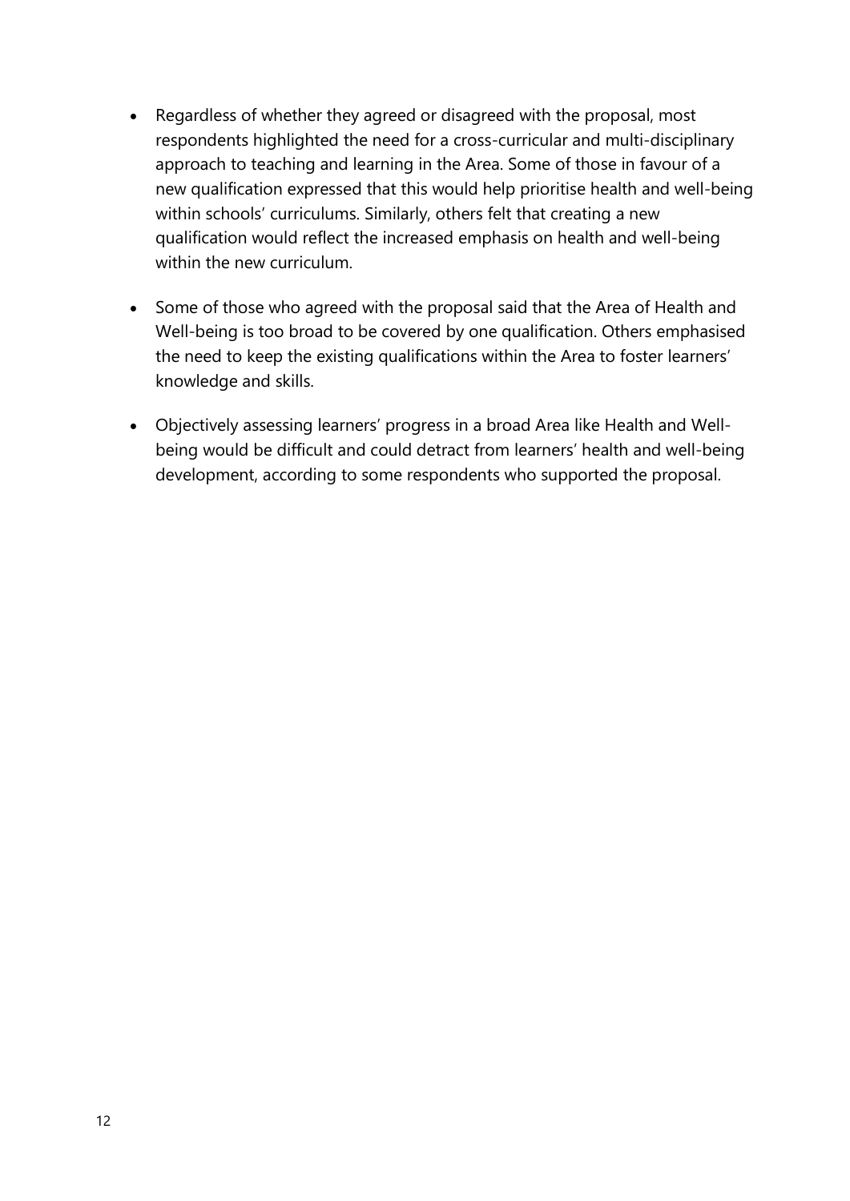- Regardless of whether they agreed or disagreed with the proposal, most respondents highlighted the need for a cross-curricular and multi-disciplinary approach to teaching and learning in the Area. Some of those in favour of a new qualification expressed that this would help prioritise health and well-being within schools' curriculums. Similarly, others felt that creating a new qualification would reflect the increased emphasis on health and well-being within the new curriculum.

- Some of those who agreed with the proposal said that the Area of Health and Well-being is too broad to be covered by one qualification. Others emphasised the need to keep the existing qualifications within the Area to foster learners' knowledge and skills.

- Objectively assessing learners' progress in a broad Area like Health and Well-being would be difficult and could detract from learners' health and well-being development, according to some respondents who supported the proposal.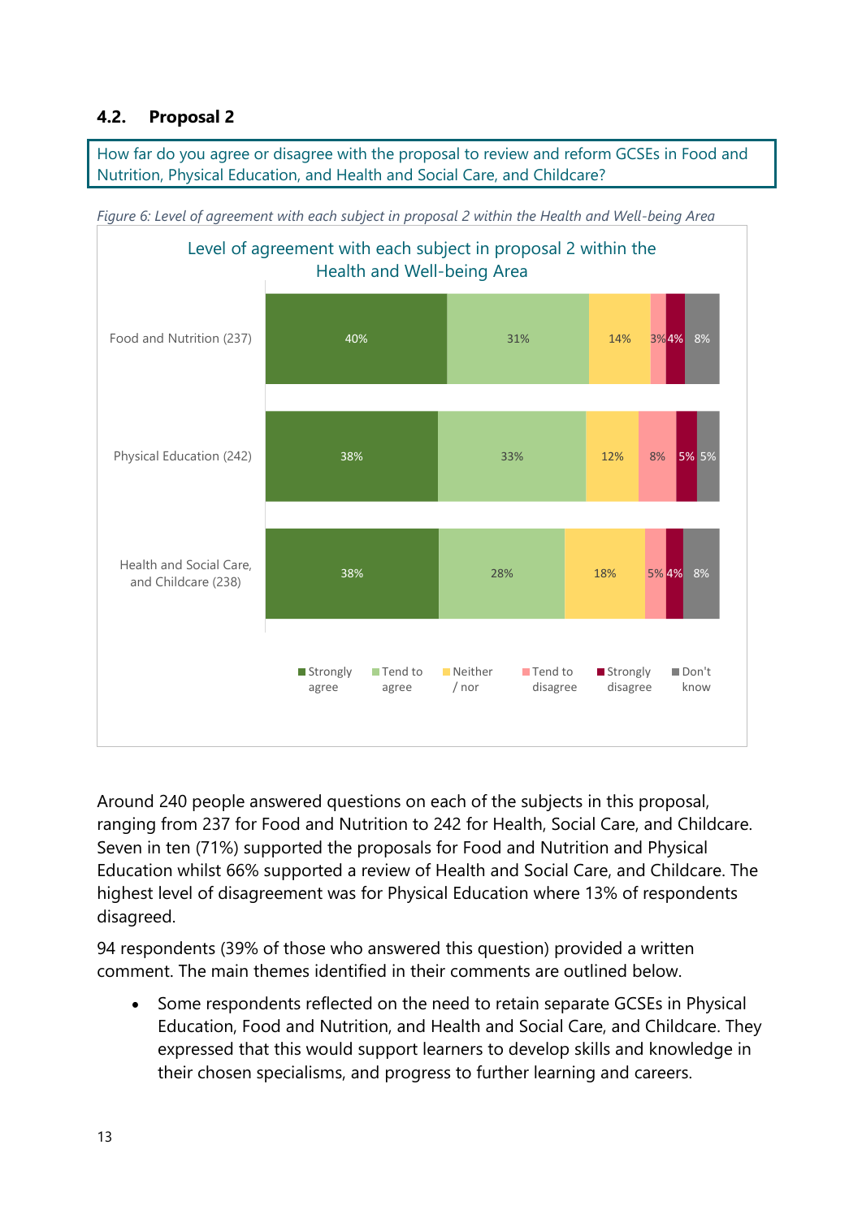## 4.2. Proposal 2

How far do you agree or disagree with the proposal to review and reform GCSEs in Food and Nutrition, Physical Education, and Health and Social Care, and Childcare?

*Figure 6: Level of agreement with each subject in proposal 2 within the Health and Well-being Area*

Level of agreement with each subject in proposal 2 within the Health and Well-being Area

| | Strongly agree | Tend to agree | Neither / nor | Tend to disagree | Strongly disagree | Don't know |
|---|---|---|---|---|---|---|
| Food and Nutrition (237) | 40% | 31% | 14% | 3% | 4% | 8% |
| Physical Education (242) | 38% | 33% | 12% | 8% | 5% | 5% |
| Health and Social Care, and Childcare (238) | 38% | 28% | 18% | 5% | 4% | 8% |

Around 240 people answered questions on each of the subjects in this proposal, ranging from 237 for Food and Nutrition to 242 for Health, Social Care, and Childcare. Seven in ten (71%) supported the proposals for Food and Nutrition and Physical Education whilst 66% supported a review of Health and Social Care, and Childcare. The highest level of disagreement was for Physical Education where 13% of respondents disagreed.

94 respondents (39% of those who answered this question) provided a written comment. The main themes identified in their comments are outlined below.

- Some respondents reflected on the need to retain separate GCSEs in Physical Education, Food and Nutrition, and Health and Social Care, and Childcare. They expressed that this would support learners to develop skills and knowledge in their chosen specialisms, and progress to further learning and careers.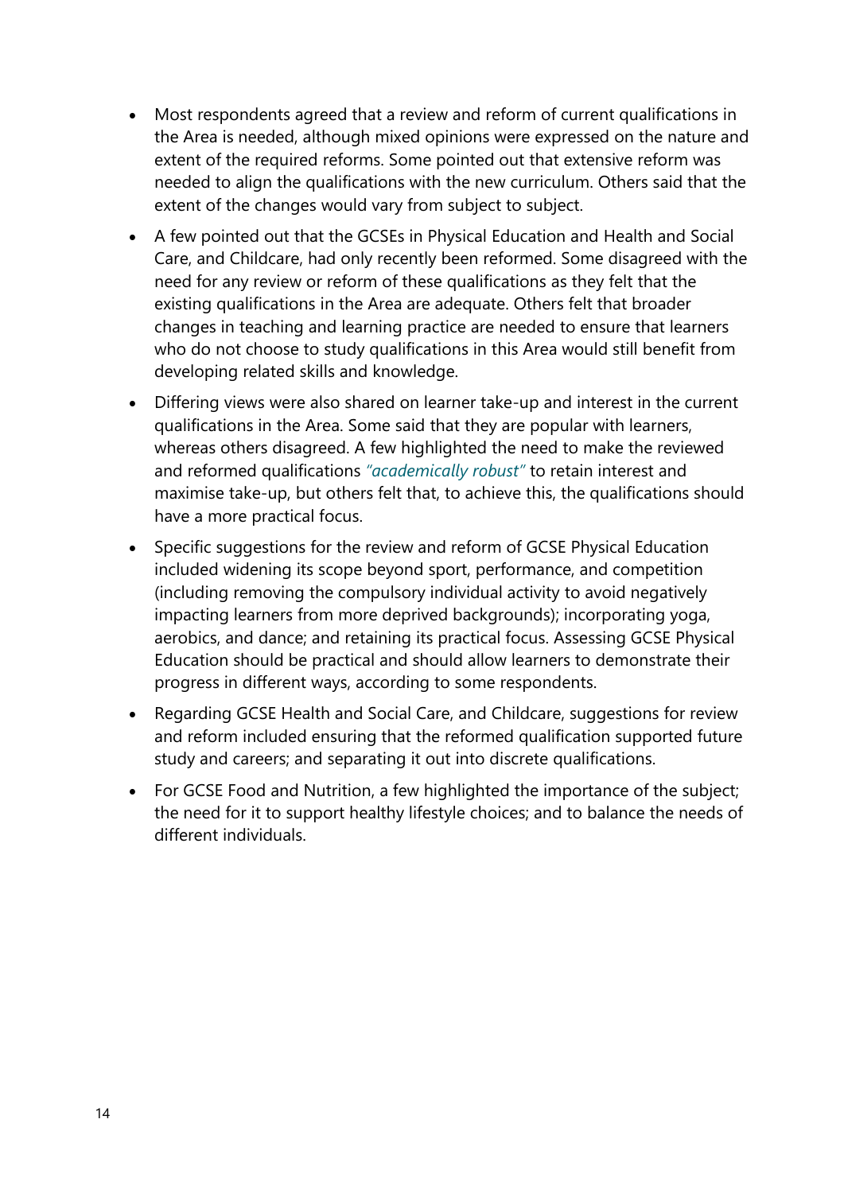- Most respondents agreed that a review and reform of current qualifications in the Area is needed, although mixed opinions were expressed on the nature and extent of the required reforms. Some pointed out that extensive reform was needed to align the qualifications with the new curriculum. Others said that the extent of the changes would vary from subject to subject.
- A few pointed out that the GCSEs in Physical Education and Health and Social Care, and Childcare, had only recently been reformed. Some disagreed with the need for any review or reform of these qualifications as they felt that the existing qualifications in the Area are adequate. Others felt that broader changes in teaching and learning practice are needed to ensure that learners who do not choose to study qualifications in this Area would still benefit from developing related skills and knowledge.
- Differing views were also shared on learner take-up and interest in the current qualifications in the Area. Some said that they are popular with learners, whereas others disagreed. A few highlighted the need to make the reviewed and reformed qualifications *"academically robust"* to retain interest and maximise take-up, but others felt that, to achieve this, the qualifications should have a more practical focus.
- Specific suggestions for the review and reform of GCSE Physical Education included widening its scope beyond sport, performance, and competition (including removing the compulsory individual activity to avoid negatively impacting learners from more deprived backgrounds); incorporating yoga, aerobics, and dance; and retaining its practical focus. Assessing GCSE Physical Education should be practical and should allow learners to demonstrate their progress in different ways, according to some respondents.
- Regarding GCSE Health and Social Care, and Childcare, suggestions for review and reform included ensuring that the reformed qualification supported future study and careers; and separating it out into discrete qualifications.
- For GCSE Food and Nutrition, a few highlighted the importance of the subject; the need for it to support healthy lifestyle choices; and to balance the needs of different individuals.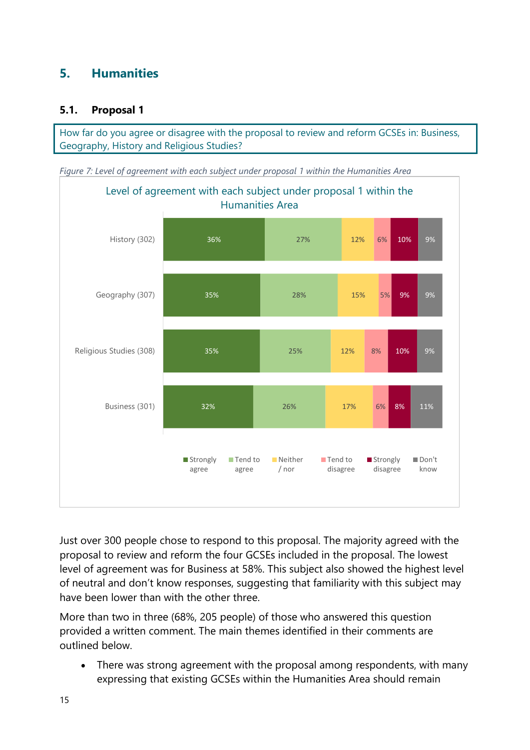## 5. Humanities

### 5.1. Proposal 1

How far do you agree or disagree with the proposal to review and reform GCSEs in: Business, Geography, History and Religious Studies?

*Figure 7: Level of agreement with each subject under proposal 1 within the Humanities Area*

Level of agreement with each subject under proposal 1 within the Humanities Area

| Subject | Strongly agree | Tend to agree | Neither / nor | Tend to disagree | Strongly disagree | Don't know |
|---|---|---|---|---|---|---|
| History (302) | 36% | 27% | 12% | 6% | 10% | 9% |
| Geography (307) | 35% | 28% | 15% | 5% | 9% | 9% |
| Religious Studies (308) | 35% | 25% | 12% | 8% | 10% | 9% |
| Business (301) | 32% | 26% | 17% | 6% | 8% | 11% |

Just over 300 people chose to respond to this proposal. The majority agreed with the proposal to review and reform the four GCSEs included in the proposal. The lowest level of agreement was for Business at 58%. This subject also showed the highest level of neutral and don't know responses, suggesting that familiarity with this subject may have been lower than with the other three.

More than two in three (68%, 205 people) of those who answered this question provided a written comment. The main themes identified in their comments are outlined below.

- There was strong agreement with the proposal among respondents, with many expressing that existing GCSEs within the Humanities Area should remain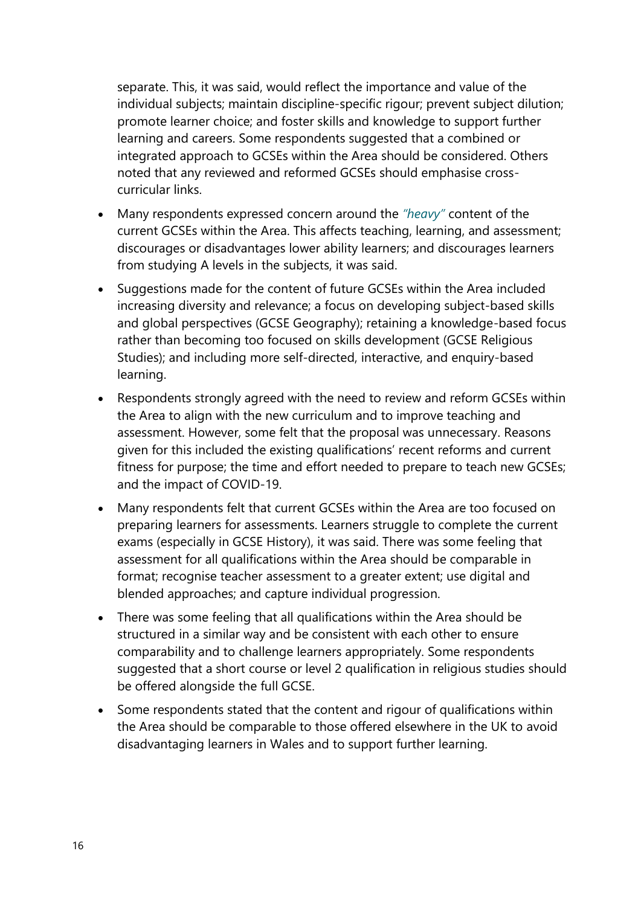separate. This, it was said, would reflect the importance and value of the individual subjects; maintain discipline-specific rigour; prevent subject dilution; promote learner choice; and foster skills and knowledge to support further learning and careers. Some respondents suggested that a combined or integrated approach to GCSEs within the Area should be considered. Others noted that any reviewed and reformed GCSEs should emphasise cross-curricular links.

- Many respondents expressed concern around the *"heavy"* content of the current GCSEs within the Area. This affects teaching, learning, and assessment; discourages or disadvantages lower ability learners; and discourages learners from studying A levels in the subjects, it was said.
- Suggestions made for the content of future GCSEs within the Area included increasing diversity and relevance; a focus on developing subject-based skills and global perspectives (GCSE Geography); retaining a knowledge-based focus rather than becoming too focused on skills development (GCSE Religious Studies); and including more self-directed, interactive, and enquiry-based learning.
- Respondents strongly agreed with the need to review and reform GCSEs within the Area to align with the new curriculum and to improve teaching and assessment. However, some felt that the proposal was unnecessary. Reasons given for this included the existing qualifications' recent reforms and current fitness for purpose; the time and effort needed to prepare to teach new GCSEs; and the impact of COVID-19.
- Many respondents felt that current GCSEs within the Area are too focused on preparing learners for assessments. Learners struggle to complete the current exams (especially in GCSE History), it was said. There was some feeling that assessment for all qualifications within the Area should be comparable in format; recognise teacher assessment to a greater extent; use digital and blended approaches; and capture individual progression.
- There was some feeling that all qualifications within the Area should be structured in a similar way and be consistent with each other to ensure comparability and to challenge learners appropriately. Some respondents suggested that a short course or level 2 qualification in religious studies should be offered alongside the full GCSE.
- Some respondents stated that the content and rigour of qualifications within the Area should be comparable to those offered elsewhere in the UK to avoid disadvantaging learners in Wales and to support further learning.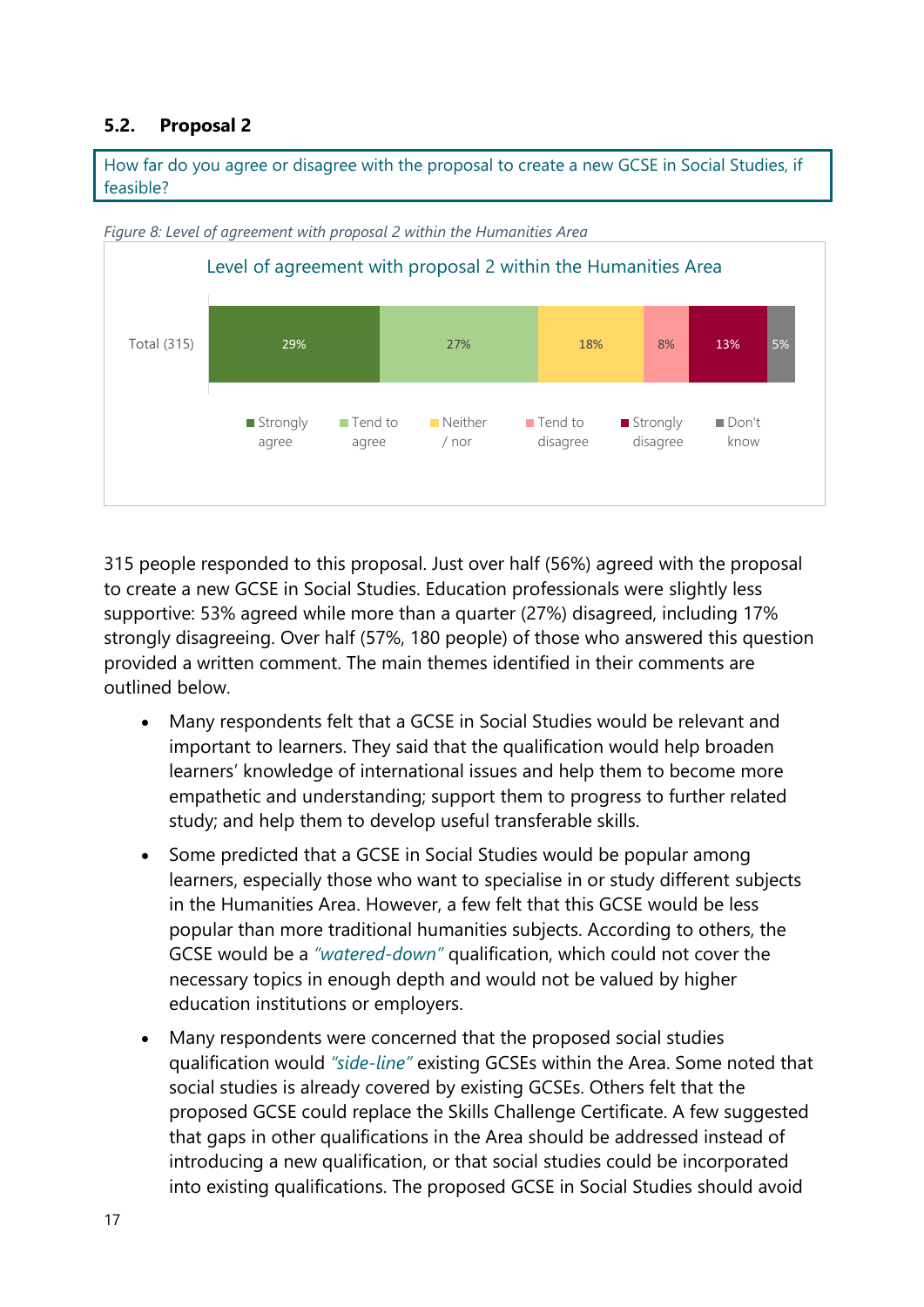## 5.2. Proposal 2

How far do you agree or disagree with the proposal to create a new GCSE in Social Studies, if feasible?

*Figure 8: Level of agreement with proposal 2 within the Humanities Area*

Level of agreement with proposal 2 within the Humanities Area

| | Strongly agree | Tend to agree | Neither / nor | Tend to disagree | Strongly disagree | Don't know |
|---|---|---|---|---|---|---|
| Total (315) | 29% | 27% | 18% | 8% | 13% | 5% |

315 people responded to this proposal. Just over half (56%) agreed with the proposal to create a new GCSE in Social Studies. Education professionals were slightly less supportive: 53% agreed while more than a quarter (27%) disagreed, including 17% strongly disagreeing. Over half (57%, 180 people) of those who answered this question provided a written comment. The main themes identified in their comments are outlined below.

- Many respondents felt that a GCSE in Social Studies would be relevant and important to learners. They said that the qualification would help broaden learners' knowledge of international issues and help them to become more empathetic and understanding; support them to progress to further related study; and help them to develop useful transferable skills.
- Some predicted that a GCSE in Social Studies would be popular among learners, especially those who want to specialise in or study different subjects in the Humanities Area. However, a few felt that this GCSE would be less popular than more traditional humanities subjects. According to others, the GCSE would be a *"watered-down"* qualification, which could not cover the necessary topics in enough depth and would not be valued by higher education institutions or employers.
- Many respondents were concerned that the proposed social studies qualification would *"side-line"* existing GCSEs within the Area. Some noted that social studies is already covered by existing GCSEs. Others felt that the proposed GCSE could replace the Skills Challenge Certificate. A few suggested that gaps in other qualifications in the Area should be addressed instead of introducing a new qualification, or that social studies could be incorporated into existing qualifications. The proposed GCSE in Social Studies should avoid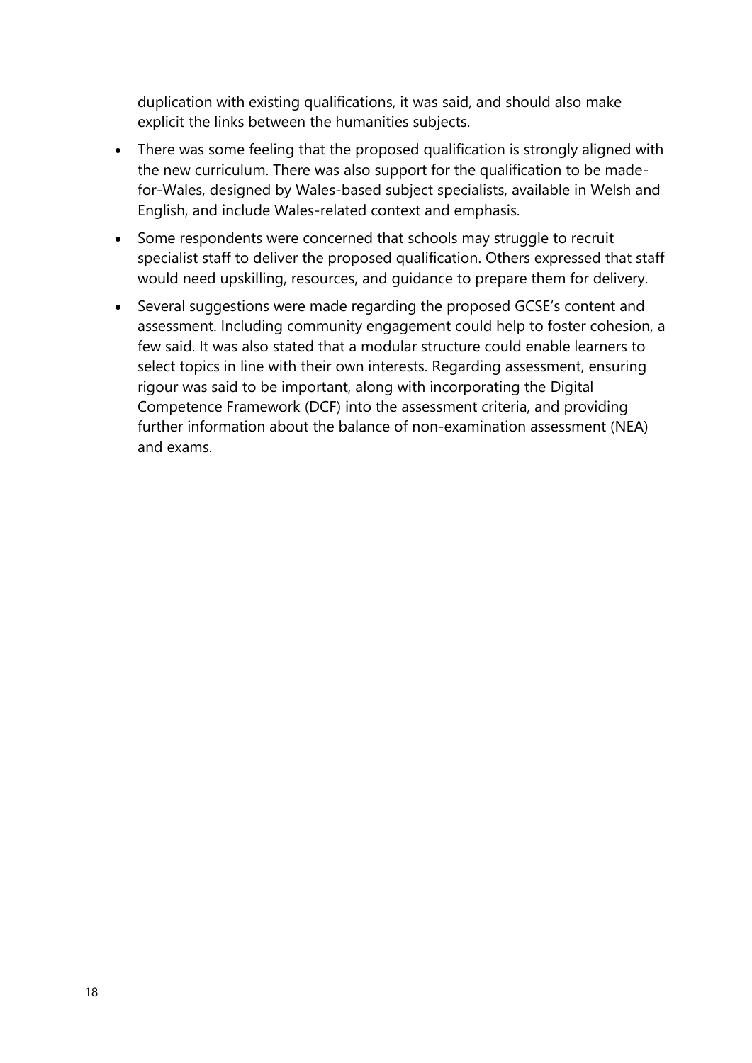duplication with existing qualifications, it was said, and should also make explicit the links between the humanities subjects.

- There was some feeling that the proposed qualification is strongly aligned with the new curriculum. There was also support for the qualification to be made-for-Wales, designed by Wales-based subject specialists, available in Welsh and English, and include Wales-related context and emphasis.
- Some respondents were concerned that schools may struggle to recruit specialist staff to deliver the proposed qualification. Others expressed that staff would need upskilling, resources, and guidance to prepare them for delivery.
- Several suggestions were made regarding the proposed GCSE's content and assessment. Including community engagement could help to foster cohesion, a few said. It was also stated that a modular structure could enable learners to select topics in line with their own interests. Regarding assessment, ensuring rigour was said to be important, along with incorporating the Digital Competence Framework (DCF) into the assessment criteria, and providing further information about the balance of non-examination assessment (NEA) and exams.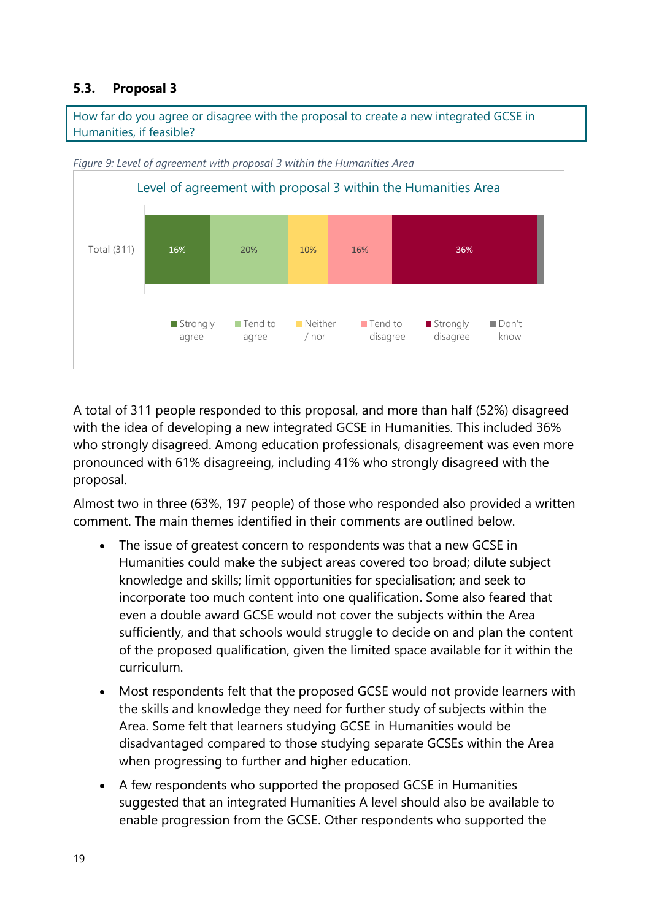### 5.3. Proposal 3

How far do you agree or disagree with the proposal to create a new integrated GCSE in Humanities, if feasible?

*Figure 9: Level of agreement with proposal 3 within the Humanities Area*

Level of agreement with proposal 3 within the Humanities Area

| | Strongly agree | Tend to agree | Neither / nor | Tend to disagree | Strongly disagree | Don't know |
|---|---|---|---|---|---|---|
| Total (311) | 16% | 20% | 10% | 16% | 36% | |

A total of 311 people responded to this proposal, and more than half (52%) disagreed with the idea of developing a new integrated GCSE in Humanities. This included 36% who strongly disagreed. Among education professionals, disagreement was even more pronounced with 61% disagreeing, including 41% who strongly disagreed with the proposal.

Almost two in three (63%, 197 people) of those who responded also provided a written comment. The main themes identified in their comments are outlined below.

- The issue of greatest concern to respondents was that a new GCSE in Humanities could make the subject areas covered too broad; dilute subject knowledge and skills; limit opportunities for specialisation; and seek to incorporate too much content into one qualification. Some also feared that even a double award GCSE would not cover the subjects within the Area sufficiently, and that schools would struggle to decide on and plan the content of the proposed qualification, given the limited space available for it within the curriculum.
- Most respondents felt that the proposed GCSE would not provide learners with the skills and knowledge they need for further study of subjects within the Area. Some felt that learners studying GCSE in Humanities would be disadvantaged compared to those studying separate GCSEs within the Area when progressing to further and higher education.
- A few respondents who supported the proposed GCSE in Humanities suggested that an integrated Humanities A level should also be available to enable progression from the GCSE. Other respondents who supported the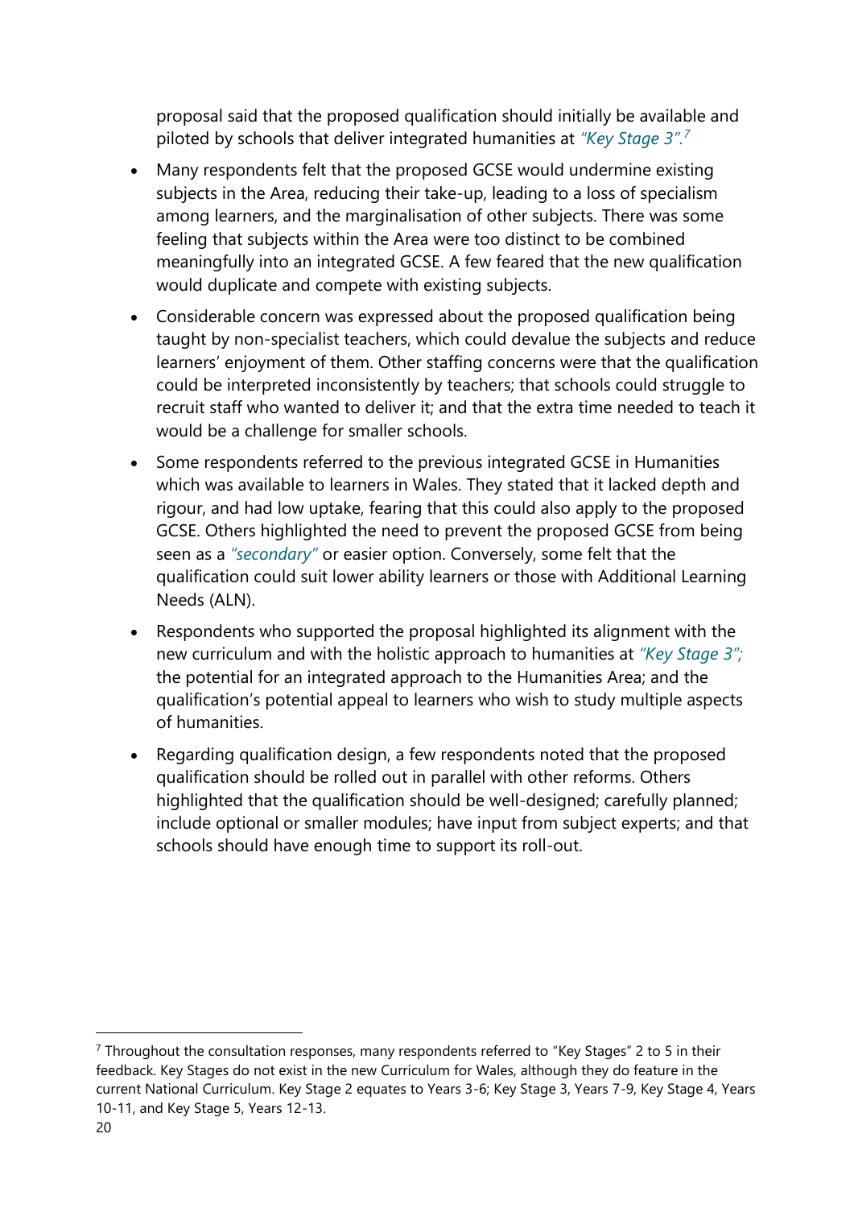proposal said that the proposed qualification should initially be available and piloted by schools that deliver integrated humanities at *"Key Stage 3"*.[7]

- Many respondents felt that the proposed GCSE would undermine existing subjects in the Area, reducing their take-up, leading to a loss of specialism among learners, and the marginalisation of other subjects. There was some feeling that subjects within the Area were too distinct to be combined meaningfully into an integrated GCSE. A few feared that the new qualification would duplicate and compete with existing subjects.
- Considerable concern was expressed about the proposed qualification being taught by non-specialist teachers, which could devalue the subjects and reduce learners' enjoyment of them. Other staffing concerns were that the qualification could be interpreted inconsistently by teachers; that schools could struggle to recruit staff who wanted to deliver it; and that the extra time needed to teach it would be a challenge for smaller schools.
- Some respondents referred to the previous integrated GCSE in Humanities which was available to learners in Wales. They stated that it lacked depth and rigour, and had low uptake, fearing that this could also apply to the proposed GCSE. Others highlighted the need to prevent the proposed GCSE from being seen as a *"secondary"* or easier option. Conversely, some felt that the qualification could suit lower ability learners or those with Additional Learning Needs (ALN).
- Respondents who supported the proposal highlighted its alignment with the new curriculum and with the holistic approach to humanities at *"Key Stage 3"*; the potential for an integrated approach to the Humanities Area; and the qualification's potential appeal to learners who wish to study multiple aspects of humanities.
- Regarding qualification design, a few respondents noted that the proposed qualification should be rolled out in parallel with other reforms. Others highlighted that the qualification should be well-designed; carefully planned; include optional or smaller modules; have input from subject experts; and that schools should have enough time to support its roll-out.

[7] Throughout the consultation responses, many respondents referred to "Key Stages" 2 to 5 in their feedback. Key Stages do not exist in the new Curriculum for Wales, although they do feature in the current National Curriculum. Key Stage 2 equates to Years 3-6; Key Stage 3, Years 7-9, Key Stage 4, Years 10-11, and Key Stage 5, Years 12-13.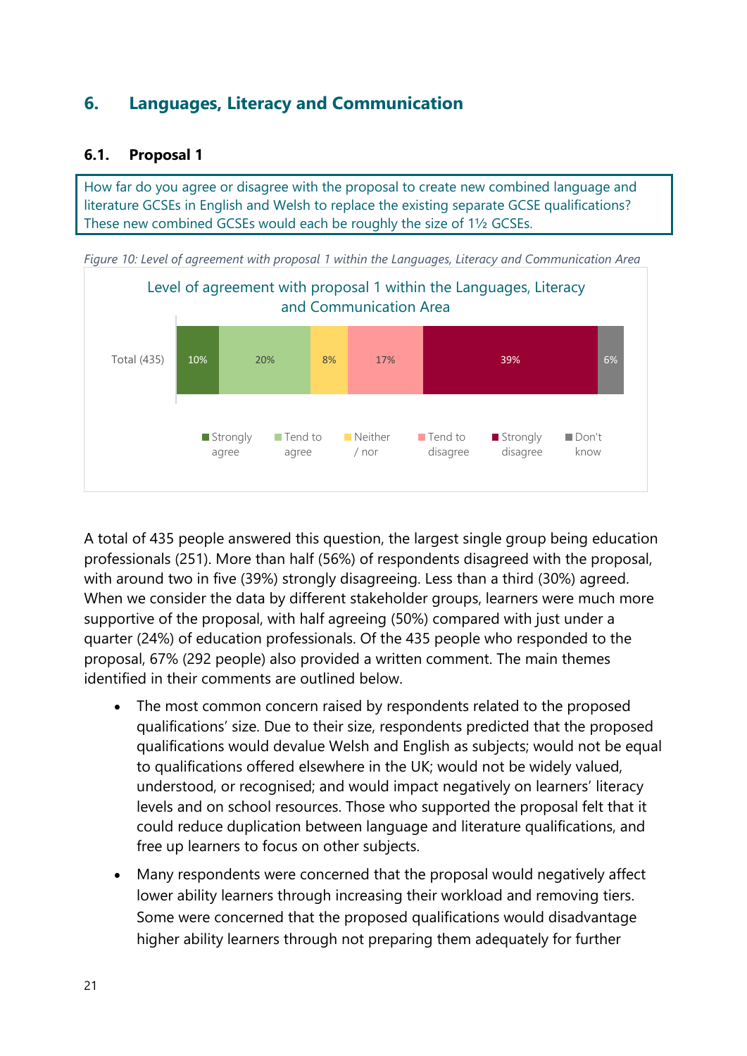## 6. Languages, Literacy and Communication

### 6.1. Proposal 1

How far do you agree or disagree with the proposal to create new combined language and literature GCSEs in English and Welsh to replace the existing separate GCSE qualifications? These new combined GCSEs would each be roughly the size of 1½ GCSEs.

*Figure 10: Level of agreement with proposal 1 within the Languages, Literacy and Communication Area*

Level of agreement with proposal 1 within the Languages, Literacy and Communication Area

| | Strongly agree | Tend to agree | Neither / nor | Tend to disagree | Strongly disagree | Don't know |
|---|---|---|---|---|---|---|
| Total (435) | 10% | 20% | 8% | 17% | 39% | 6% |

A total of 435 people answered this question, the largest single group being education professionals (251). More than half (56%) of respondents disagreed with the proposal, with around two in five (39%) strongly disagreeing. Less than a third (30%) agreed. When we consider the data by different stakeholder groups, learners were much more supportive of the proposal, with half agreeing (50%) compared with just under a quarter (24%) of education professionals. Of the 435 people who responded to the proposal, 67% (292 people) also provided a written comment. The main themes identified in their comments are outlined below.

- The most common concern raised by respondents related to the proposed qualifications' size. Due to their size, respondents predicted that the proposed qualifications would devalue Welsh and English as subjects; would not be equal to qualifications offered elsewhere in the UK; would not be widely valued, understood, or recognised; and would impact negatively on learners' literacy levels and on school resources. Those who supported the proposal felt that it could reduce duplication between language and literature qualifications, and free up learners to focus on other subjects.
- Many respondents were concerned that the proposal would negatively affect lower ability learners through increasing their workload and removing tiers. Some were concerned that the proposed qualifications would disadvantage higher ability learners through not preparing them adequately for further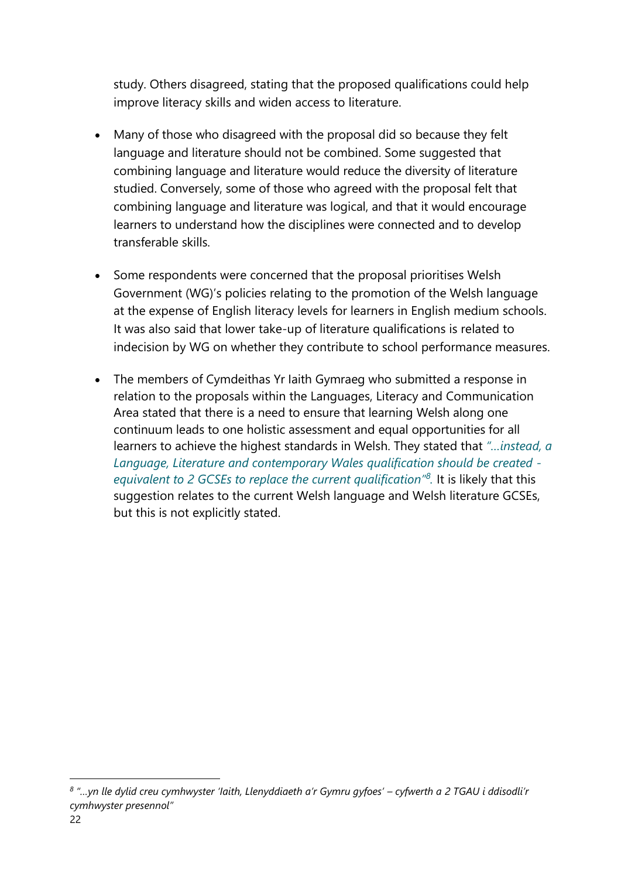study. Others disagreed, stating that the proposed qualifications could help improve literacy skills and widen access to literature.

- Many of those who disagreed with the proposal did so because they felt language and literature should not be combined. Some suggested that combining language and literature would reduce the diversity of literature studied. Conversely, some of those who agreed with the proposal felt that combining language and literature was logical, and that it would encourage learners to understand how the disciplines were connected and to develop transferable skills.

- Some respondents were concerned that the proposal prioritises Welsh Government (WG)'s policies relating to the promotion of the Welsh language at the expense of English literacy levels for learners in English medium schools. It was also said that lower take-up of literature qualifications is related to indecision by WG on whether they contribute to school performance measures.

- The members of Cymdeithas Yr Iaith Gymraeg who submitted a response in relation to the proposals within the Languages, Literacy and Communication Area stated that there is a need to ensure that learning Welsh along one continuum leads to one holistic assessment and equal opportunities for all learners to achieve the highest standards in Welsh. They stated that *"…instead, a Language, Literature and contemporary Wales qualification should be created - equivalent to 2 GCSEs to replace the current qualification"*[8]. It is likely that this suggestion relates to the current Welsh language and Welsh literature GCSEs, but this is not explicitly stated.

[8] *"…yn lle dylid creu cymhwyster 'Iaith, Llenyddiaeth a'r Gymru gyfoes' – cyfwerth a 2 TGAU i ddisodli'r cymhwyster presennol"*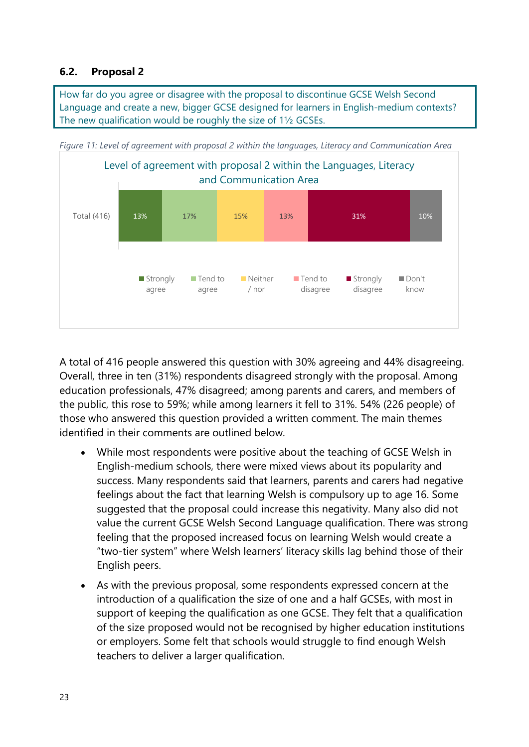## 6.2. Proposal 2

How far do you agree or disagree with the proposal to discontinue GCSE Welsh Second Language and create a new, bigger GCSE designed for learners in English-medium contexts? The new qualification would be roughly the size of 1½ GCSEs.

*Figure 11: Level of agreement with proposal 2 within the languages, Literacy and Communication Area*

Level of agreement with proposal 2 within the Languages, Literacy and Communication Area

| | Strongly agree | Tend to agree | Neither / nor | Tend to disagree | Strongly disagree | Don't know |
|---|---|---|---|---|---|---|
| Total (416) | 13% | 17% | 15% | 13% | 31% | 10% |

A total of 416 people answered this question with 30% agreeing and 44% disagreeing. Overall, three in ten (31%) respondents disagreed strongly with the proposal. Among education professionals, 47% disagreed; among parents and carers, and members of the public, this rose to 59%; while among learners it fell to 31%. 54% (226 people) of those who answered this question provided a written comment. The main themes identified in their comments are outlined below.

- While most respondents were positive about the teaching of GCSE Welsh in English-medium schools, there were mixed views about its popularity and success. Many respondents said that learners, parents and carers had negative feelings about the fact that learning Welsh is compulsory up to age 16. Some suggested that the proposal could increase this negativity. Many also did not value the current GCSE Welsh Second Language qualification. There was strong feeling that the proposed increased focus on learning Welsh would create a "two-tier system" where Welsh learners' literacy skills lag behind those of their English peers.
- As with the previous proposal, some respondents expressed concern at the introduction of a qualification the size of one and a half GCSEs, with most in support of keeping the qualification as one GCSE. They felt that a qualification of the size proposed would not be recognised by higher education institutions or employers. Some felt that schools would struggle to find enough Welsh teachers to deliver a larger qualification.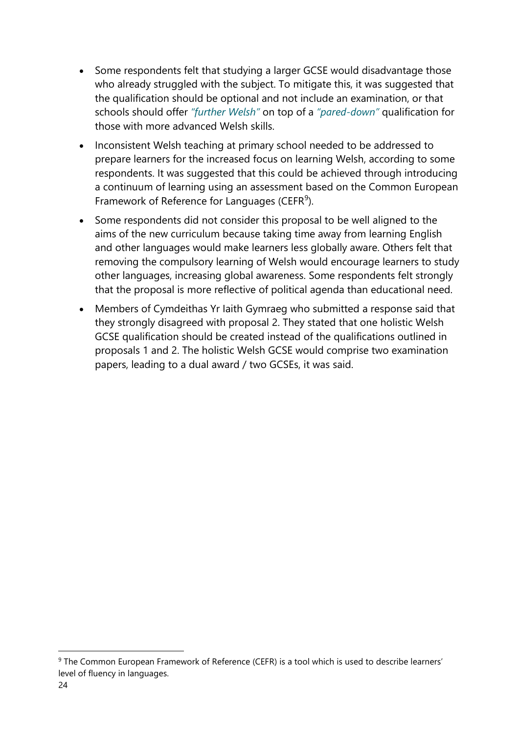- Some respondents felt that studying a larger GCSE would disadvantage those who already struggled with the subject. To mitigate this, it was suggested that the qualification should be optional and not include an examination, or that schools should offer *"further Welsh"* on top of a *"pared-down"* qualification for those with more advanced Welsh skills.
- Inconsistent Welsh teaching at primary school needed to be addressed to prepare learners for the increased focus on learning Welsh, according to some respondents. It was suggested that this could be achieved through introducing a continuum of learning using an assessment based on the Common European Framework of Reference for Languages (CEFR[9]).
- Some respondents did not consider this proposal to be well aligned to the aims of the new curriculum because taking time away from learning English and other languages would make learners less globally aware. Others felt that removing the compulsory learning of Welsh would encourage learners to study other languages, increasing global awareness. Some respondents felt strongly that the proposal is more reflective of political agenda than educational need.
- Members of Cymdeithas Yr Iaith Gymraeg who submitted a response said that they strongly disagreed with proposal 2. They stated that one holistic Welsh GCSE qualification should be created instead of the qualifications outlined in proposals 1 and 2. The holistic Welsh GCSE would comprise two examination papers, leading to a dual award / two GCSEs, it was said.

---

[9] The Common European Framework of Reference (CEFR) is a tool which is used to describe learners' level of fluency in languages.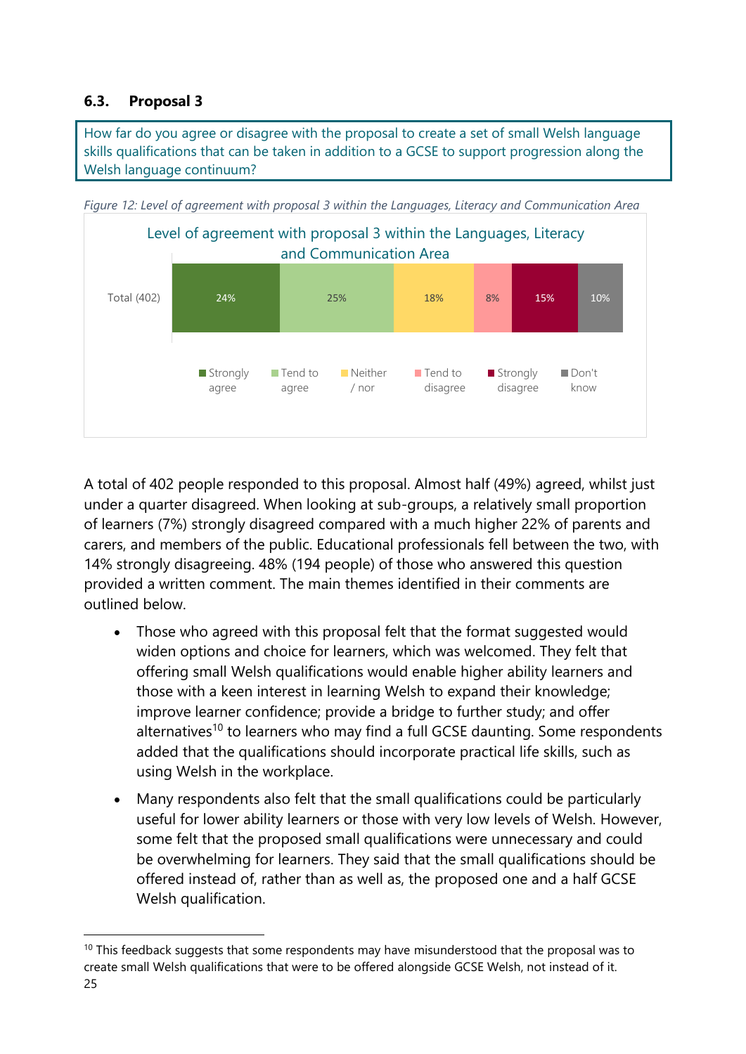### 6.3. Proposal 3

How far do you agree or disagree with the proposal to create a set of small Welsh language skills qualifications that can be taken in addition to a GCSE to support progression along the Welsh language continuum?

*Figure 12: Level of agreement with proposal 3 within the Languages, Literacy and Communication Area*

Level of agreement with proposal 3 within the Languages, Literacy and Communication Area

| | Strongly agree | Tend to agree | Neither / nor | Tend to disagree | Strongly disagree | Don't know |
|---|---|---|---|---|---|---|
| Total (402) | 24% | 25% | 18% | 8% | 15% | 10% |

A total of 402 people responded to this proposal. Almost half (49%) agreed, whilst just under a quarter disagreed. When looking at sub-groups, a relatively small proportion of learners (7%) strongly disagreed compared with a much higher 22% of parents and carers, and members of the public. Educational professionals fell between the two, with 14% strongly disagreeing. 48% (194 people) of those who answered this question provided a written comment. The main themes identified in their comments are outlined below.

- Those who agreed with this proposal felt that the format suggested would widen options and choice for learners, which was welcomed. They felt that offering small Welsh qualifications would enable higher ability learners and those with a keen interest in learning Welsh to expand their knowledge; improve learner confidence; provide a bridge to further study; and offer alternatives[10] to learners who may find a full GCSE daunting. Some respondents added that the qualifications should incorporate practical life skills, such as using Welsh in the workplace.
- Many respondents also felt that the small qualifications could be particularly useful for lower ability learners or those with very low levels of Welsh. However, some felt that the proposed small qualifications were unnecessary and could be overwhelming for learners. They said that the small qualifications should be offered instead of, rather than as well as, the proposed one and a half GCSE Welsh qualification.

[10] This feedback suggests that some respondents may have misunderstood that the proposal was to create small Welsh qualifications that were to be offered alongside GCSE Welsh, not instead of it.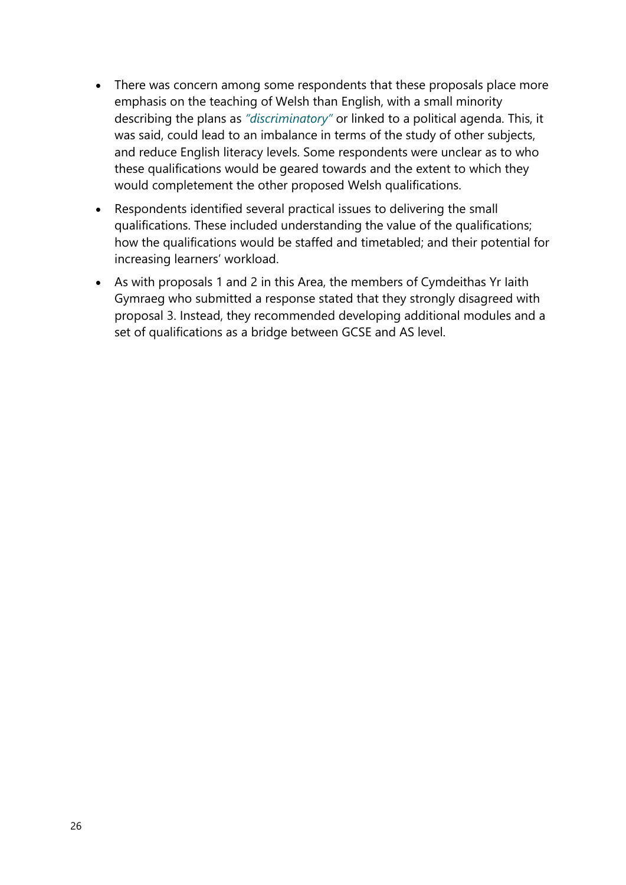- There was concern among some respondents that these proposals place more emphasis on the teaching of Welsh than English, with a small minority describing the plans as *"discriminatory"* or linked to a political agenda. This, it was said, could lead to an imbalance in terms of the study of other subjects, and reduce English literacy levels. Some respondents were unclear as to who these qualifications would be geared towards and the extent to which they would completement the other proposed Welsh qualifications.
- Respondents identified several practical issues to delivering the small qualifications. These included understanding the value of the qualifications; how the qualifications would be staffed and timetabled; and their potential for increasing learners' workload.
- As with proposals 1 and 2 in this Area, the members of Cymdeithas Yr Iaith Gymraeg who submitted a response stated that they strongly disagreed with proposal 3. Instead, they recommended developing additional modules and a set of qualifications as a bridge between GCSE and AS level.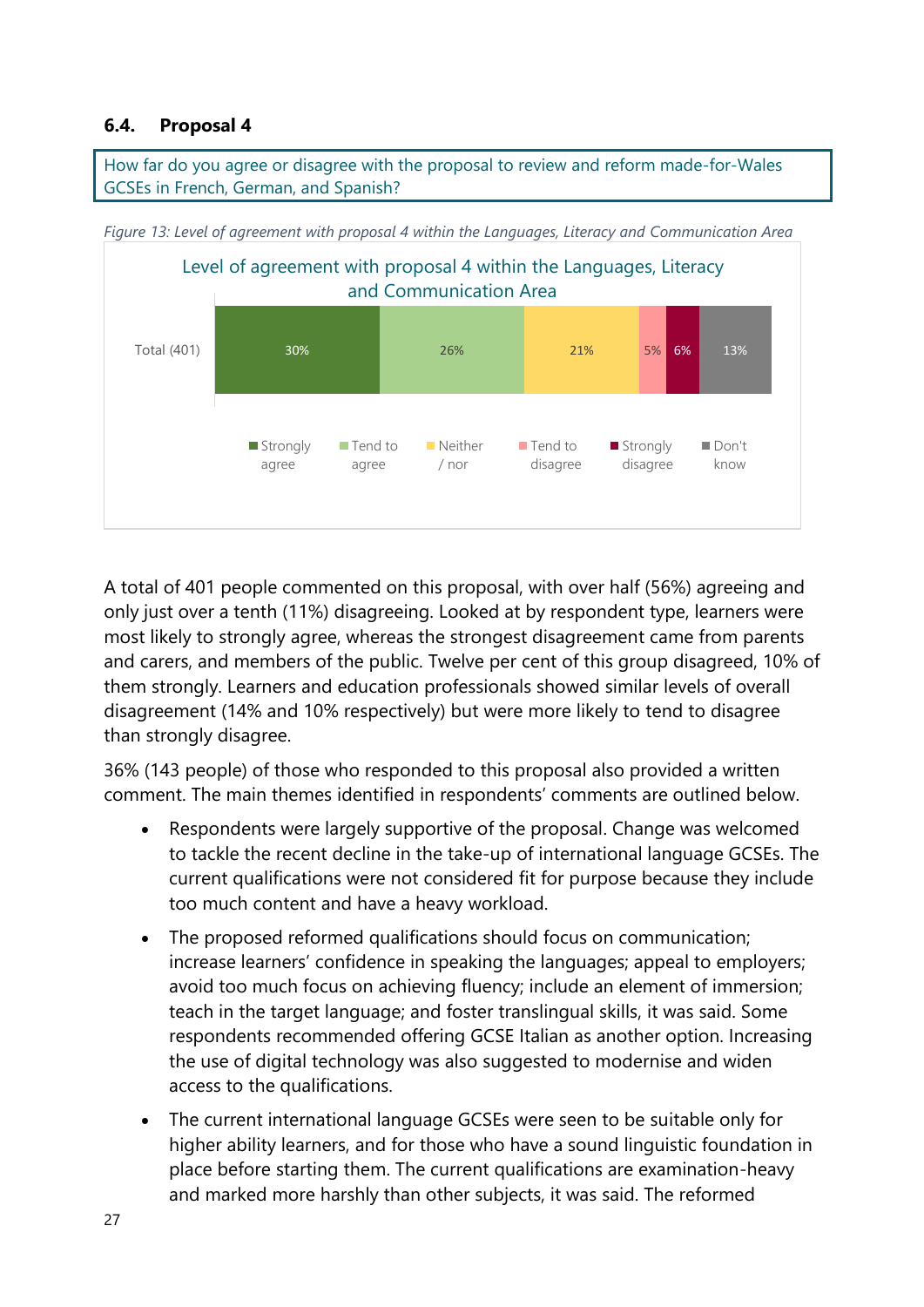### 6.4. Proposal 4

How far do you agree or disagree with the proposal to review and reform made-for-Wales GCSEs in French, German, and Spanish?

*Figure 13: Level of agreement with proposal 4 within the Languages, Literacy and Communication Area*

Level of agreement with proposal 4 within the Languages, Literacy and Communication Area

| | Strongly agree | Tend to agree | Neither / nor | Tend to disagree | Strongly disagree | Don't know |
|---|---|---|---|---|---|---|
| Total (401) | 30% | 26% | 21% | 5% | 6% | 13% |

A total of 401 people commented on this proposal, with over half (56%) agreeing and only just over a tenth (11%) disagreeing. Looked at by respondent type, learners were most likely to strongly agree, whereas the strongest disagreement came from parents and carers, and members of the public. Twelve per cent of this group disagreed, 10% of them strongly. Learners and education professionals showed similar levels of overall disagreement (14% and 10% respectively) but were more likely to tend to disagree than strongly disagree.

36% (143 people) of those who responded to this proposal also provided a written comment. The main themes identified in respondents' comments are outlined below.

- Respondents were largely supportive of the proposal. Change was welcomed to tackle the recent decline in the take-up of international language GCSEs. The current qualifications were not considered fit for purpose because they include too much content and have a heavy workload.
- The proposed reformed qualifications should focus on communication; increase learners' confidence in speaking the languages; appeal to employers; avoid too much focus on achieving fluency; include an element of immersion; teach in the target language; and foster translingual skills, it was said. Some respondents recommended offering GCSE Italian as another option. Increasing the use of digital technology was also suggested to modernise and widen access to the qualifications.
- The current international language GCSEs were seen to be suitable only for higher ability learners, and for those who have a sound linguistic foundation in place before starting them. The current qualifications are examination-heavy and marked more harshly than other subjects, it was said. The reformed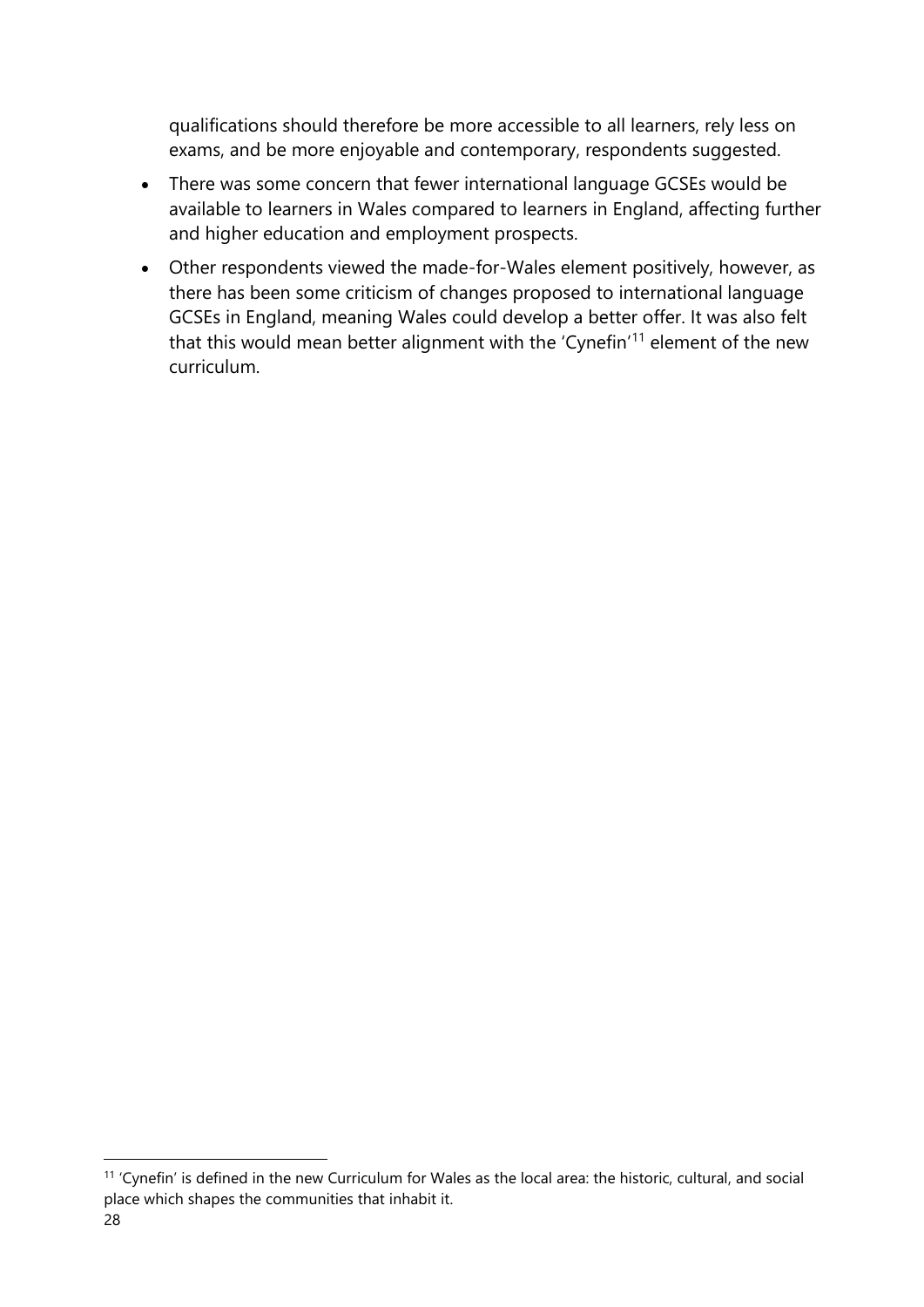qualifications should therefore be more accessible to all learners, rely less on exams, and be more enjoyable and contemporary, respondents suggested.

- There was some concern that fewer international language GCSEs would be available to learners in Wales compared to learners in England, affecting further and higher education and employment prospects.
- Other respondents viewed the made-for-Wales element positively, however, as there has been some criticism of changes proposed to international language GCSEs in England, meaning Wales could develop a better offer. It was also felt that this would mean better alignment with the 'Cynefin'[11] element of the new curriculum.

[11] 'Cynefin' is defined in the new Curriculum for Wales as the local area: the historic, cultural, and social place which shapes the communities that inhabit it.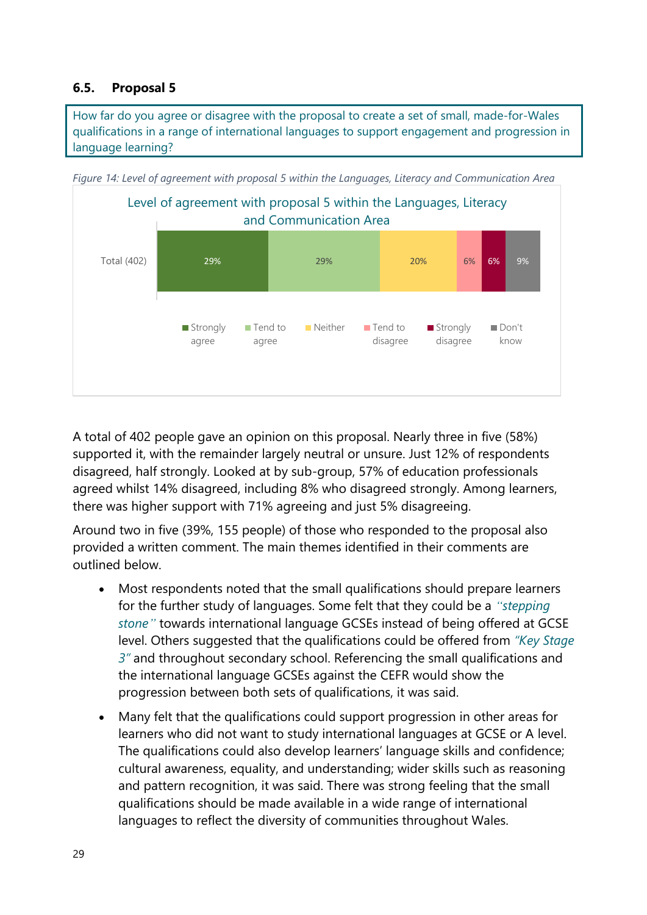### 6.5. Proposal 5

How far do you agree or disagree with the proposal to create a set of small, made-for-Wales qualifications in a range of international languages to support engagement and progression in language learning?

*Figure 14: Level of agreement with proposal 5 within the Languages, Literacy and Communication Area*

Level of agreement with proposal 5 within the Languages, Literacy and Communication Area

| | Strongly agree | Tend to agree | Neither | Tend to disagree | Strongly disagree | Don't know |
|---|---|---|---|---|---|---|
| Total (402) | 29% | 29% | 20% | 6% | 6% | 9% |

A total of 402 people gave an opinion on this proposal. Nearly three in five (58%) supported it, with the remainder largely neutral or unsure. Just 12% of respondents disagreed, half strongly. Looked at by sub-group, 57% of education professionals agreed whilst 14% disagreed, including 8% who disagreed strongly. Among learners, there was higher support with 71% agreeing and just 5% disagreeing.

Around two in five (39%, 155 people) of those who responded to the proposal also provided a written comment. The main themes identified in their comments are outlined below.

- Most respondents noted that the small qualifications should prepare learners for the further study of languages. Some felt that they could be a *"stepping stone"* towards international language GCSEs instead of being offered at GCSE level. Others suggested that the qualifications could be offered from *"Key Stage 3"* and throughout secondary school. Referencing the small qualifications and the international language GCSEs against the CEFR would show the progression between both sets of qualifications, it was said.
- Many felt that the qualifications could support progression in other areas for learners who did not want to study international languages at GCSE or A level. The qualifications could also develop learners' language skills and confidence; cultural awareness, equality, and understanding; wider skills such as reasoning and pattern recognition, it was said. There was strong feeling that the small qualifications should be made available in a wide range of international languages to reflect the diversity of communities throughout Wales.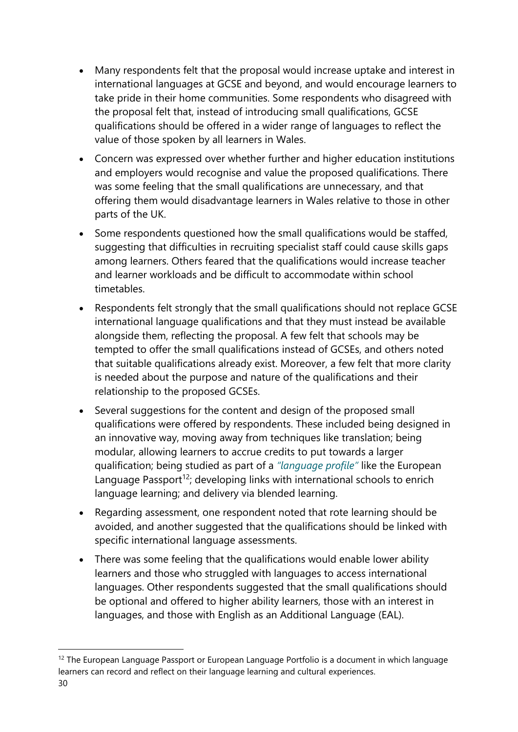- Many respondents felt that the proposal would increase uptake and interest in international languages at GCSE and beyond, and would encourage learners to take pride in their home communities. Some respondents who disagreed with the proposal felt that, instead of introducing small qualifications, GCSE qualifications should be offered in a wider range of languages to reflect the value of those spoken by all learners in Wales.
- Concern was expressed over whether further and higher education institutions and employers would recognise and value the proposed qualifications. There was some feeling that the small qualifications are unnecessary, and that offering them would disadvantage learners in Wales relative to those in other parts of the UK.
- Some respondents questioned how the small qualifications would be staffed, suggesting that difficulties in recruiting specialist staff could cause skills gaps among learners. Others feared that the qualifications would increase teacher and learner workloads and be difficult to accommodate within school timetables.
- Respondents felt strongly that the small qualifications should not replace GCSE international language qualifications and that they must instead be available alongside them, reflecting the proposal. A few felt that schools may be tempted to offer the small qualifications instead of GCSEs, and others noted that suitable qualifications already exist. Moreover, a few felt that more clarity is needed about the purpose and nature of the qualifications and their relationship to the proposed GCSEs.
- Several suggestions for the content and design of the proposed small qualifications were offered by respondents. These included being designed in an innovative way, moving away from techniques like translation; being modular, allowing learners to accrue credits to put towards a larger qualification; being studied as part of a *"language profile"* like the European Language Passport[12]; developing links with international schools to enrich language learning; and delivery via blended learning.
- Regarding assessment, one respondent noted that rote learning should be avoided, and another suggested that the qualifications should be linked with specific international language assessments.
- There was some feeling that the qualifications would enable lower ability learners and those who struggled with languages to access international languages. Other respondents suggested that the small qualifications should be optional and offered to higher ability learners, those with an interest in languages, and those with English as an Additional Language (EAL).

---

[12] The European Language Passport or European Language Portfolio is a document in which language learners can record and reflect on their language learning and cultural experiences.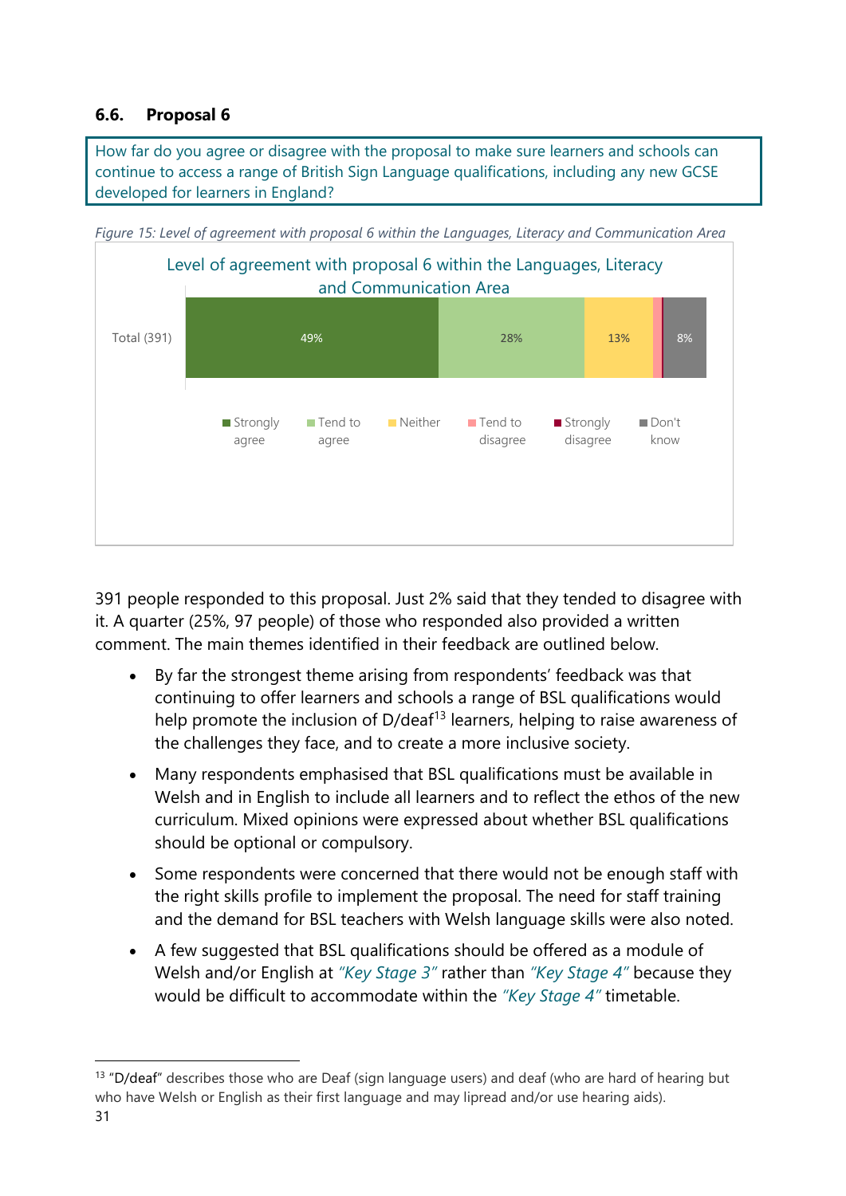### 6.6. Proposal 6

How far do you agree or disagree with the proposal to make sure learners and schools can continue to access a range of British Sign Language qualifications, including any new GCSE developed for learners in England?

*Figure 15: Level of agreement with proposal 6 within the Languages, Literacy and Communication Area*

Level of agreement with proposal 6 within the Languages, Literacy and Communication Area

| | Strongly agree | Tend to agree | Neither | Tend to disagree | Strongly disagree | Don't know |
|---|---|---|---|---|---|---|
| Total (391) | 49% | 28% | 13% | | | 8% |

391 people responded to this proposal. Just 2% said that they tended to disagree with it. A quarter (25%, 97 people) of those who responded also provided a written comment. The main themes identified in their feedback are outlined below.

- By far the strongest theme arising from respondents' feedback was that continuing to offer learners and schools a range of BSL qualifications would help promote the inclusion of D/deaf[13] learners, helping to raise awareness of the challenges they face, and to create a more inclusive society.
- Many respondents emphasised that BSL qualifications must be available in Welsh and in English to include all learners and to reflect the ethos of the new curriculum. Mixed opinions were expressed about whether BSL qualifications should be optional or compulsory.
- Some respondents were concerned that there would not be enough staff with the right skills profile to implement the proposal. The need for staff training and the demand for BSL teachers with Welsh language skills were also noted.
- A few suggested that BSL qualifications should be offered as a module of Welsh and/or English at *"Key Stage 3"* rather than *"Key Stage 4"* because they would be difficult to accommodate within the *"Key Stage 4"* timetable.

[13] "D/deaf" describes those who are Deaf (sign language users) and deaf (who are hard of hearing but who have Welsh or English as their first language and may lipread and/or use hearing aids).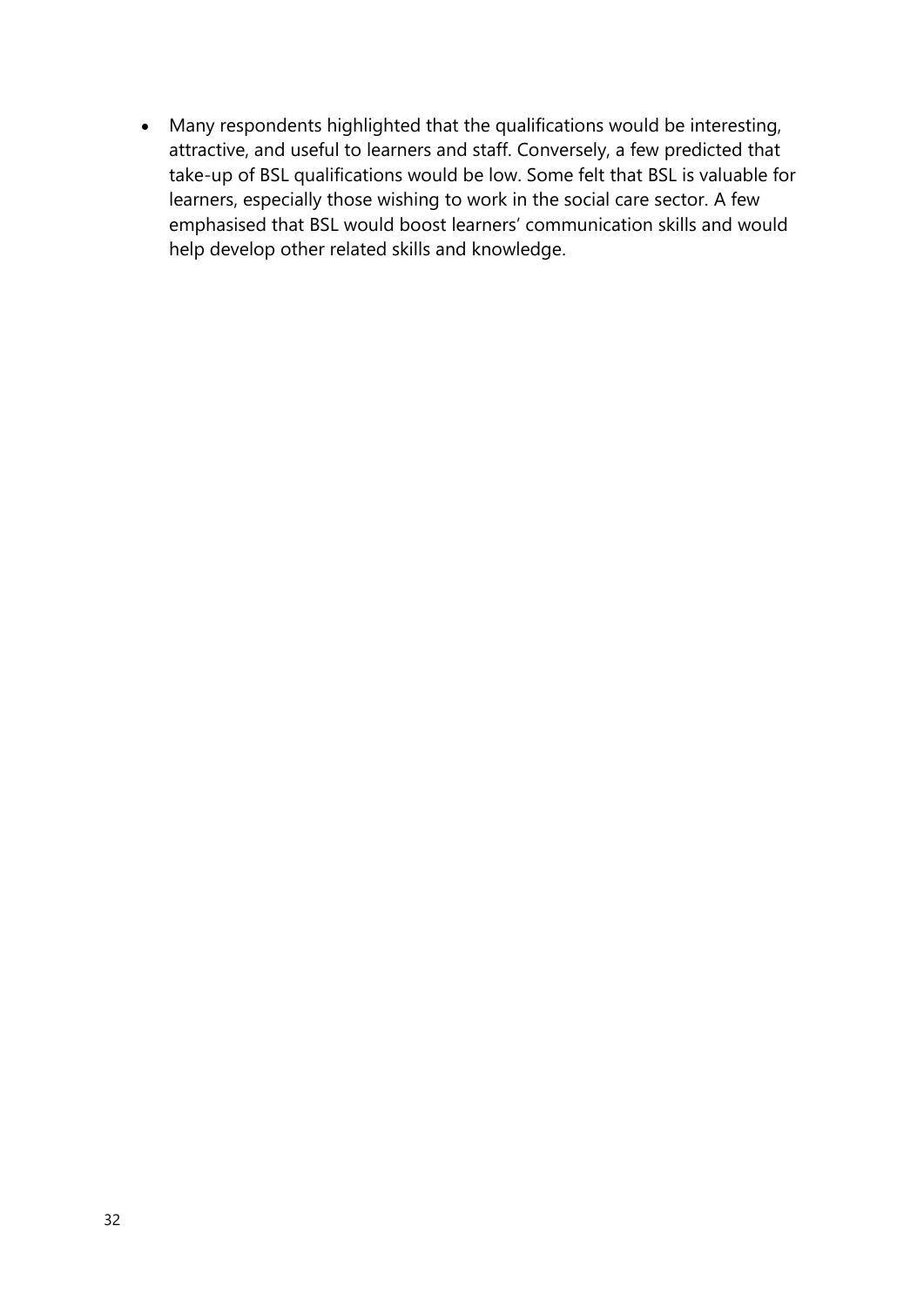- Many respondents highlighted that the qualifications would be interesting, attractive, and useful to learners and staff. Conversely, a few predicted that take-up of BSL qualifications would be low. Some felt that BSL is valuable for learners, especially those wishing to work in the social care sector. A few emphasised that BSL would boost learners' communication skills and would help develop other related skills and knowledge.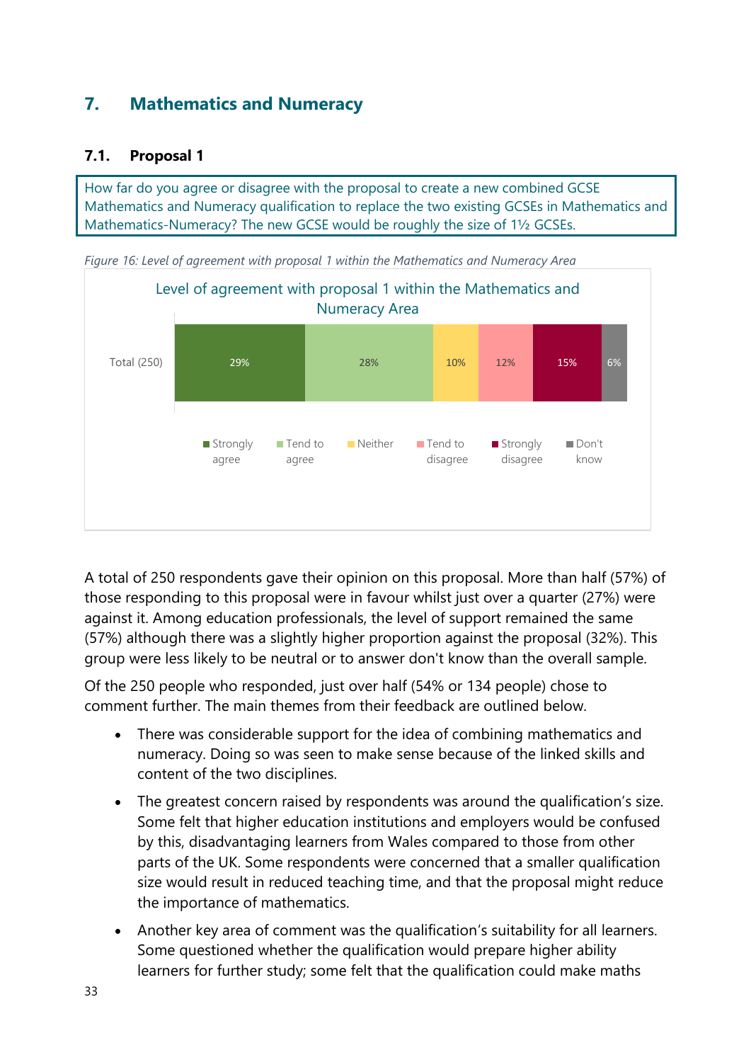## 7. Mathematics and Numeracy

### 7.1. Proposal 1

How far do you agree or disagree with the proposal to create a new combined GCSE Mathematics and Numeracy qualification to replace the two existing GCSEs in Mathematics and Mathematics-Numeracy? The new GCSE would be roughly the size of 1½ GCSEs.

*Figure 16: Level of agreement with proposal 1 within the Mathematics and Numeracy Area*

Level of agreement with proposal 1 within the Mathematics and Numeracy Area

| | Strongly agree | Tend to agree | Neither | Tend to disagree | Strongly disagree | Don't know |
|---|---|---|---|---|---|---|
| Total (250) | 29% | 28% | 10% | 12% | 15% | 6% |

A total of 250 respondents gave their opinion on this proposal. More than half (57%) of those responding to this proposal were in favour whilst just over a quarter (27%) were against it. Among education professionals, the level of support remained the same (57%) although there was a slightly higher proportion against the proposal (32%). This group were less likely to be neutral or to answer don't know than the overall sample.

Of the 250 people who responded, just over half (54% or 134 people) chose to comment further. The main themes from their feedback are outlined below.

- There was considerable support for the idea of combining mathematics and numeracy. Doing so was seen to make sense because of the linked skills and content of the two disciplines.
- The greatest concern raised by respondents was around the qualification's size. Some felt that higher education institutions and employers would be confused by this, disadvantaging learners from Wales compared to those from other parts of the UK. Some respondents were concerned that a smaller qualification size would result in reduced teaching time, and that the proposal might reduce the importance of mathematics.
- Another key area of comment was the qualification's suitability for all learners. Some questioned whether the qualification would prepare higher ability learners for further study; some felt that the qualification could make maths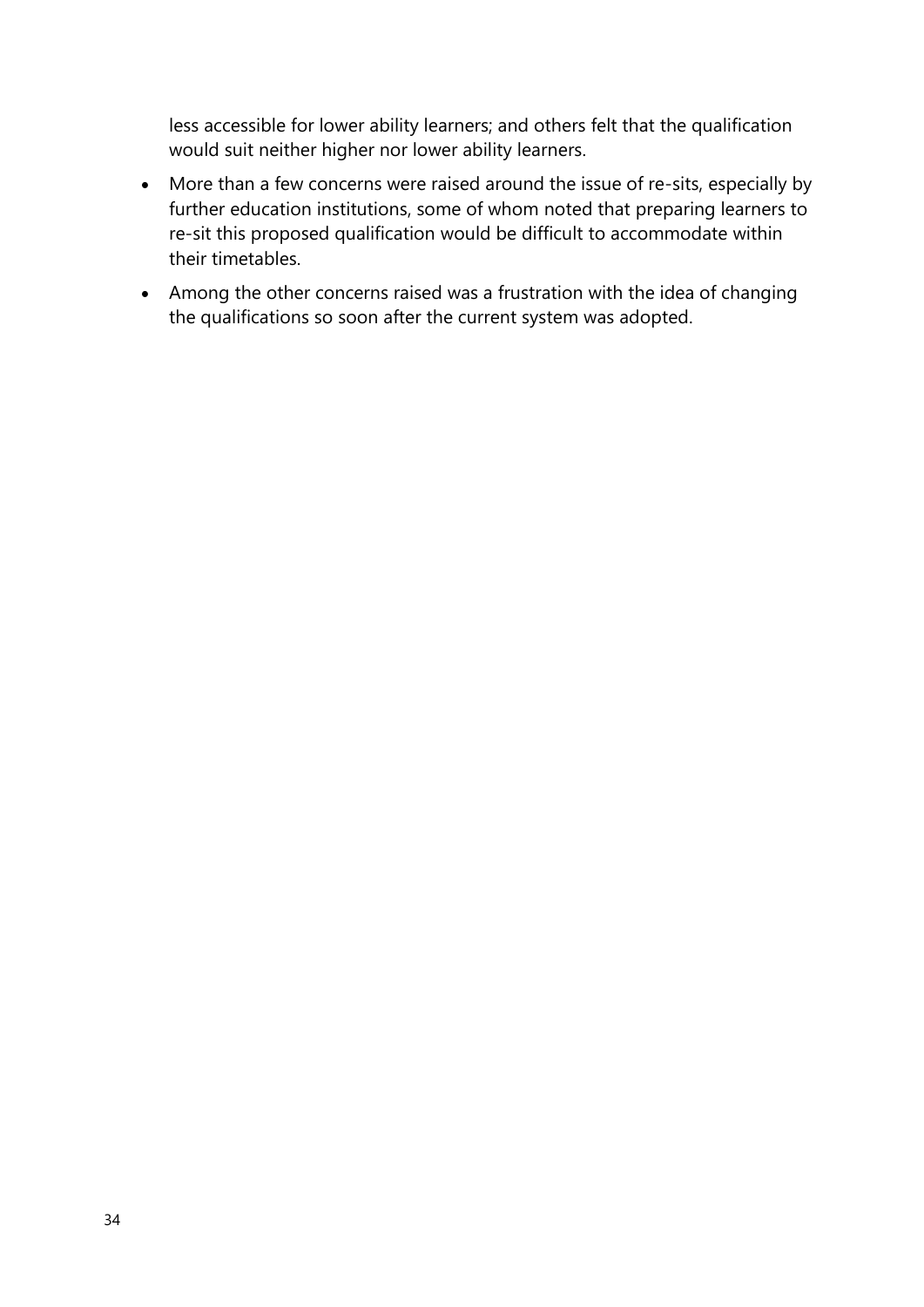less accessible for lower ability learners; and others felt that the qualification would suit neither higher nor lower ability learners.

- More than a few concerns were raised around the issue of re-sits, especially by further education institutions, some of whom noted that preparing learners to re-sit this proposed qualification would be difficult to accommodate within their timetables.
- Among the other concerns raised was a frustration with the idea of changing the qualifications so soon after the current system was adopted.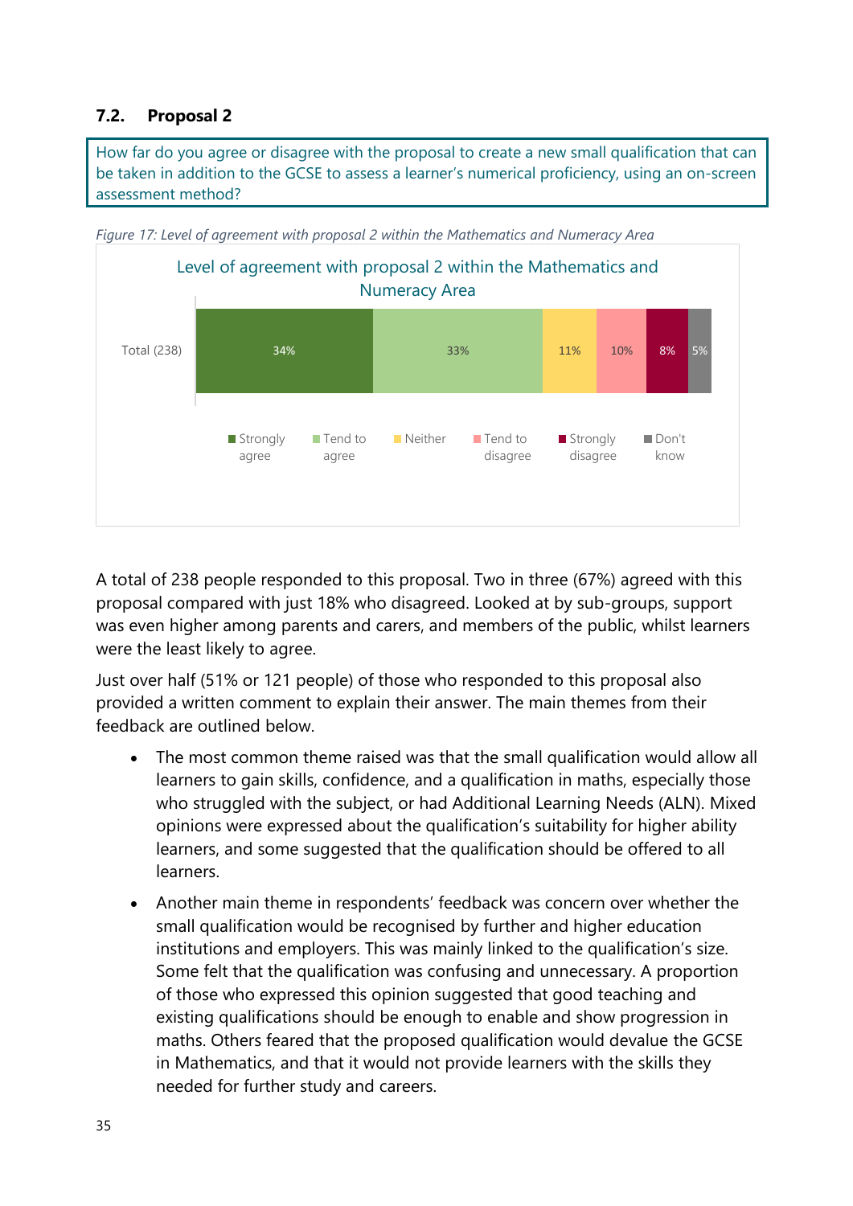### 7.2. Proposal 2

How far do you agree or disagree with the proposal to create a new small qualification that can be taken in addition to the GCSE to assess a learner's numerical proficiency, using an on-screen assessment method?

*Figure 17: Level of agreement with proposal 2 within the Mathematics and Numeracy Area*

Level of agreement with proposal 2 within the Mathematics and Numeracy Area

| | Strongly agree | Tend to agree | Neither | Tend to disagree | Strongly disagree | Don't know |
|---|---|---|---|---|---|---|
| Total (238) | 34% | 33% | 11% | 10% | 8% | 5% |

A total of 238 people responded to this proposal. Two in three (67%) agreed with this proposal compared with just 18% who disagreed. Looked at by sub-groups, support was even higher among parents and carers, and members of the public, whilst learners were the least likely to agree.

Just over half (51% or 121 people) of those who responded to this proposal also provided a written comment to explain their answer. The main themes from their feedback are outlined below.

- The most common theme raised was that the small qualification would allow all learners to gain skills, confidence, and a qualification in maths, especially those who struggled with the subject, or had Additional Learning Needs (ALN). Mixed opinions were expressed about the qualification's suitability for higher ability learners, and some suggested that the qualification should be offered to all learners.
- Another main theme in respondents' feedback was concern over whether the small qualification would be recognised by further and higher education institutions and employers. This was mainly linked to the qualification's size. Some felt that the qualification was confusing and unnecessary. A proportion of those who expressed this opinion suggested that good teaching and existing qualifications should be enough to enable and show progression in maths. Others feared that the proposed qualification would devalue the GCSE in Mathematics, and that it would not provide learners with the skills they needed for further study and careers.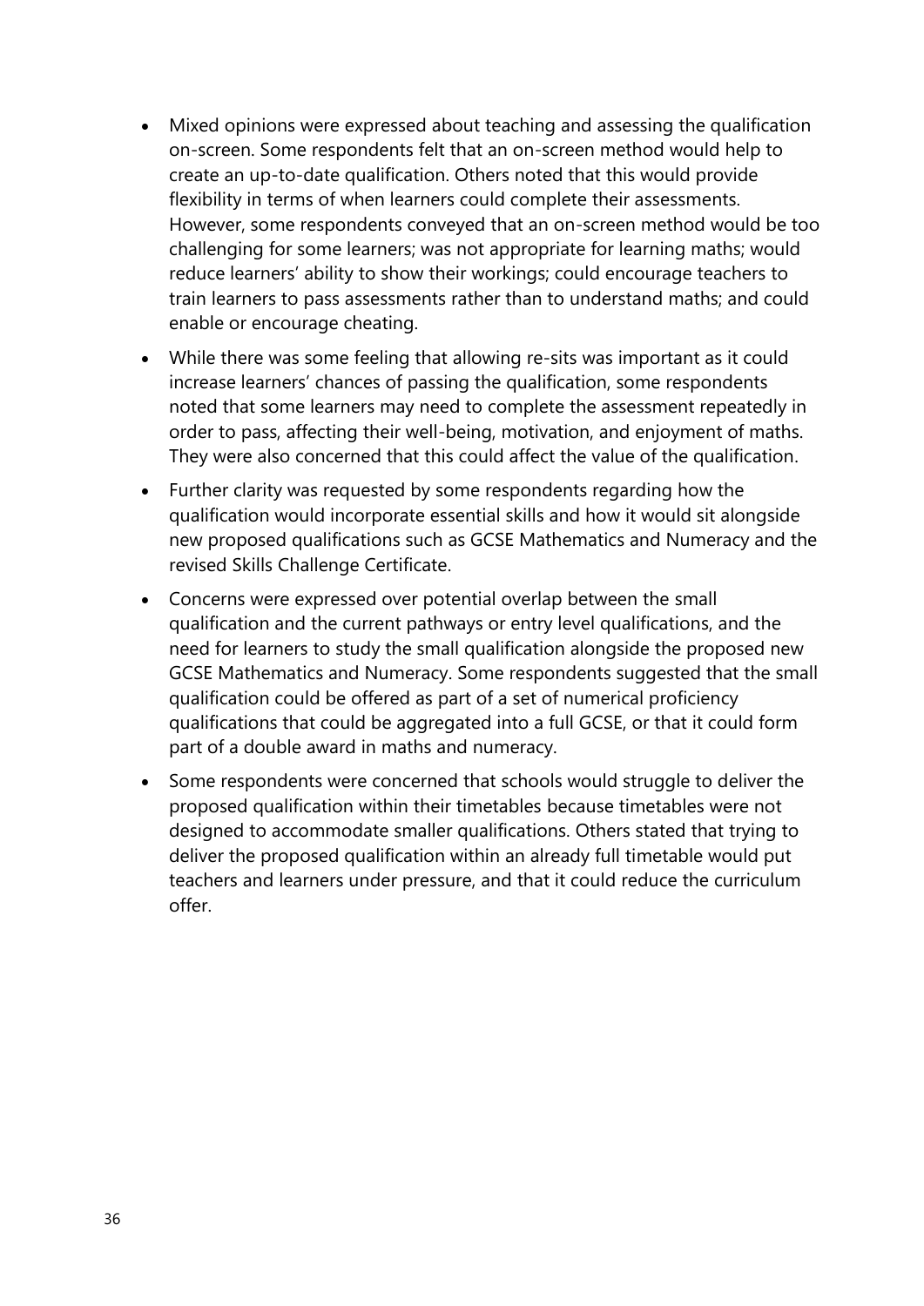- Mixed opinions were expressed about teaching and assessing the qualification on-screen. Some respondents felt that an on-screen method would help to create an up-to-date qualification. Others noted that this would provide flexibility in terms of when learners could complete their assessments. However, some respondents conveyed that an on-screen method would be too challenging for some learners; was not appropriate for learning maths; would reduce learners' ability to show their workings; could encourage teachers to train learners to pass assessments rather than to understand maths; and could enable or encourage cheating.
- While there was some feeling that allowing re-sits was important as it could increase learners' chances of passing the qualification, some respondents noted that some learners may need to complete the assessment repeatedly in order to pass, affecting their well-being, motivation, and enjoyment of maths. They were also concerned that this could affect the value of the qualification.
- Further clarity was requested by some respondents regarding how the qualification would incorporate essential skills and how it would sit alongside new proposed qualifications such as GCSE Mathematics and Numeracy and the revised Skills Challenge Certificate.
- Concerns were expressed over potential overlap between the small qualification and the current pathways or entry level qualifications, and the need for learners to study the small qualification alongside the proposed new GCSE Mathematics and Numeracy. Some respondents suggested that the small qualification could be offered as part of a set of numerical proficiency qualifications that could be aggregated into a full GCSE, or that it could form part of a double award in maths and numeracy.
- Some respondents were concerned that schools would struggle to deliver the proposed qualification within their timetables because timetables were not designed to accommodate smaller qualifications. Others stated that trying to deliver the proposed qualification within an already full timetable would put teachers and learners under pressure, and that it could reduce the curriculum offer.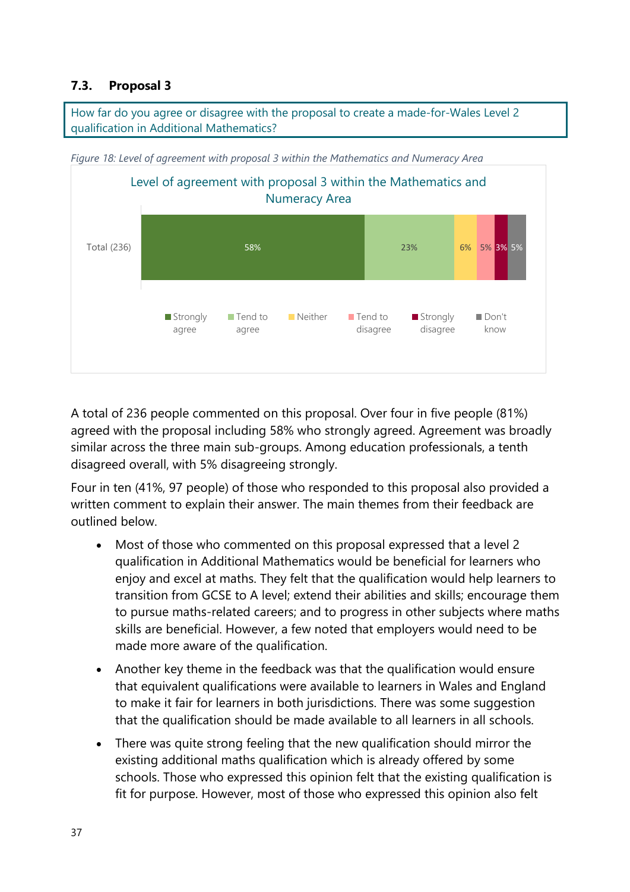### 7.3. Proposal 3

How far do you agree or disagree with the proposal to create a made-for-Wales Level 2 qualification in Additional Mathematics?

*Figure 18: Level of agreement with proposal 3 within the Mathematics and Numeracy Area*

Level of agreement with proposal 3 within the Mathematics and Numeracy Area

| | Strongly agree | Tend to agree | Neither | Tend to disagree | Strongly disagree | Don't know |
|---|---|---|---|---|---|---|
| Total (236) | 58% | 23% | 6% | 5% | 3% | 5% |

A total of 236 people commented on this proposal. Over four in five people (81%) agreed with the proposal including 58% who strongly agreed. Agreement was broadly similar across the three main sub-groups. Among education professionals, a tenth disagreed overall, with 5% disagreeing strongly.

Four in ten (41%, 97 people) of those who responded to this proposal also provided a written comment to explain their answer. The main themes from their feedback are outlined below.

- Most of those who commented on this proposal expressed that a level 2 qualification in Additional Mathematics would be beneficial for learners who enjoy and excel at maths. They felt that the qualification would help learners to transition from GCSE to A level; extend their abilities and skills; encourage them to pursue maths-related careers; and to progress in other subjects where maths skills are beneficial. However, a few noted that employers would need to be made more aware of the qualification.
- Another key theme in the feedback was that the qualification would ensure that equivalent qualifications were available to learners in Wales and England to make it fair for learners in both jurisdictions. There was some suggestion that the qualification should be made available to all learners in all schools.
- There was quite strong feeling that the new qualification should mirror the existing additional maths qualification which is already offered by some schools. Those who expressed this opinion felt that the existing qualification is fit for purpose. However, most of those who expressed this opinion also felt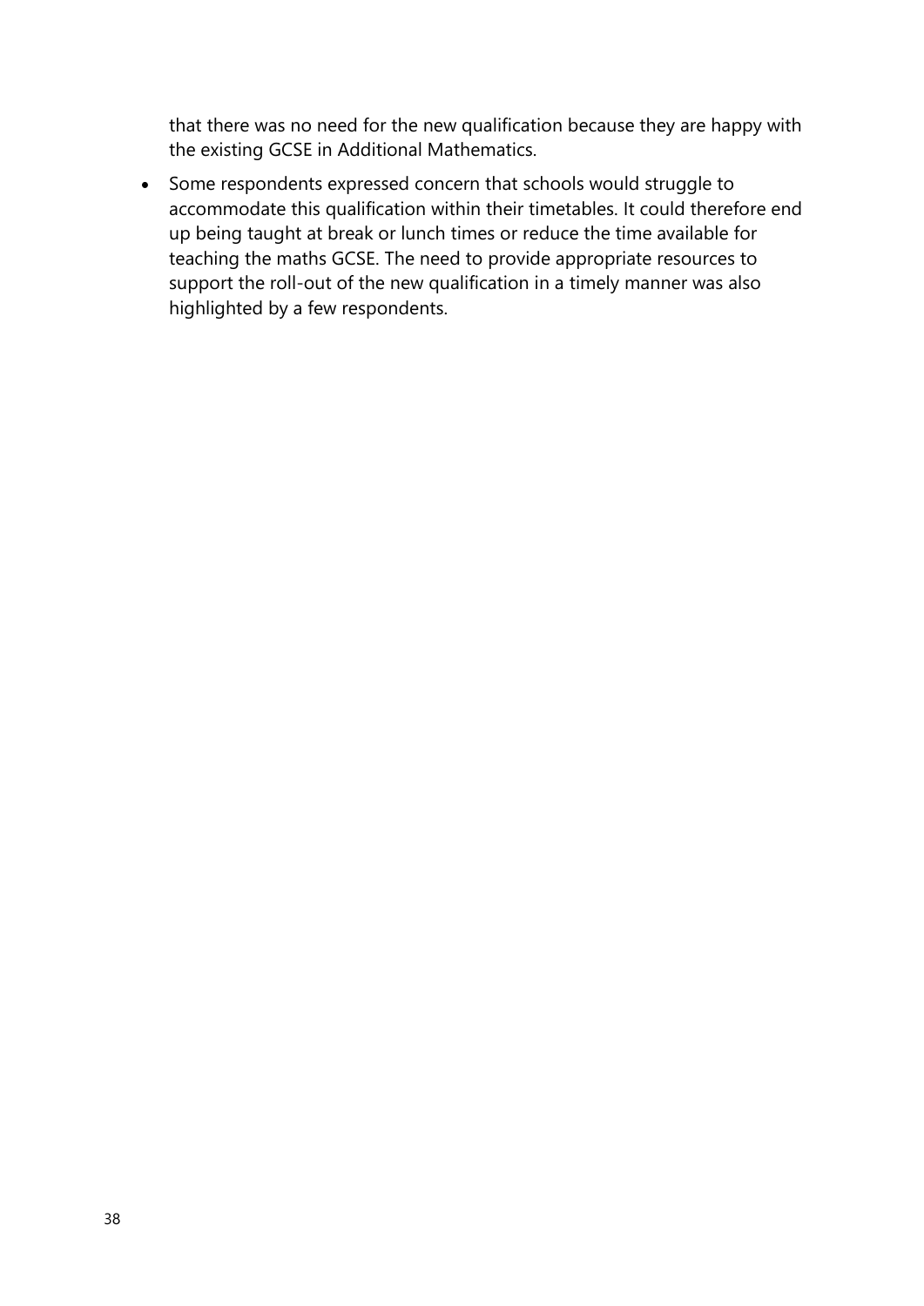that there was no need for the new qualification because they are happy with the existing GCSE in Additional Mathematics.

- Some respondents expressed concern that schools would struggle to accommodate this qualification within their timetables. It could therefore end up being taught at break or lunch times or reduce the time available for teaching the maths GCSE. The need to provide appropriate resources to support the roll-out of the new qualification in a timely manner was also highlighted by a few respondents.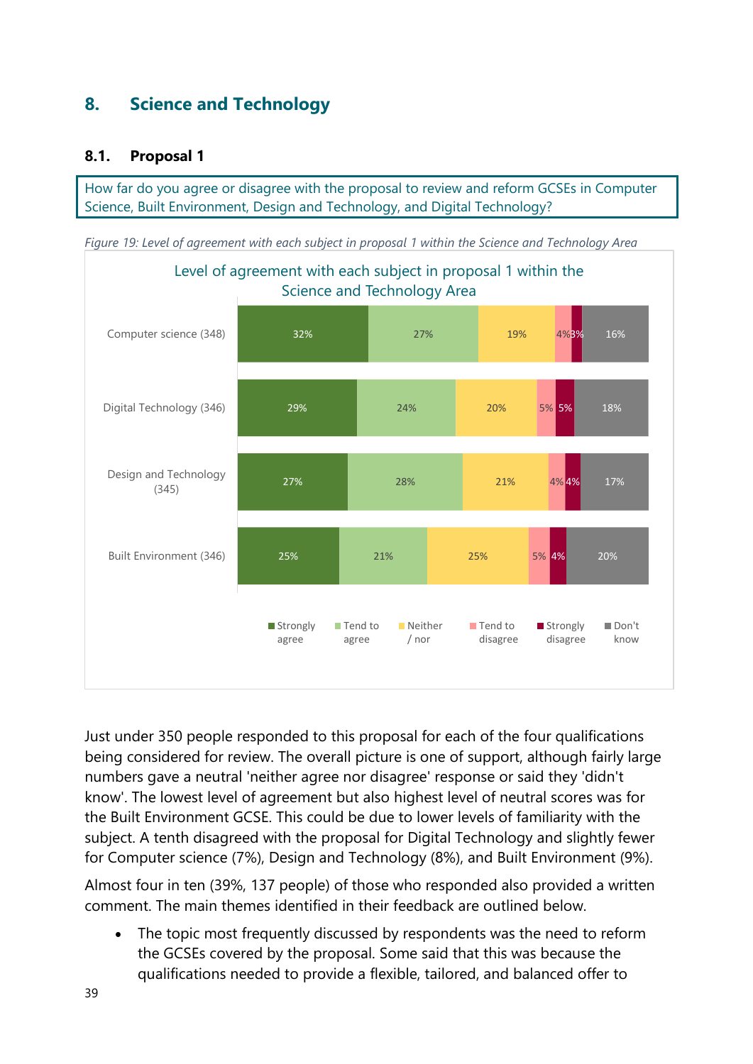## 8. Science and Technology

### 8.1. Proposal 1

How far do you agree or disagree with the proposal to review and reform GCSEs in Computer Science, Built Environment, Design and Technology, and Digital Technology?

*Figure 19: Level of agreement with each subject in proposal 1 within the Science and Technology Area*

Level of agreement with each subject in proposal 1 within the Science and Technology Area

| Subject | Strongly agree | Tend to agree | Neither / nor | Tend to disagree | Strongly disagree | Don't know |
|---|---|---|---|---|---|---|
| Computer science (348) | 32% | 27% | 19% | 4% | 3% | 16% |
| Digital Technology (346) | 29% | 24% | 20% | 5% | 5% | 18% |
| Design and Technology (345) | 27% | 28% | 21% | 4% | 4% | 17% |
| Built Environment (346) | 25% | 21% | 25% | 5% | 4% | 20% |

Just under 350 people responded to this proposal for each of the four qualifications being considered for review. The overall picture is one of support, although fairly large numbers gave a neutral 'neither agree nor disagree' response or said they 'didn't know'. The lowest level of agreement but also highest level of neutral scores was for the Built Environment GCSE. This could be due to lower levels of familiarity with the subject. A tenth disagreed with the proposal for Digital Technology and slightly fewer for Computer science (7%), Design and Technology (8%), and Built Environment (9%).

Almost four in ten (39%, 137 people) of those who responded also provided a written comment. The main themes identified in their feedback are outlined below.

- The topic most frequently discussed by respondents was the need to reform the GCSEs covered by the proposal. Some said that this was because the qualifications needed to provide a flexible, tailored, and balanced offer to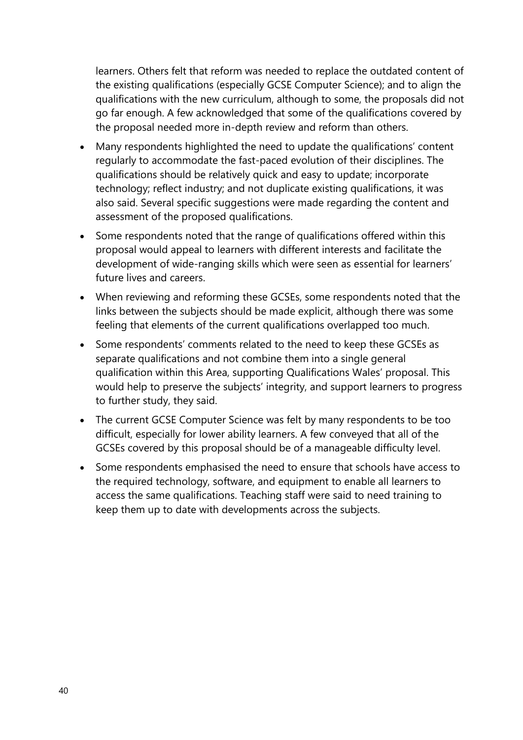learners. Others felt that reform was needed to replace the outdated content of the existing qualifications (especially GCSE Computer Science); and to align the qualifications with the new curriculum, although to some, the proposals did not go far enough. A few acknowledged that some of the qualifications covered by the proposal needed more in-depth review and reform than others.

- Many respondents highlighted the need to update the qualifications' content regularly to accommodate the fast-paced evolution of their disciplines. The qualifications should be relatively quick and easy to update; incorporate technology; reflect industry; and not duplicate existing qualifications, it was also said. Several specific suggestions were made regarding the content and assessment of the proposed qualifications.
- Some respondents noted that the range of qualifications offered within this proposal would appeal to learners with different interests and facilitate the development of wide-ranging skills which were seen as essential for learners' future lives and careers.
- When reviewing and reforming these GCSEs, some respondents noted that the links between the subjects should be made explicit, although there was some feeling that elements of the current qualifications overlapped too much.
- Some respondents' comments related to the need to keep these GCSEs as separate qualifications and not combine them into a single general qualification within this Area, supporting Qualifications Wales' proposal. This would help to preserve the subjects' integrity, and support learners to progress to further study, they said.
- The current GCSE Computer Science was felt by many respondents to be too difficult, especially for lower ability learners. A few conveyed that all of the GCSEs covered by this proposal should be of a manageable difficulty level.
- Some respondents emphasised the need to ensure that schools have access to the required technology, software, and equipment to enable all learners to access the same qualifications. Teaching staff were said to need training to keep them up to date with developments across the subjects.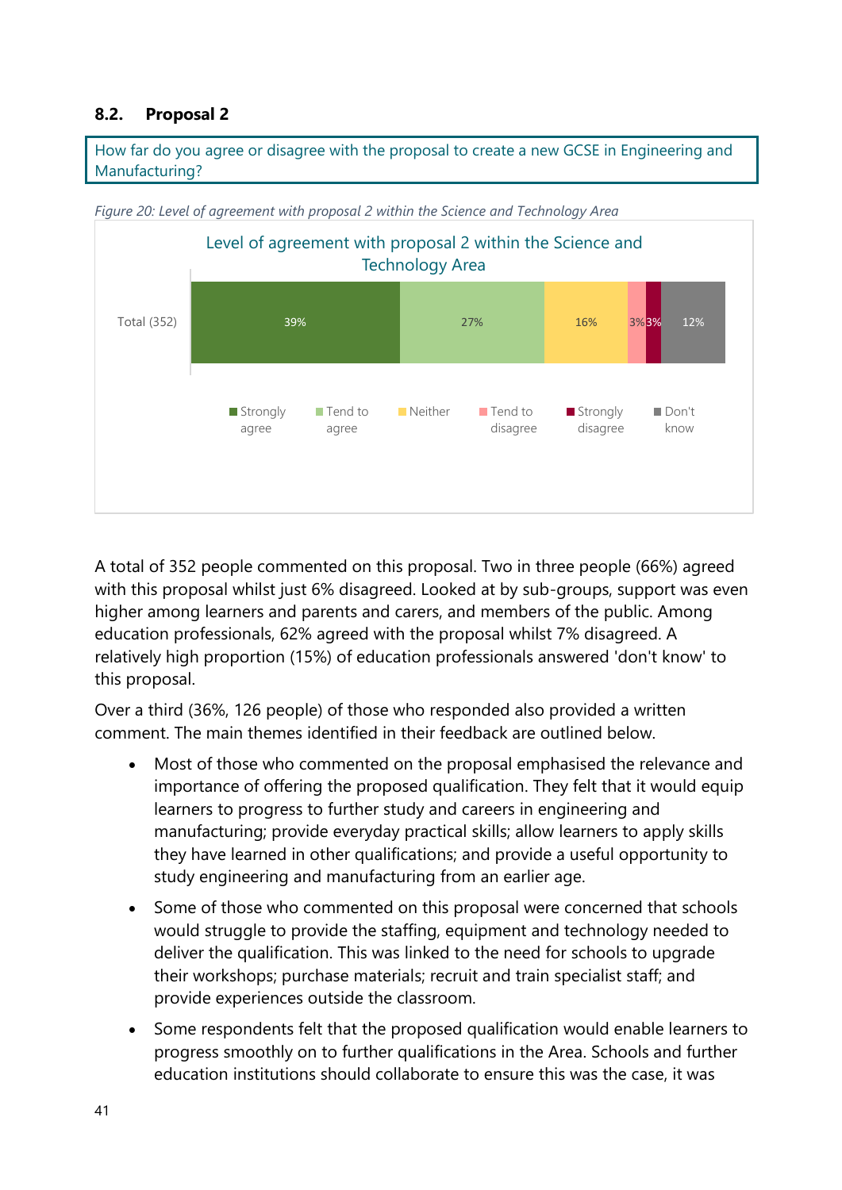## 8.2. Proposal 2

How far do you agree or disagree with the proposal to create a new GCSE in Engineering and Manufacturing?

*Figure 20: Level of agreement with proposal 2 within the Science and Technology Area*

Level of agreement with proposal 2 within the Science and Technology Area

| | Strongly agree | Tend to agree | Neither | Tend to disagree | Strongly disagree | Don't know |
|---|---|---|---|---|---|---|
| Total (352) | 39% | 27% | 16% | 3% | 3% | 12% |

A total of 352 people commented on this proposal. Two in three people (66%) agreed with this proposal whilst just 6% disagreed. Looked at by sub-groups, support was even higher among learners and parents and carers, and members of the public. Among education professionals, 62% agreed with the proposal whilst 7% disagreed. A relatively high proportion (15%) of education professionals answered 'don't know' to this proposal.

Over a third (36%, 126 people) of those who responded also provided a written comment. The main themes identified in their feedback are outlined below.

- Most of those who commented on the proposal emphasised the relevance and importance of offering the proposed qualification. They felt that it would equip learners to progress to further study and careers in engineering and manufacturing; provide everyday practical skills; allow learners to apply skills they have learned in other qualifications; and provide a useful opportunity to study engineering and manufacturing from an earlier age.
- Some of those who commented on this proposal were concerned that schools would struggle to provide the staffing, equipment and technology needed to deliver the qualification. This was linked to the need for schools to upgrade their workshops; purchase materials; recruit and train specialist staff; and provide experiences outside the classroom.
- Some respondents felt that the proposed qualification would enable learners to progress smoothly on to further qualifications in the Area. Schools and further education institutions should collaborate to ensure this was the case, it was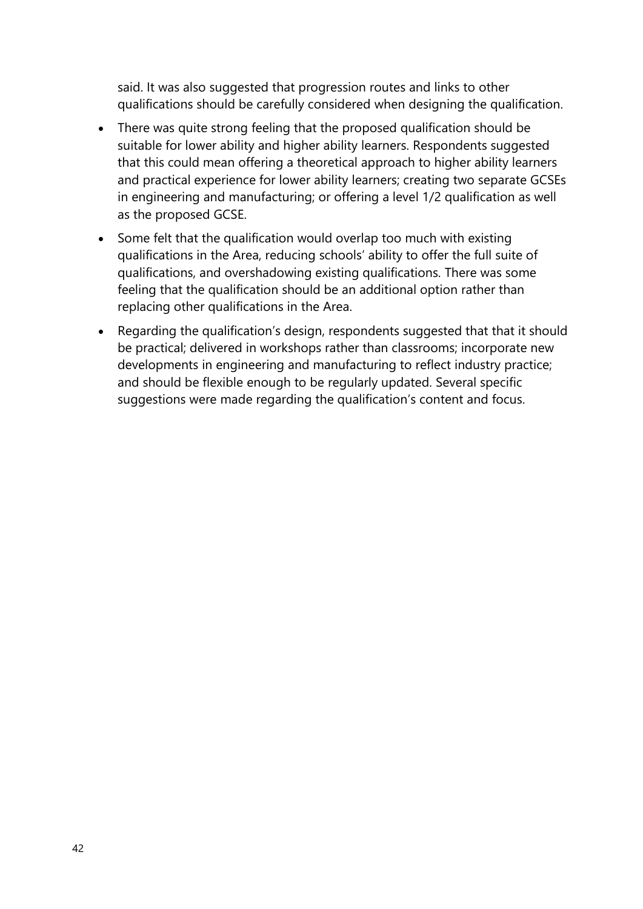said. It was also suggested that progression routes and links to other qualifications should be carefully considered when designing the qualification.

- There was quite strong feeling that the proposed qualification should be suitable for lower ability and higher ability learners. Respondents suggested that this could mean offering a theoretical approach to higher ability learners and practical experience for lower ability learners; creating two separate GCSEs in engineering and manufacturing; or offering a level 1/2 qualification as well as the proposed GCSE.
- Some felt that the qualification would overlap too much with existing qualifications in the Area, reducing schools' ability to offer the full suite of qualifications, and overshadowing existing qualifications. There was some feeling that the qualification should be an additional option rather than replacing other qualifications in the Area.
- Regarding the qualification's design, respondents suggested that that it should be practical; delivered in workshops rather than classrooms; incorporate new developments in engineering and manufacturing to reflect industry practice; and should be flexible enough to be regularly updated. Several specific suggestions were made regarding the qualification's content and focus.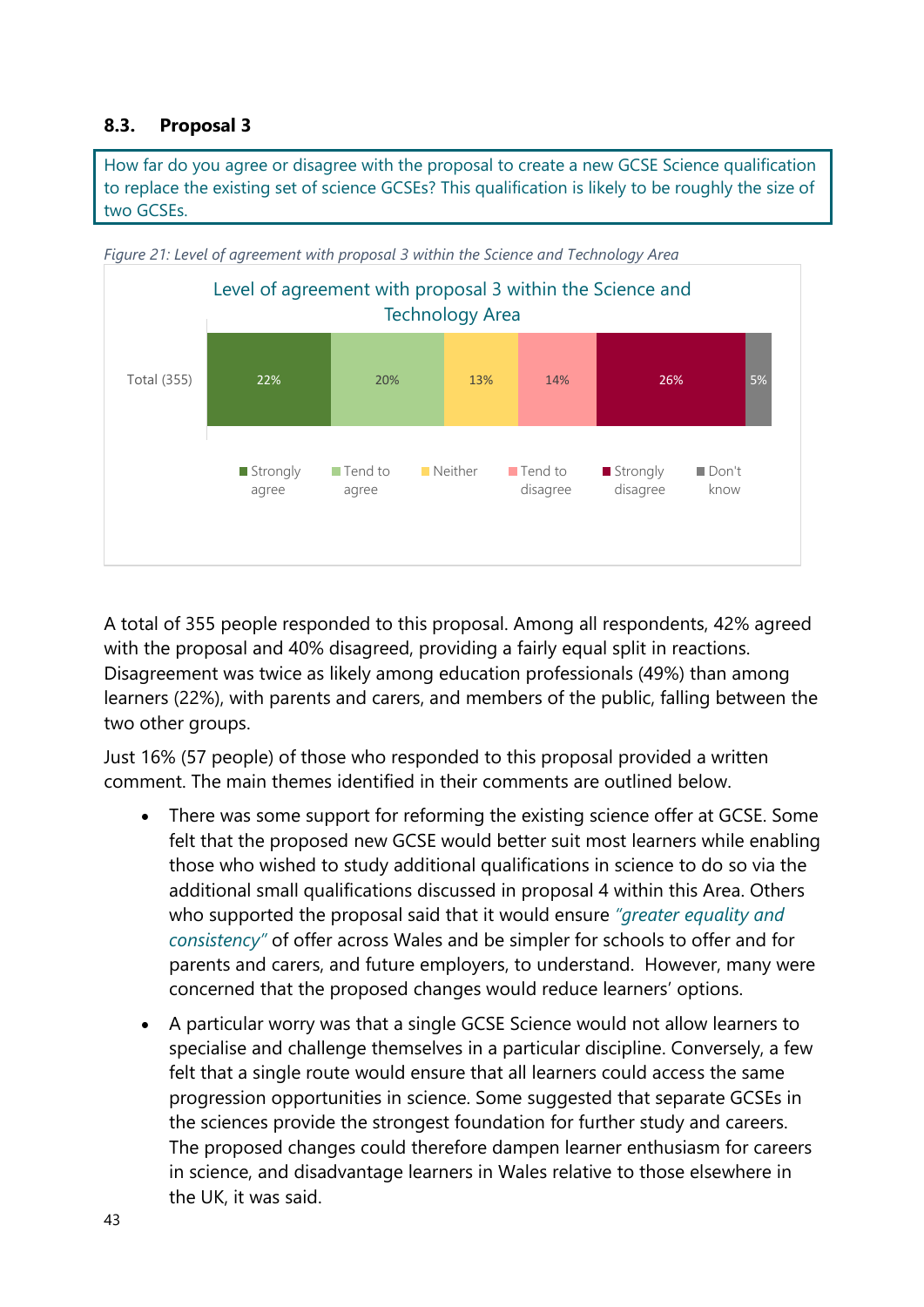### 8.3. Proposal 3

How far do you agree or disagree with the proposal to create a new GCSE Science qualification to replace the existing set of science GCSEs? This qualification is likely to be roughly the size of two GCSEs.

*Figure 21: Level of agreement with proposal 3 within the Science and Technology Area*

Level of agreement with proposal 3 within the Science and Technology Area

| | Strongly agree | Tend to agree | Neither | Tend to disagree | Strongly disagree | Don't know |
|---|---|---|---|---|---|---|
| Total (355) | 22% | 20% | 13% | 14% | 26% | 5% |

A total of 355 people responded to this proposal. Among all respondents, 42% agreed with the proposal and 40% disagreed, providing a fairly equal split in reactions. Disagreement was twice as likely among education professionals (49%) than among learners (22%), with parents and carers, and members of the public, falling between the two other groups.

Just 16% (57 people) of those who responded to this proposal provided a written comment. The main themes identified in their comments are outlined below.

- There was some support for reforming the existing science offer at GCSE. Some felt that the proposed new GCSE would better suit most learners while enabling those who wished to study additional qualifications in science to do so via the additional small qualifications discussed in proposal 4 within this Area. Others who supported the proposal said that it would ensure *"greater equality and consistency"* of offer across Wales and be simpler for schools to offer and for parents and carers, and future employers, to understand. However, many were concerned that the proposed changes would reduce learners' options.
- A particular worry was that a single GCSE Science would not allow learners to specialise and challenge themselves in a particular discipline. Conversely, a few felt that a single route would ensure that all learners could access the same progression opportunities in science. Some suggested that separate GCSEs in the sciences provide the strongest foundation for further study and careers. The proposed changes could therefore dampen learner enthusiasm for careers in science, and disadvantage learners in Wales relative to those elsewhere in the UK, it was said.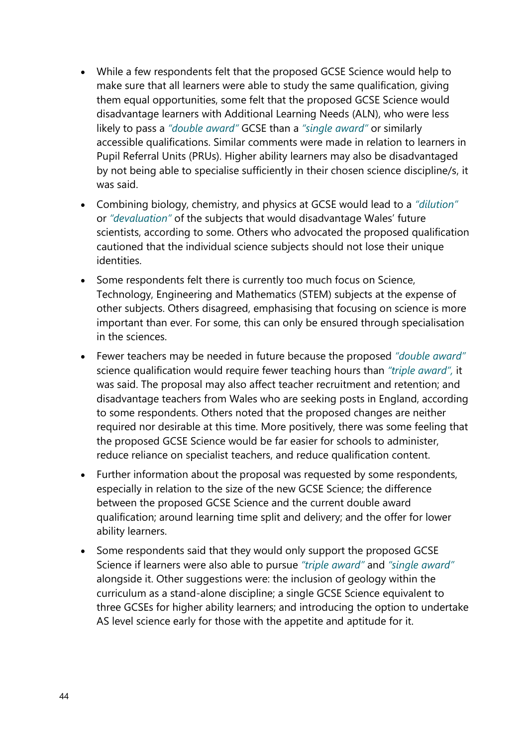- While a few respondents felt that the proposed GCSE Science would help to make sure that all learners were able to study the same qualification, giving them equal opportunities, some felt that the proposed GCSE Science would disadvantage learners with Additional Learning Needs (ALN), who were less likely to pass a *"double award"* GCSE than a *"single award"* or similarly accessible qualifications. Similar comments were made in relation to learners in Pupil Referral Units (PRUs). Higher ability learners may also be disadvantaged by not being able to specialise sufficiently in their chosen science discipline/s, it was said.

- Combining biology, chemistry, and physics at GCSE would lead to a *"dilution"* or *"devaluation"* of the subjects that would disadvantage Wales' future scientists, according to some. Others who advocated the proposed qualification cautioned that the individual science subjects should not lose their unique identities.

- Some respondents felt there is currently too much focus on Science, Technology, Engineering and Mathematics (STEM) subjects at the expense of other subjects. Others disagreed, emphasising that focusing on science is more important than ever. For some, this can only be ensured through specialisation in the sciences.

- Fewer teachers may be needed in future because the proposed *"double award"* science qualification would require fewer teaching hours than *"triple award"*, it was said. The proposal may also affect teacher recruitment and retention; and disadvantage teachers from Wales who are seeking posts in England, according to some respondents. Others noted that the proposed changes are neither required nor desirable at this time. More positively, there was some feeling that the proposed GCSE Science would be far easier for schools to administer, reduce reliance on specialist teachers, and reduce qualification content.

- Further information about the proposal was requested by some respondents, especially in relation to the size of the new GCSE Science; the difference between the proposed GCSE Science and the current double award qualification; around learning time split and delivery; and the offer for lower ability learners.

- Some respondents said that they would only support the proposed GCSE Science if learners were also able to pursue *"triple award"* and *"single award"* alongside it. Other suggestions were: the inclusion of geology within the curriculum as a stand-alone discipline; a single GCSE Science equivalent to three GCSEs for higher ability learners; and introducing the option to undertake AS level science early for those with the appetite and aptitude for it.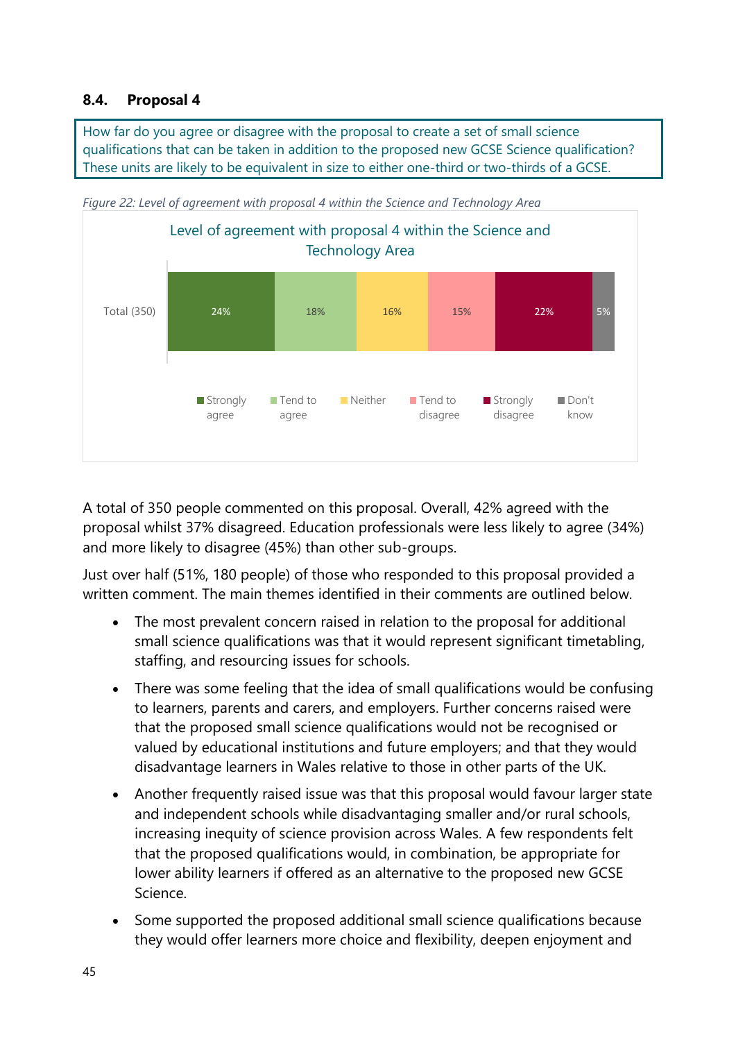### 8.4. Proposal 4

How far do you agree or disagree with the proposal to create a set of small science qualifications that can be taken in addition to the proposed new GCSE Science qualification? These units are likely to be equivalent in size to either one-third or two-thirds of a GCSE.

*Figure 22: Level of agreement with proposal 4 within the Science and Technology Area*

Level of agreement with proposal 4 within the Science and Technology Area

| | Strongly agree | Tend to agree | Neither | Tend to disagree | Strongly disagree | Don't know |
|---|---|---|---|---|---|---|
| Total (350) | 24% | 18% | 16% | 15% | 22% | 5% |

A total of 350 people commented on this proposal. Overall, 42% agreed with the proposal whilst 37% disagreed. Education professionals were less likely to agree (34%) and more likely to disagree (45%) than other sub-groups.

Just over half (51%, 180 people) of those who responded to this proposal provided a written comment. The main themes identified in their comments are outlined below.

- The most prevalent concern raised in relation to the proposal for additional small science qualifications was that it would represent significant timetabling, staffing, and resourcing issues for schools.
- There was some feeling that the idea of small qualifications would be confusing to learners, parents and carers, and employers. Further concerns raised were that the proposed small science qualifications would not be recognised or valued by educational institutions and future employers; and that they would disadvantage learners in Wales relative to those in other parts of the UK.
- Another frequently raised issue was that this proposal would favour larger state and independent schools while disadvantaging smaller and/or rural schools, increasing inequity of science provision across Wales. A few respondents felt that the proposed qualifications would, in combination, be appropriate for lower ability learners if offered as an alternative to the proposed new GCSE Science.
- Some supported the proposed additional small science qualifications because they would offer learners more choice and flexibility, deepen enjoyment and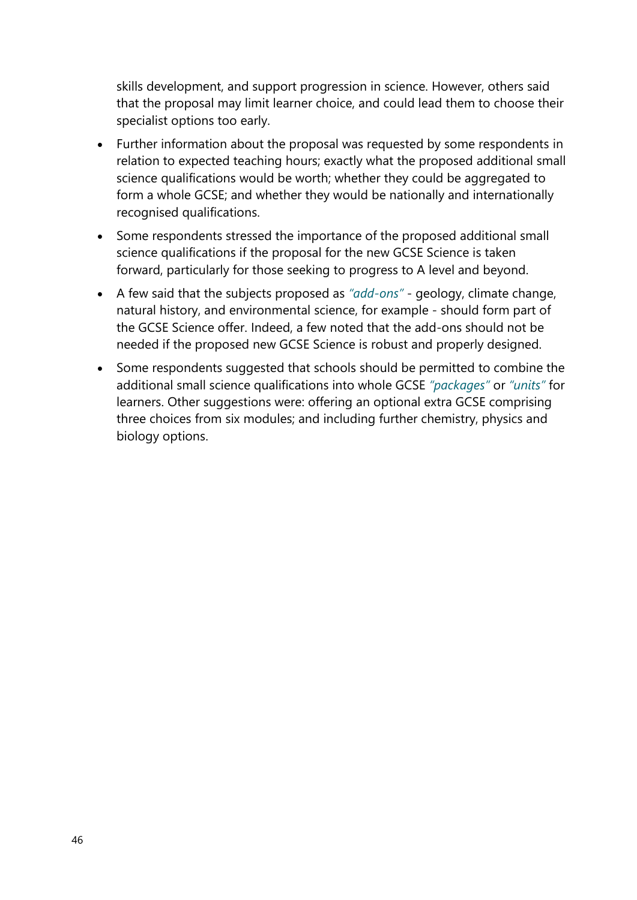skills development, and support progression in science. However, others said that the proposal may limit learner choice, and could lead them to choose their specialist options too early.

- Further information about the proposal was requested by some respondents in relation to expected teaching hours; exactly what the proposed additional small science qualifications would be worth; whether they could be aggregated to form a whole GCSE; and whether they would be nationally and internationally recognised qualifications.
- Some respondents stressed the importance of the proposed additional small science qualifications if the proposal for the new GCSE Science is taken forward, particularly for those seeking to progress to A level and beyond.
- A few said that the subjects proposed as *"add-ons"* - geology, climate change, natural history, and environmental science, for example - should form part of the GCSE Science offer. Indeed, a few noted that the add-ons should not be needed if the proposed new GCSE Science is robust and properly designed.
- Some respondents suggested that schools should be permitted to combine the additional small science qualifications into whole GCSE *"packages"* or *"units"* for learners. Other suggestions were: offering an optional extra GCSE comprising three choices from six modules; and including further chemistry, physics and biology options.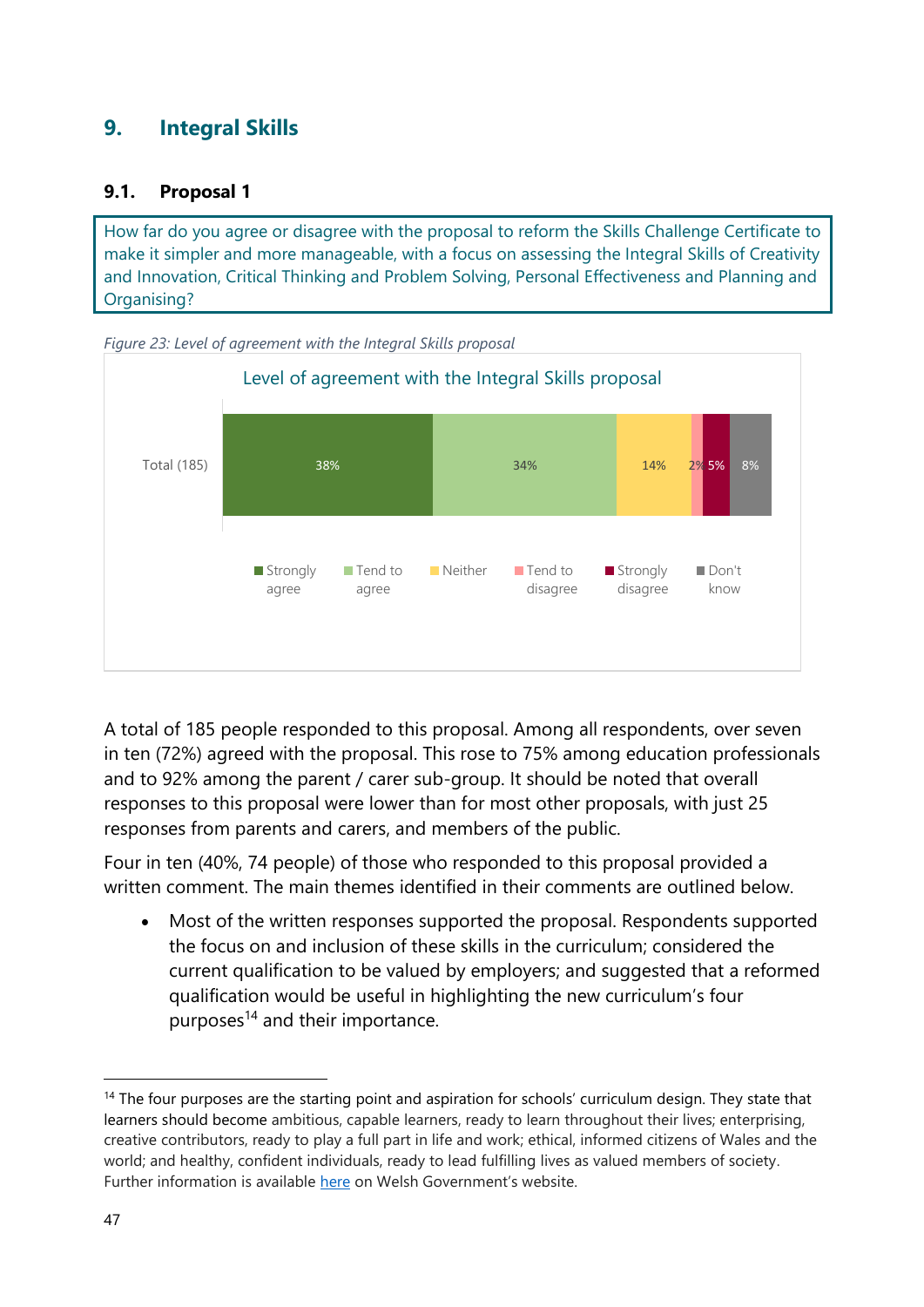## 9. Integral Skills

### 9.1. Proposal 1

How far do you agree or disagree with the proposal to reform the Skills Challenge Certificate to make it simpler and more manageable, with a focus on assessing the Integral Skills of Creativity and Innovation, Critical Thinking and Problem Solving, Personal Effectiveness and Planning and Organising?

*Figure 23: Level of agreement with the Integral Skills proposal*

Level of agreement with the Integral Skills proposal

| | Strongly agree | Tend to agree | Neither | Tend to disagree | Strongly disagree | Don't know |
|---|---|---|---|---|---|---|
| Total (185) | 38% | 34% | 14% | 2% | 5% | 8% |

A total of 185 people responded to this proposal. Among all respondents, over seven in ten (72%) agreed with the proposal. This rose to 75% among education professionals and to 92% among the parent / carer sub-group. It should be noted that overall responses to this proposal were lower than for most other proposals, with just 25 responses from parents and carers, and members of the public.

Four in ten (40%, 74 people) of those who responded to this proposal provided a written comment. The main themes identified in their comments are outlined below.

- Most of the written responses supported the proposal. Respondents supported the focus on and inclusion of these skills in the curriculum; considered the current qualification to be valued by employers; and suggested that a reformed qualification would be useful in highlighting the new curriculum's four purposes[14] and their importance.

[14] The four purposes are the starting point and aspiration for schools' curriculum design. They state that learners should become ambitious, capable learners, ready to learn throughout their lives; enterprising, creative contributors, ready to play a full part in life and work; ethical, informed citizens of Wales and the world; and healthy, confident individuals, ready to lead fulfilling lives as valued members of society. Further information is available here on Welsh Government's website.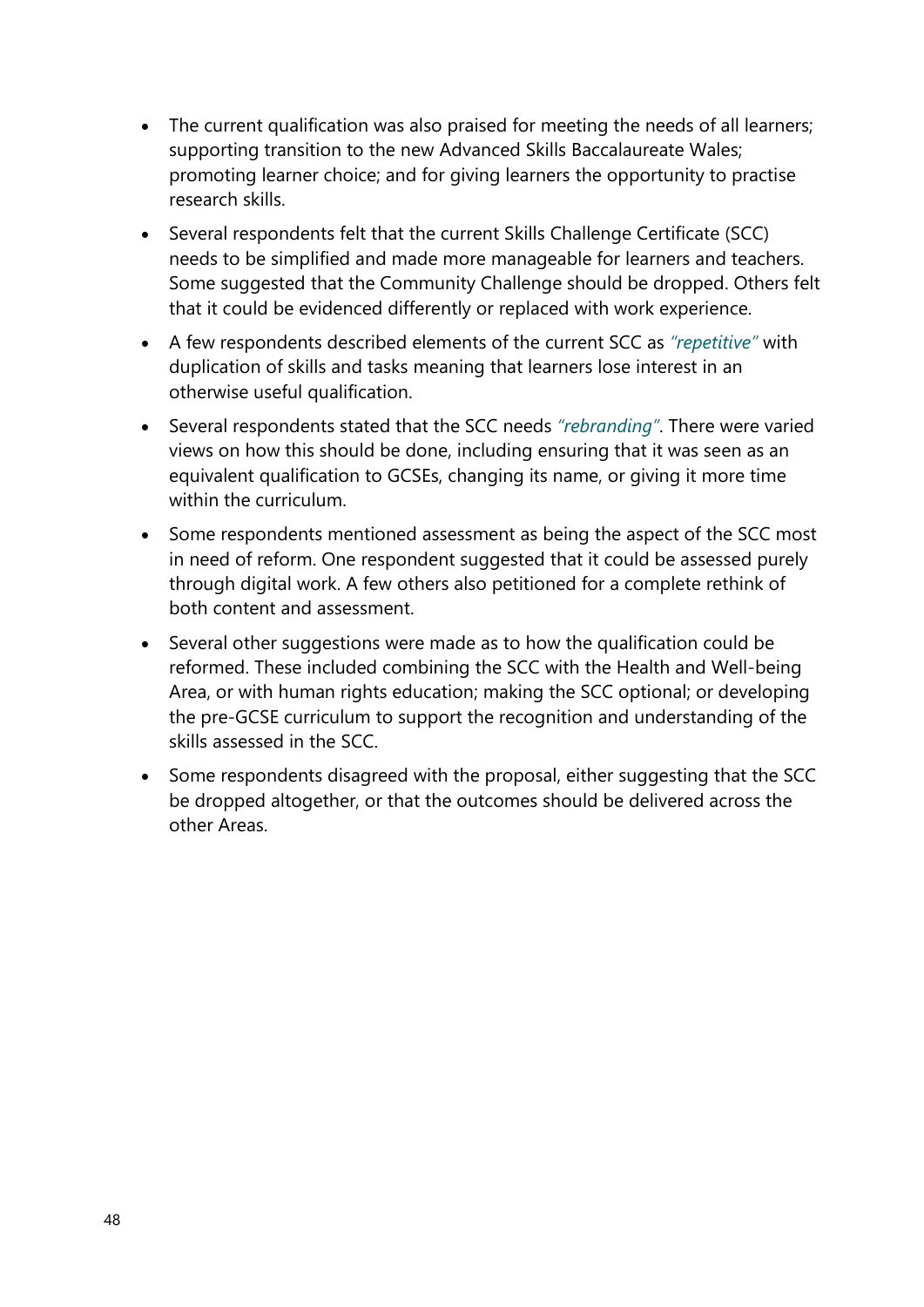- The current qualification was also praised for meeting the needs of all learners; supporting transition to the new Advanced Skills Baccalaureate Wales; promoting learner choice; and for giving learners the opportunity to practise research skills.
- Several respondents felt that the current Skills Challenge Certificate (SCC) needs to be simplified and made more manageable for learners and teachers. Some suggested that the Community Challenge should be dropped. Others felt that it could be evidenced differently or replaced with work experience.
- A few respondents described elements of the current SCC as *"repetitive"* with duplication of skills and tasks meaning that learners lose interest in an otherwise useful qualification.
- Several respondents stated that the SCC needs *"rebranding"*. There were varied views on how this should be done, including ensuring that it was seen as an equivalent qualification to GCSEs, changing its name, or giving it more time within the curriculum.
- Some respondents mentioned assessment as being the aspect of the SCC most in need of reform. One respondent suggested that it could be assessed purely through digital work. A few others also petitioned for a complete rethink of both content and assessment.
- Several other suggestions were made as to how the qualification could be reformed. These included combining the SCC with the Health and Well-being Area, or with human rights education; making the SCC optional; or developing the pre-GCSE curriculum to support the recognition and understanding of the skills assessed in the SCC.
- Some respondents disagreed with the proposal, either suggesting that the SCC be dropped altogether, or that the outcomes should be delivered across the other Areas.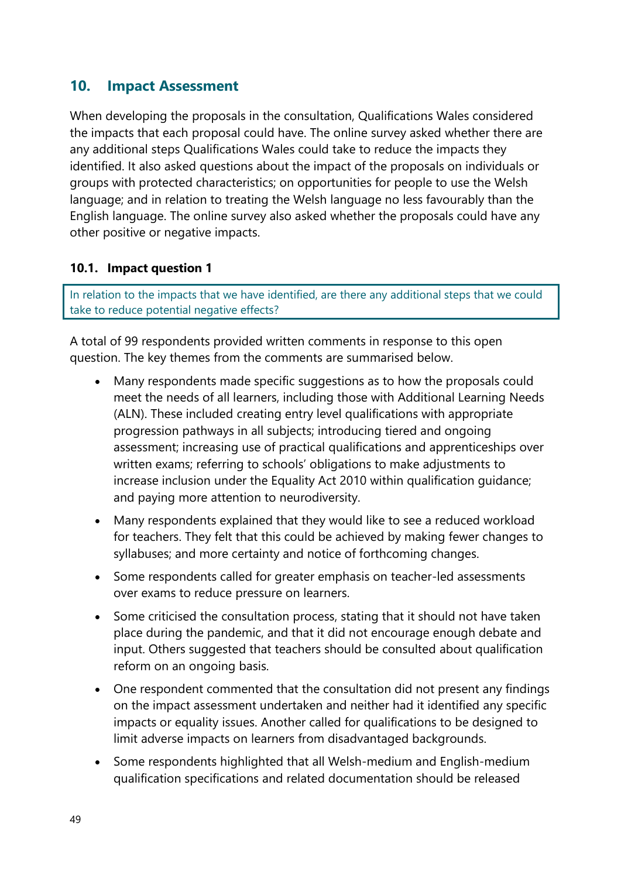## 10. Impact Assessment

When developing the proposals in the consultation, Qualifications Wales considered the impacts that each proposal could have. The online survey asked whether there are any additional steps Qualifications Wales could take to reduce the impacts they identified. It also asked questions about the impact of the proposals on individuals or groups with protected characteristics; on opportunities for people to use the Welsh language; and in relation to treating the Welsh language no less favourably than the English language. The online survey also asked whether the proposals could have any other positive or negative impacts.

### 10.1. Impact question 1

In relation to the impacts that we have identified, are there any additional steps that we could take to reduce potential negative effects?

A total of 99 respondents provided written comments in response to this open question. The key themes from the comments are summarised below.

- Many respondents made specific suggestions as to how the proposals could meet the needs of all learners, including those with Additional Learning Needs (ALN). These included creating entry level qualifications with appropriate progression pathways in all subjects; introducing tiered and ongoing assessment; increasing use of practical qualifications and apprenticeships over written exams; referring to schools' obligations to make adjustments to increase inclusion under the Equality Act 2010 within qualification guidance; and paying more attention to neurodiversity.
- Many respondents explained that they would like to see a reduced workload for teachers. They felt that this could be achieved by making fewer changes to syllabuses; and more certainty and notice of forthcoming changes.
- Some respondents called for greater emphasis on teacher-led assessments over exams to reduce pressure on learners.
- Some criticised the consultation process, stating that it should not have taken place during the pandemic, and that it did not encourage enough debate and input. Others suggested that teachers should be consulted about qualification reform on an ongoing basis.
- One respondent commented that the consultation did not present any findings on the impact assessment undertaken and neither had it identified any specific impacts or equality issues. Another called for qualifications to be designed to limit adverse impacts on learners from disadvantaged backgrounds.
- Some respondents highlighted that all Welsh-medium and English-medium qualification specifications and related documentation should be released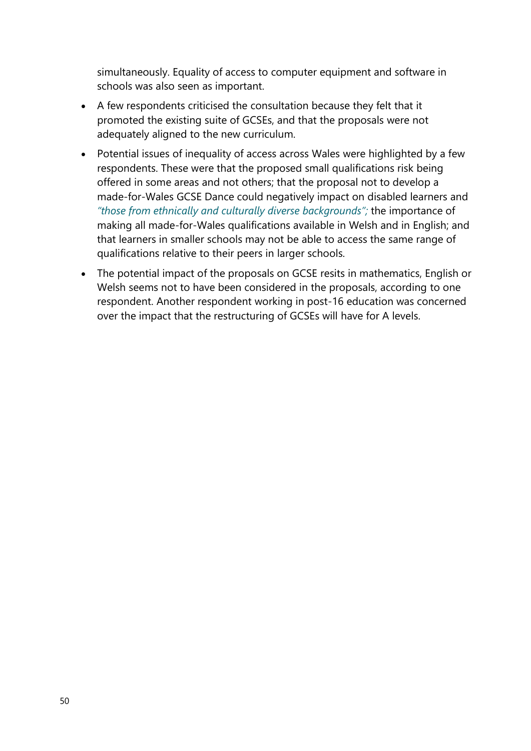simultaneously. Equality of access to computer equipment and software in schools was also seen as important.

- A few respondents criticised the consultation because they felt that it promoted the existing suite of GCSEs, and that the proposals were not adequately aligned to the new curriculum.
- Potential issues of inequality of access across Wales were highlighted by a few respondents. These were that the proposed small qualifications risk being offered in some areas and not others; that the proposal not to develop a made-for-Wales GCSE Dance could negatively impact on disabled learners and *"those from ethnically and culturally diverse backgrounds";* the importance of making all made-for-Wales qualifications available in Welsh and in English; and that learners in smaller schools may not be able to access the same range of qualifications relative to their peers in larger schools.
- The potential impact of the proposals on GCSE resits in mathematics, English or Welsh seems not to have been considered in the proposals, according to one respondent. Another respondent working in post-16 education was concerned over the impact that the restructuring of GCSEs will have for A levels.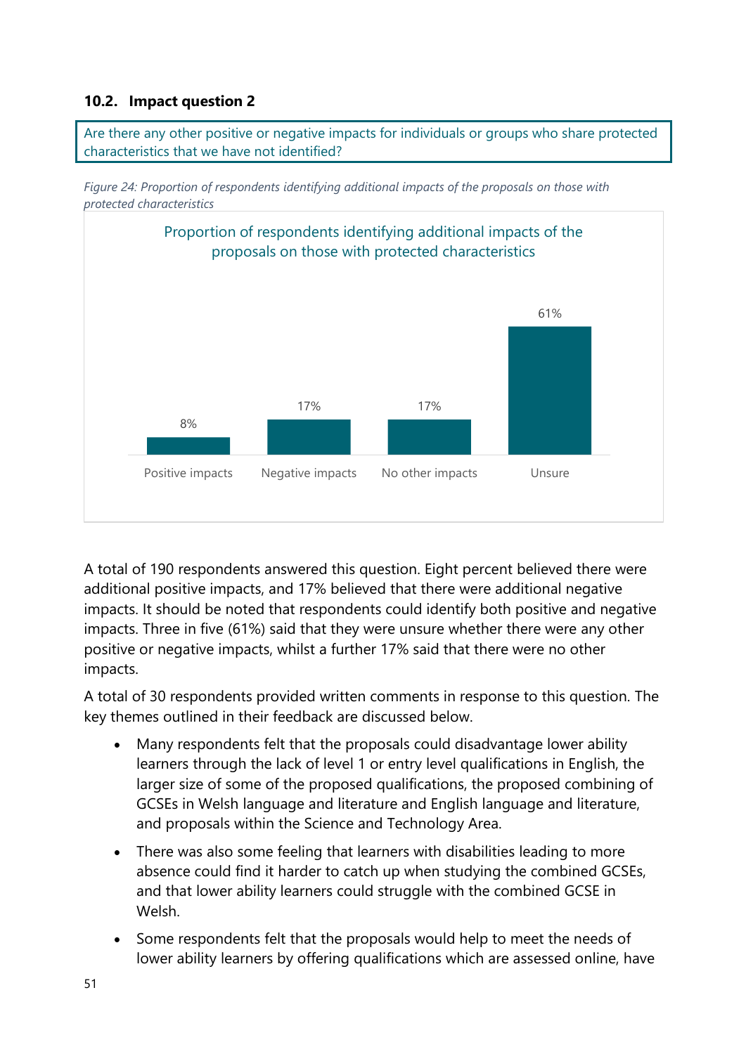### 10.2. Impact question 2

Are there any other positive or negative impacts for individuals or groups who share protected characteristics that we have not identified?

*Figure 24: Proportion of respondents identifying additional impacts of the proposals on those with protected characteristics*

| Proportion of respondents identifying additional impacts of the proposals on those with protected characteristics | |
|---|---|
| Positive impacts | 8% |
| Negative impacts | 17% |
| No other impacts | 17% |
| Unsure | 61% |

A total of 190 respondents answered this question. Eight percent believed there were additional positive impacts, and 17% believed that there were additional negative impacts. It should be noted that respondents could identify both positive and negative impacts. Three in five (61%) said that they were unsure whether there were any other positive or negative impacts, whilst a further 17% said that there were no other impacts.

A total of 30 respondents provided written comments in response to this question. The key themes outlined in their feedback are discussed below.

- Many respondents felt that the proposals could disadvantage lower ability learners through the lack of level 1 or entry level qualifications in English, the larger size of some of the proposed qualifications, the proposed combining of GCSEs in Welsh language and literature and English language and literature, and proposals within the Science and Technology Area.
- There was also some feeling that learners with disabilities leading to more absence could find it harder to catch up when studying the combined GCSEs, and that lower ability learners could struggle with the combined GCSE in Welsh.
- Some respondents felt that the proposals would help to meet the needs of lower ability learners by offering qualifications which are assessed online, have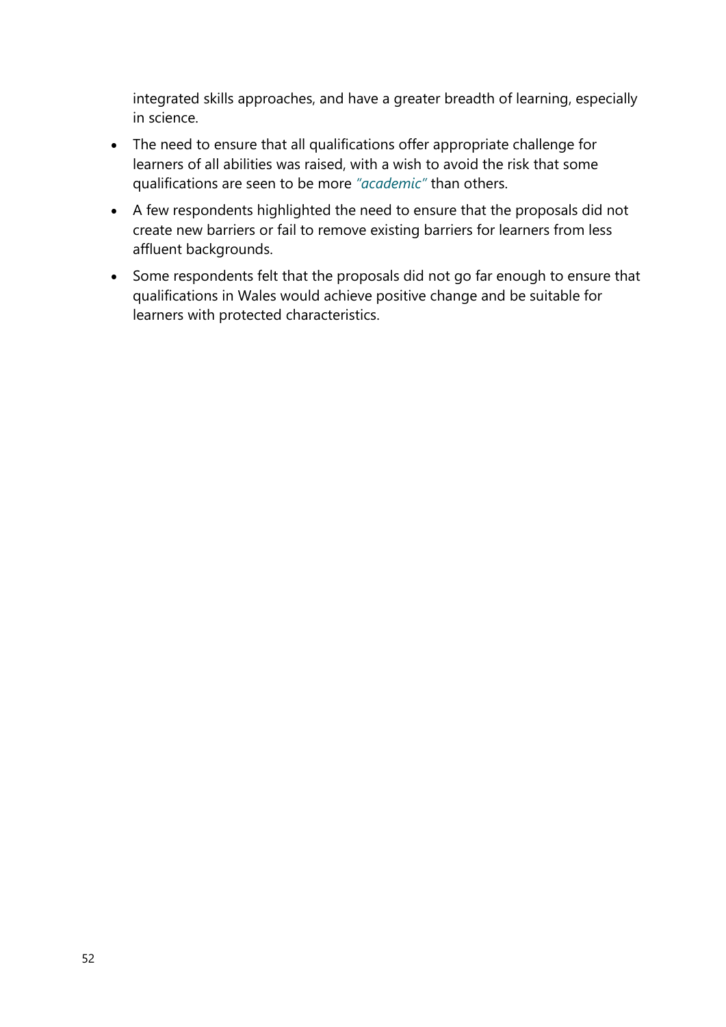integrated skills approaches, and have a greater breadth of learning, especially in science.

- The need to ensure that all qualifications offer appropriate challenge for learners of all abilities was raised, with a wish to avoid the risk that some qualifications are seen to be more *"academic"* than others.
- A few respondents highlighted the need to ensure that the proposals did not create new barriers or fail to remove existing barriers for learners from less affluent backgrounds.
- Some respondents felt that the proposals did not go far enough to ensure that qualifications in Wales would achieve positive change and be suitable for learners with protected characteristics.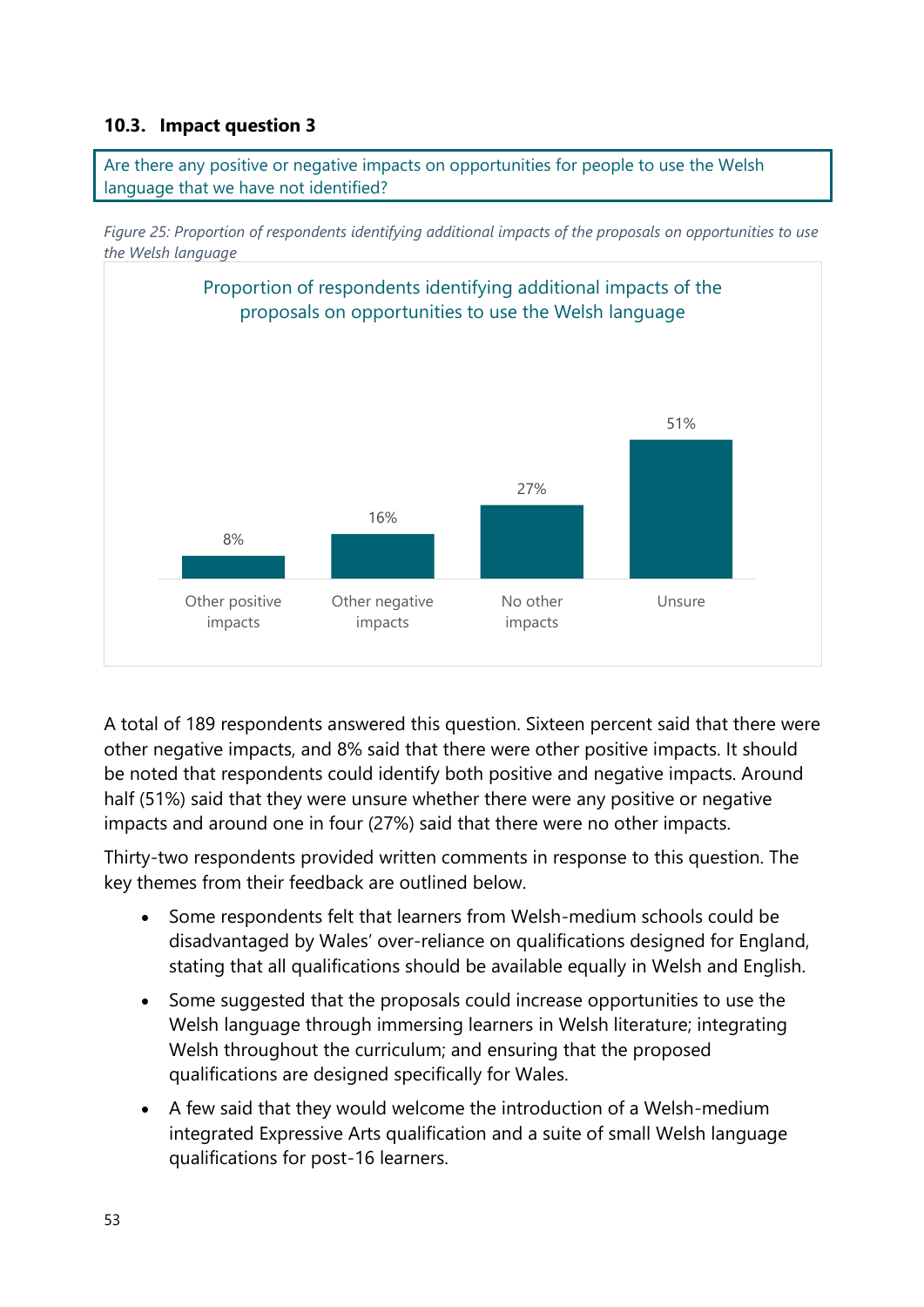### 10.3. Impact question 3

Are there any positive or negative impacts on opportunities for people to use the Welsh language that we have not identified?

*Figure 25: Proportion of respondents identifying additional impacts of the proposals on opportunities to use the Welsh language*

Proportion of respondents identifying additional impacts of the proposals on opportunities to use the Welsh language

| Response | Percentage |
|---|---|
| Other positive impacts | 8% |
| Other negative impacts | 16% |
| No other impacts | 27% |
| Unsure | 51% |

A total of 189 respondents answered this question. Sixteen percent said that there were other negative impacts, and 8% said that there were other positive impacts. It should be noted that respondents could identify both positive and negative impacts. Around half (51%) said that they were unsure whether there were any positive or negative impacts and around one in four (27%) said that there were no other impacts.

Thirty-two respondents provided written comments in response to this question. The key themes from their feedback are outlined below.

- Some respondents felt that learners from Welsh-medium schools could be disadvantaged by Wales' over-reliance on qualifications designed for England, stating that all qualifications should be available equally in Welsh and English.
- Some suggested that the proposals could increase opportunities to use the Welsh language through immersing learners in Welsh literature; integrating Welsh throughout the curriculum; and ensuring that the proposed qualifications are designed specifically for Wales.
- A few said that they would welcome the introduction of a Welsh-medium integrated Expressive Arts qualification and a suite of small Welsh language qualifications for post-16 learners.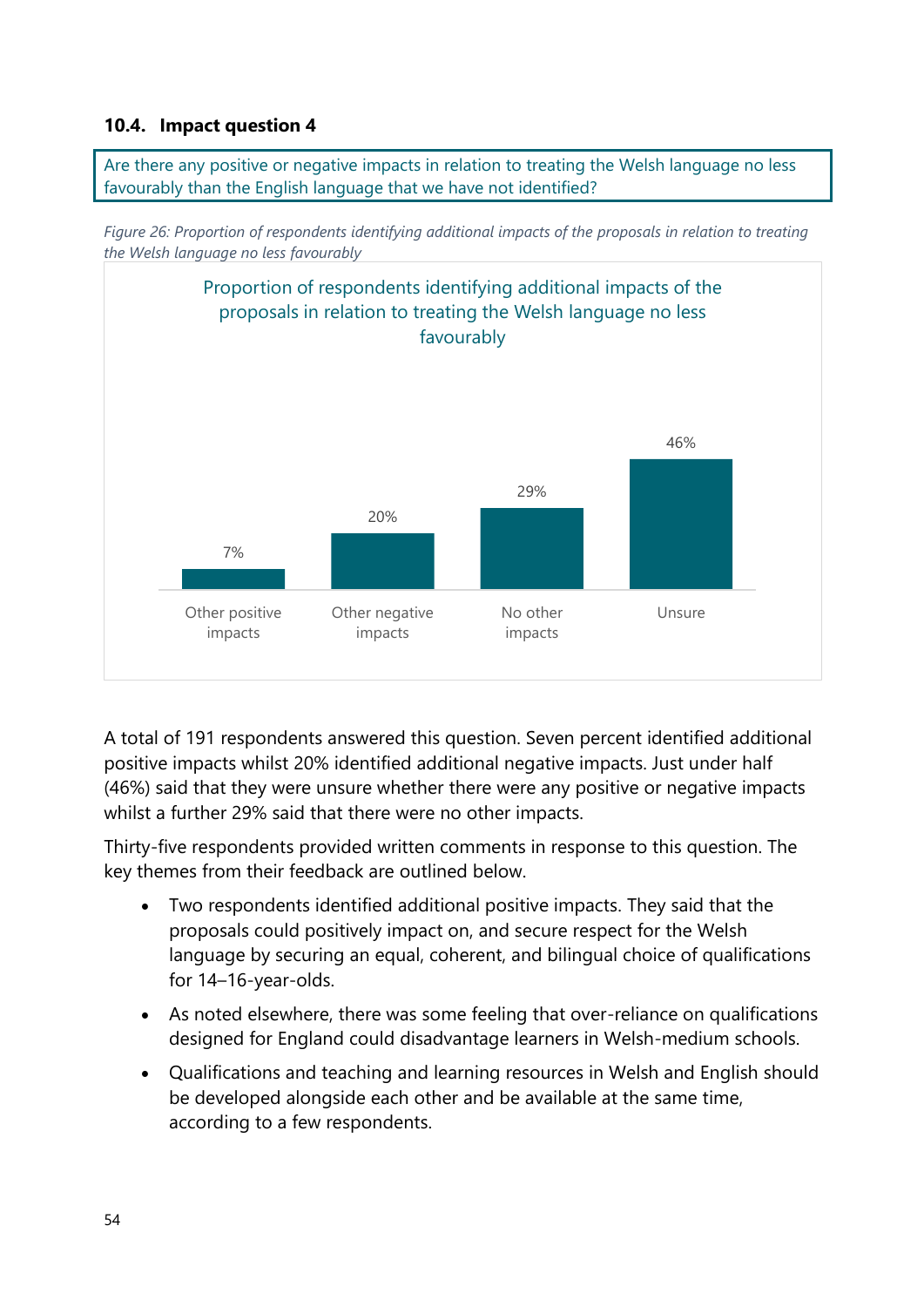### 10.4. Impact question 4

Are there any positive or negative impacts in relation to treating the Welsh language no less favourably than the English language that we have not identified?

*Figure 26: Proportion of respondents identifying additional impacts of the proposals in relation to treating the Welsh language no less favourably*

Proportion of respondents identifying additional impacts of the proposals in relation to treating the Welsh language no less favourably

| Other positive impacts | Other negative impacts | No other impacts | Unsure |
|---|---|---|---|
| 7% | 20% | 29% | 46% |

A total of 191 respondents answered this question. Seven percent identified additional positive impacts whilst 20% identified additional negative impacts. Just under half (46%) said that they were unsure whether there were any positive or negative impacts whilst a further 29% said that there were no other impacts.

Thirty-five respondents provided written comments in response to this question. The key themes from their feedback are outlined below.

- Two respondents identified additional positive impacts. They said that the proposals could positively impact on, and secure respect for the Welsh language by securing an equal, coherent, and bilingual choice of qualifications for 14–16-year-olds.
- As noted elsewhere, there was some feeling that over-reliance on qualifications designed for England could disadvantage learners in Welsh-medium schools.
- Qualifications and teaching and learning resources in Welsh and English should be developed alongside each other and be available at the same time, according to a few respondents.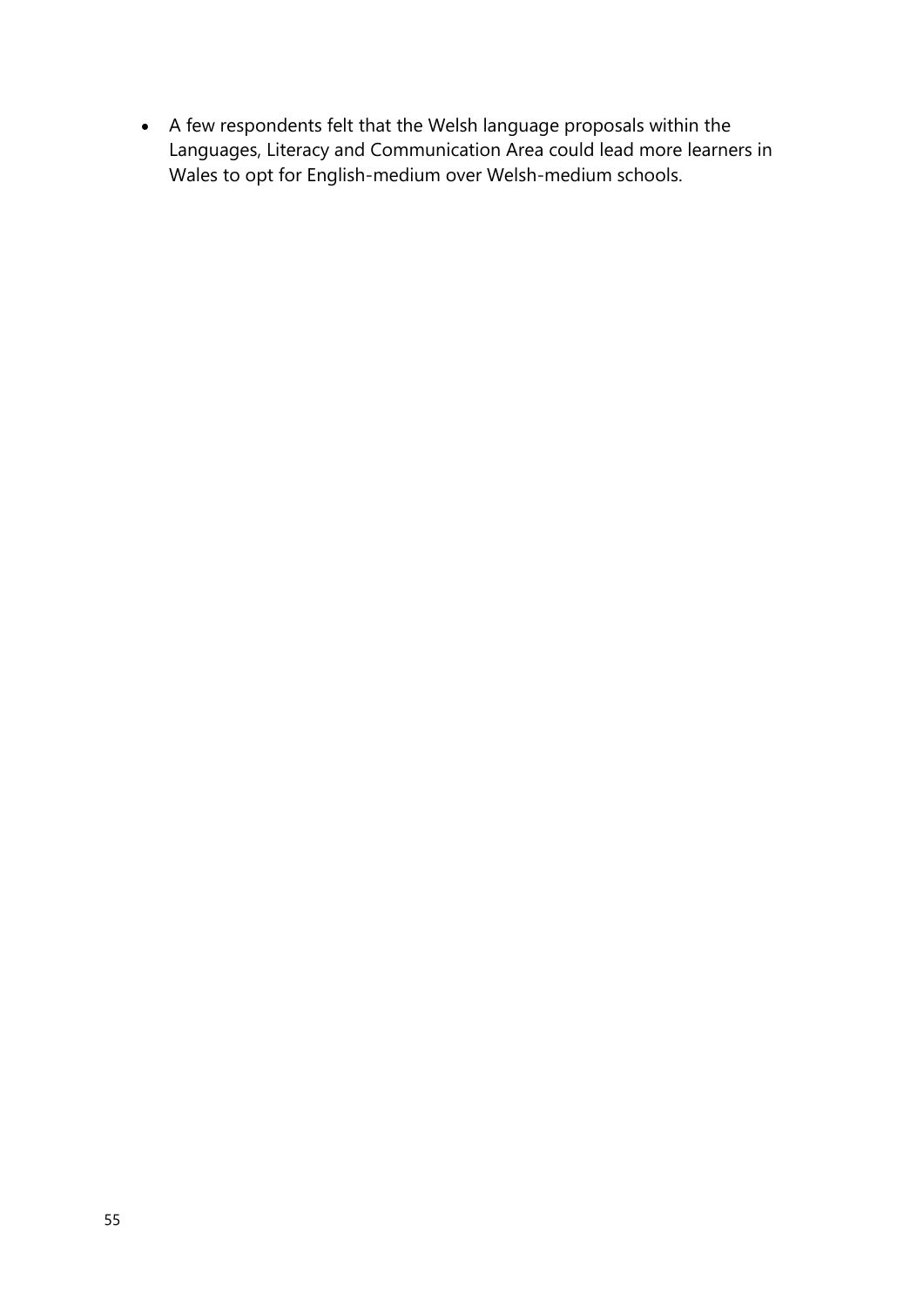- A few respondents felt that the Welsh language proposals within the Languages, Literacy and Communication Area could lead more learners in Wales to opt for English-medium over Welsh-medium schools.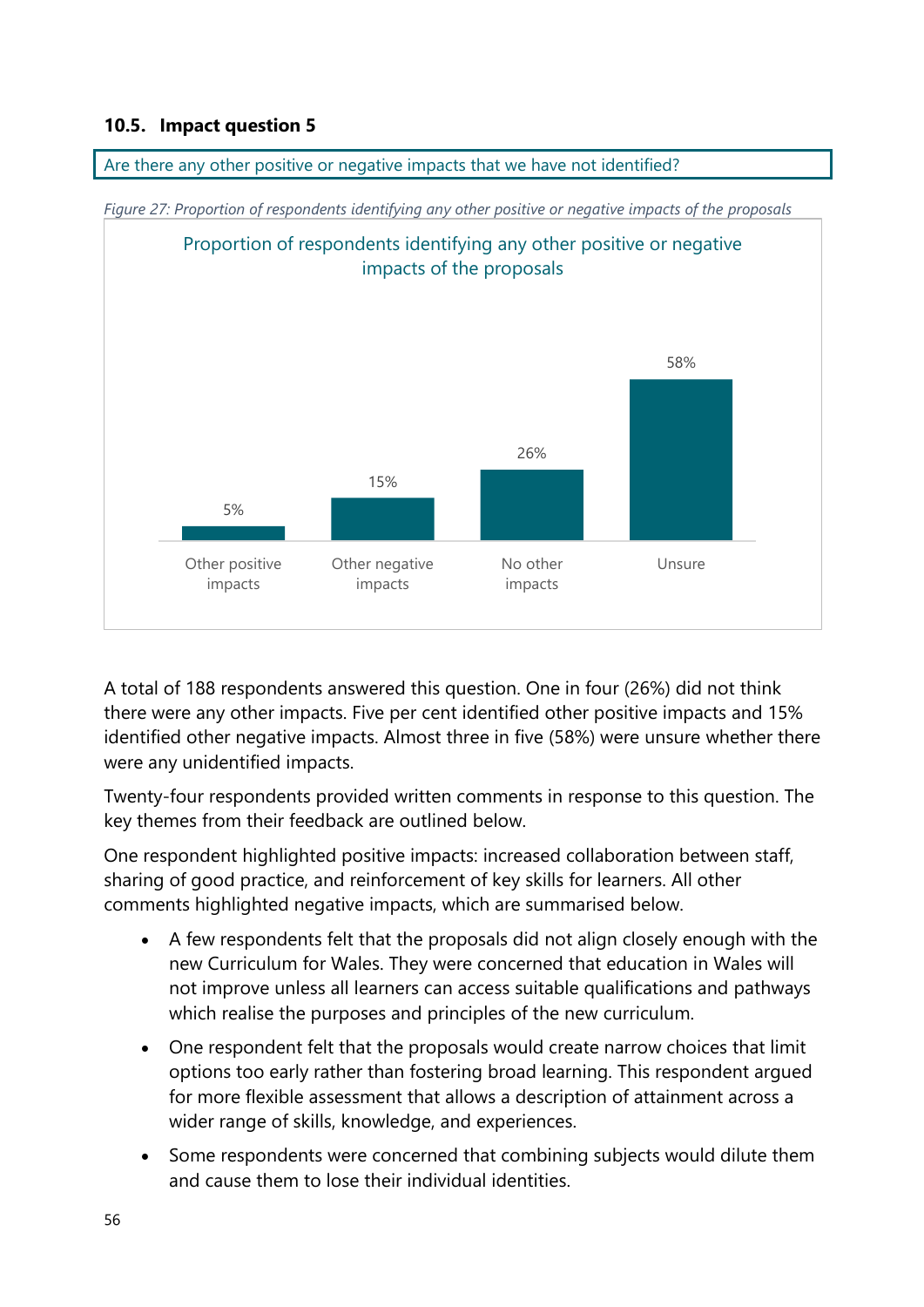### 10.5. Impact question 5

Are there any other positive or negative impacts that we have not identified?

*Figure 27: Proportion of respondents identifying any other positive or negative impacts of the proposals*

Proportion of respondents identifying any other positive or negative impacts of the proposals

| Response | Percentage |
| --- | --- |
| Other positive impacts | 5% |
| Other negative impacts | 15% |
| No other impacts | 26% |
| Unsure | 58% |

A total of 188 respondents answered this question. One in four (26%) did not think there were any other impacts. Five per cent identified other positive impacts and 15% identified other negative impacts. Almost three in five (58%) were unsure whether there were any unidentified impacts.

Twenty-four respondents provided written comments in response to this question. The key themes from their feedback are outlined below.

One respondent highlighted positive impacts: increased collaboration between staff, sharing of good practice, and reinforcement of key skills for learners. All other comments highlighted negative impacts, which are summarised below.

- A few respondents felt that the proposals did not align closely enough with the new Curriculum for Wales. They were concerned that education in Wales will not improve unless all learners can access suitable qualifications and pathways which realise the purposes and principles of the new curriculum.
- One respondent felt that the proposals would create narrow choices that limit options too early rather than fostering broad learning. This respondent argued for more flexible assessment that allows a description of attainment across a wider range of skills, knowledge, and experiences.
- Some respondents were concerned that combining subjects would dilute them and cause them to lose their individual identities.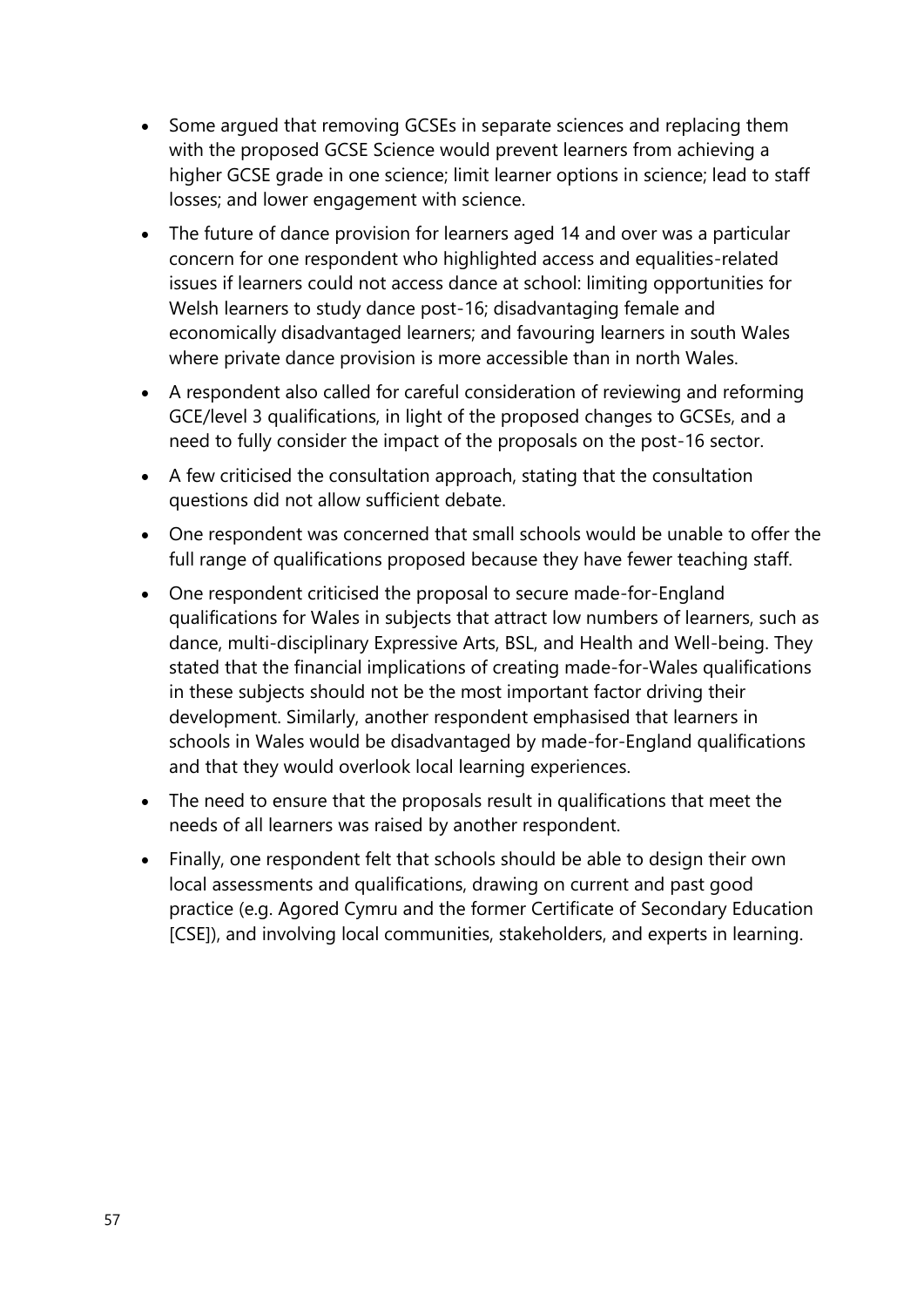- Some argued that removing GCSEs in separate sciences and replacing them with the proposed GCSE Science would prevent learners from achieving a higher GCSE grade in one science; limit learner options in science; lead to staff losses; and lower engagement with science.
- The future of dance provision for learners aged 14 and over was a particular concern for one respondent who highlighted access and equalities-related issues if learners could not access dance at school: limiting opportunities for Welsh learners to study dance post-16; disadvantaging female and economically disadvantaged learners; and favouring learners in south Wales where private dance provision is more accessible than in north Wales.
- A respondent also called for careful consideration of reviewing and reforming GCE/level 3 qualifications, in light of the proposed changes to GCSEs, and a need to fully consider the impact of the proposals on the post-16 sector.
- A few criticised the consultation approach, stating that the consultation questions did not allow sufficient debate.
- One respondent was concerned that small schools would be unable to offer the full range of qualifications proposed because they have fewer teaching staff.
- One respondent criticised the proposal to secure made-for-England qualifications for Wales in subjects that attract low numbers of learners, such as dance, multi-disciplinary Expressive Arts, BSL, and Health and Well-being. They stated that the financial implications of creating made-for-Wales qualifications in these subjects should not be the most important factor driving their development. Similarly, another respondent emphasised that learners in schools in Wales would be disadvantaged by made-for-England qualifications and that they would overlook local learning experiences.
- The need to ensure that the proposals result in qualifications that meet the needs of all learners was raised by another respondent.
- Finally, one respondent felt that schools should be able to design their own local assessments and qualifications, drawing on current and past good practice (e.g. Agored Cymru and the former Certificate of Secondary Education [CSE]), and involving local communities, stakeholders, and experts in learning.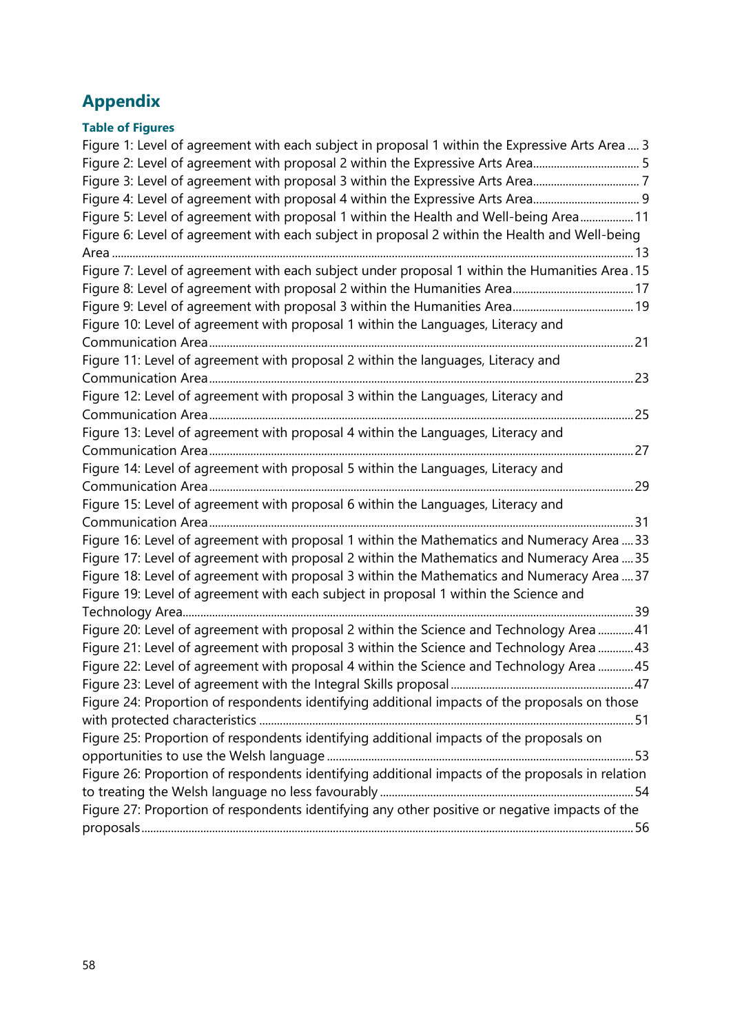## Appendix

### Table of Figures

Figure 1: Level of agreement with each subject in proposal 1 within the Expressive Arts Area .... 3
Figure 2: Level of agreement with proposal 2 within the Expressive Arts Area .................................... 5
Figure 3: Level of agreement with proposal 3 within the Expressive Arts Area .................................... 7
Figure 4: Level of agreement with proposal 4 within the Expressive Arts Area .................................... 9
Figure 5: Level of agreement with proposal 1 within the Health and Well-being Area .................. 11
Figure 6: Level of agreement with each subject in proposal 2 within the Health and Well-being Area ............ 13
Figure 7: Level of agreement with each subject under proposal 1 within the Humanities Area . 15
Figure 8: Level of agreement with proposal 2 within the Humanities Area ......................................... 17
Figure 9: Level of agreement with proposal 3 within the Humanities Area ......................................... 19
Figure 10: Level of agreement with proposal 1 within the Languages, Literacy and Communication Area ............ 21
Figure 11: Level of agreement with proposal 2 within the languages, Literacy and Communication Area ............ 23
Figure 12: Level of agreement with proposal 3 within the Languages, Literacy and Communication Area ............ 25
Figure 13: Level of agreement with proposal 4 within the Languages, Literacy and Communication Area ............ 27
Figure 14: Level of agreement with proposal 5 within the Languages, Literacy and Communication Area ............ 29
Figure 15: Level of agreement with proposal 6 within the Languages, Literacy and Communication Area ............ 31
Figure 16: Level of agreement with proposal 1 within the Mathematics and Numeracy Area .... 33
Figure 17: Level of agreement with proposal 2 within the Mathematics and Numeracy Area .... 35
Figure 18: Level of agreement with proposal 3 within the Mathematics and Numeracy Area .... 37
Figure 19: Level of agreement with each subject in proposal 1 within the Science and Technology Area ............ 39
Figure 20: Level of agreement with proposal 2 within the Science and Technology Area ............ 41
Figure 21: Level of agreement with proposal 3 within the Science and Technology Area ............ 43
Figure 22: Level of agreement with proposal 4 within the Science and Technology Area ............ 45
Figure 23: Level of agreement with the Integral Skills proposal ............ 47
Figure 24: Proportion of respondents identifying additional impacts of the proposals on those with protected characteristics ............ 51
Figure 25: Proportion of respondents identifying additional impacts of the proposals on opportunities to use the Welsh language ............ 53
Figure 26: Proportion of respondents identifying additional impacts of the proposals in relation to treating the Welsh language no less favourably ............ 54
Figure 27: Proportion of respondents identifying any other positive or negative impacts of the proposals ............ 56